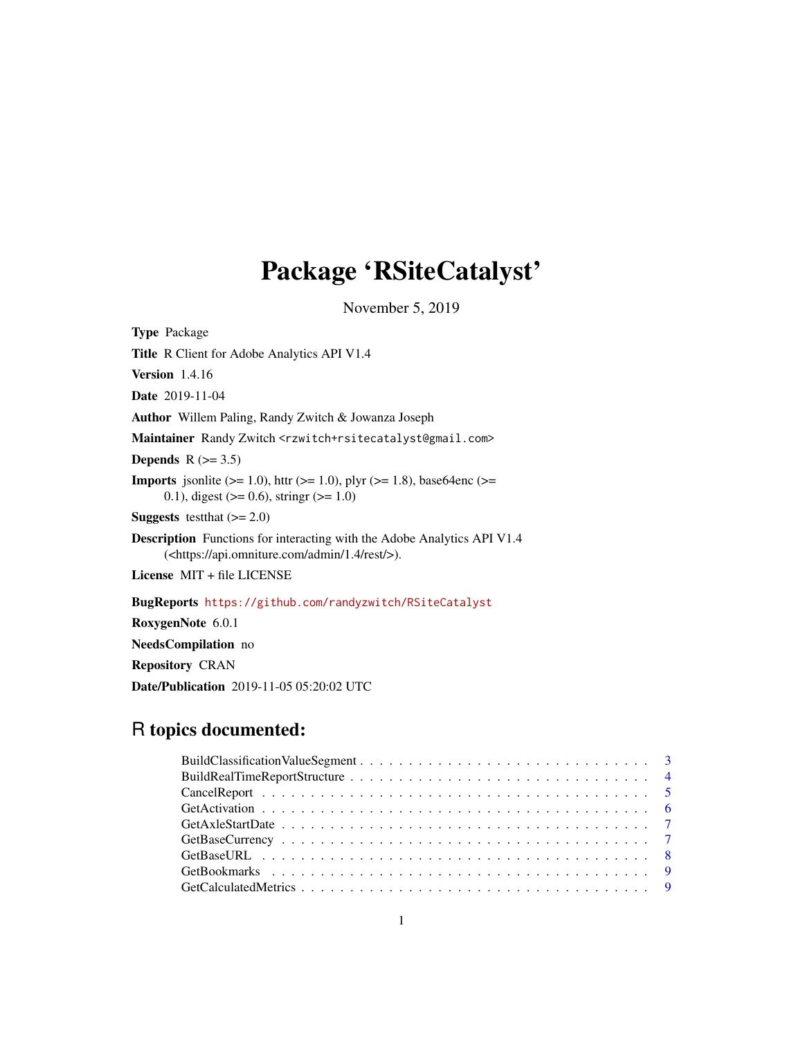# Package 'RSiteCatalyst'

November 5, 2019

**Type** Package

**Title** R Client for Adobe Analytics API V1.4

**Version** 1.4.16

**Date** 2019-11-04

**Author** Willem Paling, Randy Zwitch & Jowanza Joseph

**Maintainer** Randy Zwitch <rzwitch+rsitecatalyst@gmail.com>

**Depends** R (>= 3.5)

**Imports** jsonlite (>= 1.0), httr (>= 1.0), plyr (>= 1.8), base64enc (>= 0.1), digest (>= 0.6), stringr (>= 1.0)

**Suggests** testthat (>= 2.0)

**Description** Functions for interacting with the Adobe Analytics API V1.4 (<https://api.omniture.com/admin/1.4/rest/>).

**License** MIT + file LICENSE

**BugReports** https://github.com/randyzwitch/RSiteCatalyst

**RoxygenNote** 6.0.1

**NeedsCompilation** no

**Repository** CRAN

**Date/Publication** 2019-11-05 05:20:02 UTC

## R topics documented:

- BuildClassificationValueSegment . . . . . 3
- BuildRealTimeReportStructure . . . . . 4
- CancelReport . . . . . 5
- GetActivation . . . . . 6
- GetAxleStartDate . . . . . 7
- GetBaseCurrency . . . . . 7
- GetBaseURL . . . . . 8
- GetBookmarks . . . . . 9
- GetCalculatedMetrics . . . . . 9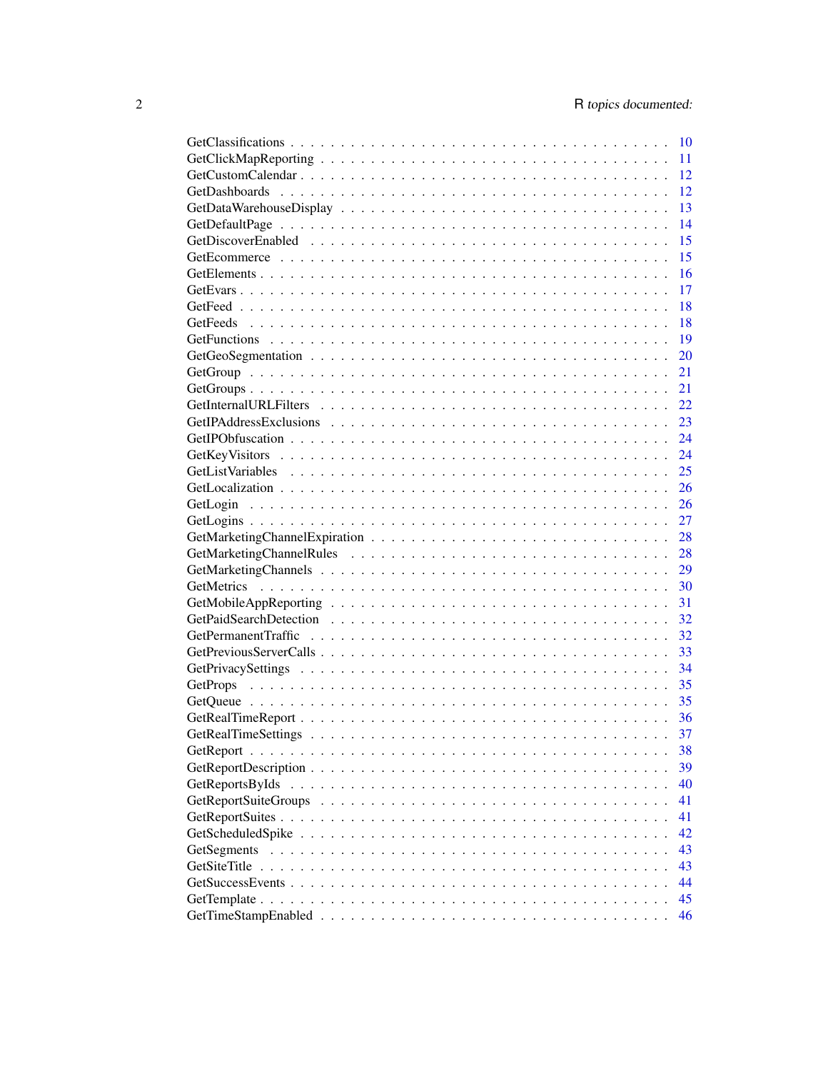GetClassifications . . . . . . . . . . . . . . . . . . . . . . . . . . . . . . . . . . . . 10
GetClickMapReporting . . . . . . . . . . . . . . . . . . . . . . . . . . . . . . . . . . 11
GetCustomCalendar . . . . . . . . . . . . . . . . . . . . . . . . . . . . . . . . . . . . 12
GetDashboards . . . . . . . . . . . . . . . . . . . . . . . . . . . . . . . . . . . . . . 12
GetDataWarehouseDisplay . . . . . . . . . . . . . . . . . . . . . . . . . . . . . . . . 13
GetDefaultPage . . . . . . . . . . . . . . . . . . . . . . . . . . . . . . . . . . . . . 14
GetDiscoverEnabled . . . . . . . . . . . . . . . . . . . . . . . . . . . . . . . . . . . 15
GetEcommerce . . . . . . . . . . . . . . . . . . . . . . . . . . . . . . . . . . . . . . 15
GetElements . . . . . . . . . . . . . . . . . . . . . . . . . . . . . . . . . . . . . . . 16
GetEvars . . . . . . . . . . . . . . . . . . . . . . . . . . . . . . . . . . . . . . . . . 17
GetFeed . . . . . . . . . . . . . . . . . . . . . . . . . . . . . . . . . . . . . . . . . 18
GetFeeds . . . . . . . . . . . . . . . . . . . . . . . . . . . . . . . . . . . . . . . . . 18
GetFunctions . . . . . . . . . . . . . . . . . . . . . . . . . . . . . . . . . . . . . . . 19
GetGeoSegmentation . . . . . . . . . . . . . . . . . . . . . . . . . . . . . . . . . . . 20
GetGroup . . . . . . . . . . . . . . . . . . . . . . . . . . . . . . . . . . . . . . . . . 21
GetGroups . . . . . . . . . . . . . . . . . . . . . . . . . . . . . . . . . . . . . . . . 21
GetInternalURLFilters . . . . . . . . . . . . . . . . . . . . . . . . . . . . . . . . . . 22
GetIPAddressExclusions . . . . . . . . . . . . . . . . . . . . . . . . . . . . . . . . . 23
GetIPObfuscation . . . . . . . . . . . . . . . . . . . . . . . . . . . . . . . . . . . . 24
GetKeyVisitors . . . . . . . . . . . . . . . . . . . . . . . . . . . . . . . . . . . . . . 24
GetListVariables . . . . . . . . . . . . . . . . . . . . . . . . . . . . . . . . . . . . . 25
GetLocalization . . . . . . . . . . . . . . . . . . . . . . . . . . . . . . . . . . . . . 26
GetLogin . . . . . . . . . . . . . . . . . . . . . . . . . . . . . . . . . . . . . . . . . 26
GetLogins . . . . . . . . . . . . . . . . . . . . . . . . . . . . . . . . . . . . . . . . 27
GetMarketingChannelExpiration . . . . . . . . . . . . . . . . . . . . . . . . . . . . . 28
GetMarketingChannelRules . . . . . . . . . . . . . . . . . . . . . . . . . . . . . . . . 28
GetMarketingChannels . . . . . . . . . . . . . . . . . . . . . . . . . . . . . . . . . . 29
GetMetrics . . . . . . . . . . . . . . . . . . . . . . . . . . . . . . . . . . . . . . . . 30
GetMobileAppReporting . . . . . . . . . . . . . . . . . . . . . . . . . . . . . . . . . 31
GetPaidSearchDetection . . . . . . . . . . . . . . . . . . . . . . . . . . . . . . . . . 32
GetPermanentTraffic . . . . . . . . . . . . . . . . . . . . . . . . . . . . . . . . . . . 32
GetPreviousServerCalls . . . . . . . . . . . . . . . . . . . . . . . . . . . . . . . . . 33
GetPrivacySettings . . . . . . . . . . . . . . . . . . . . . . . . . . . . . . . . . . . . 34
GetProps . . . . . . . . . . . . . . . . . . . . . . . . . . . . . . . . . . . . . . . . . 35
GetQueue . . . . . . . . . . . . . . . . . . . . . . . . . . . . . . . . . . . . . . . . . 35
GetRealTimeReport . . . . . . . . . . . . . . . . . . . . . . . . . . . . . . . . . . . . 36
GetRealTimeSettings . . . . . . . . . . . . . . . . . . . . . . . . . . . . . . . . . . . 37
GetReport . . . . . . . . . . . . . . . . . . . . . . . . . . . . . . . . . . . . . . . . 38
GetReportDescription . . . . . . . . . . . . . . . . . . . . . . . . . . . . . . . . . . 39
GetReportsByIds . . . . . . . . . . . . . . . . . . . . . . . . . . . . . . . . . . . . . 40
GetReportSuiteGroups . . . . . . . . . . . . . . . . . . . . . . . . . . . . . . . . . . 41
GetReportSuites . . . . . . . . . . . . . . . . . . . . . . . . . . . . . . . . . . . . . 41
GetScheduledSpike . . . . . . . . . . . . . . . . . . . . . . . . . . . . . . . . . . . . 42
GetSegments . . . . . . . . . . . . . . . . . . . . . . . . . . . . . . . . . . . . . . . 43
GetSiteTitle . . . . . . . . . . . . . . . . . . . . . . . . . . . . . . . . . . . . . . . 43
GetSuccessEvents . . . . . . . . . . . . . . . . . . . . . . . . . . . . . . . . . . . . 44
GetTemplate . . . . . . . . . . . . . . . . . . . . . . . . . . . . . . . . . . . . . . . 45
GetTimeStampEnabled . . . . . . . . . . . . . . . . . . . . . . . . . . . . . . . . . . 46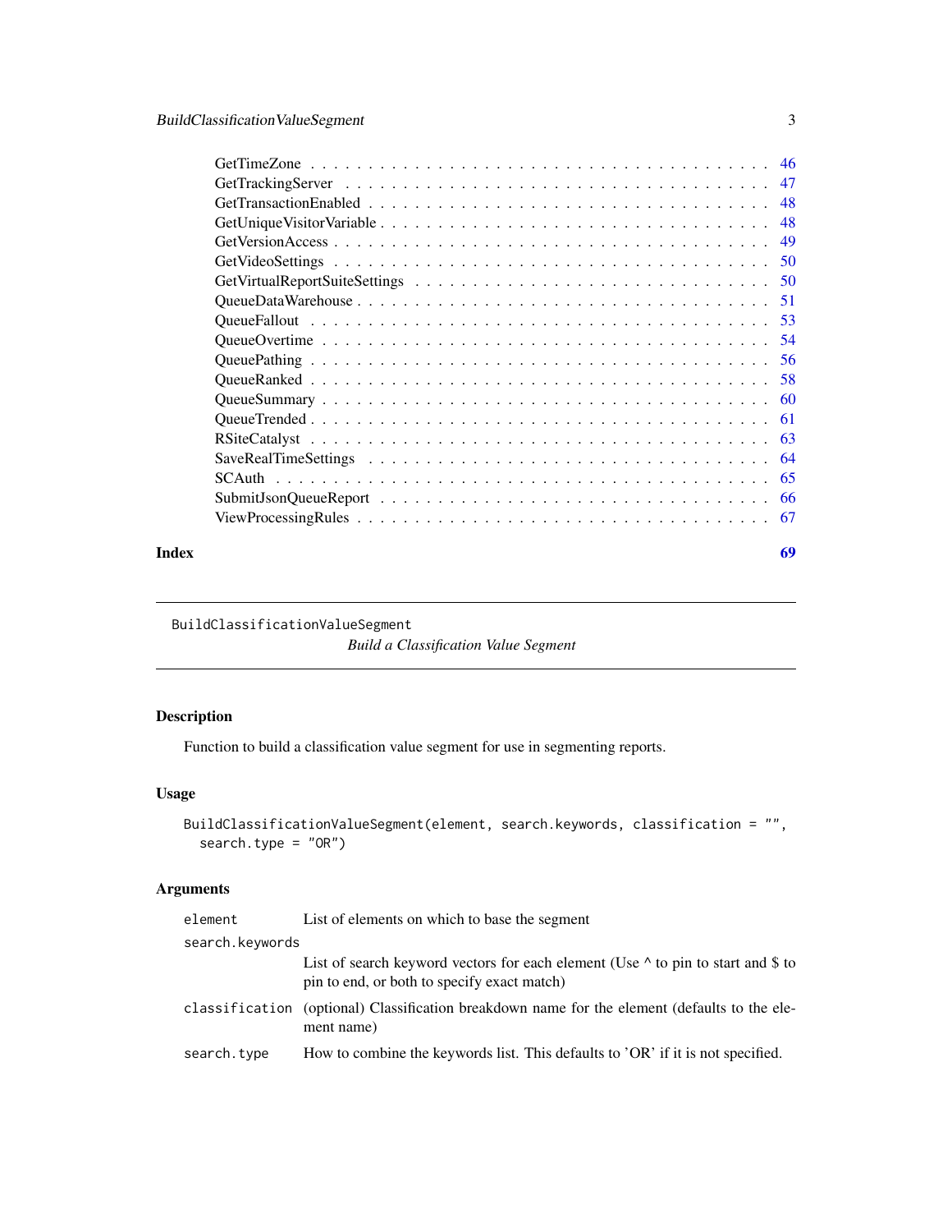| | |
|---|---|
| GetTimeZone | 46 |
| GetTrackingServer | 47 |
| GetTransactionEnabled | 48 |
| GetUniqueVisitorVariable | 48 |
| GetVersionAccess | 49 |
| GetVideoSettings | 50 |
| GetVirtualReportSuiteSettings | 50 |
| QueueDataWarehouse | 51 |
| QueueFallout | 53 |
| QueueOvertime | 54 |
| QueuePathing | 56 |
| QueueRanked | 58 |
| QueueSummary | 60 |
| QueueTrended | 61 |
| RSiteCatalyst | 63 |
| SaveRealTimeSettings | 64 |
| SCAuth | 65 |
| SubmitJsonQueueReport | 66 |
| ViewProcessingRules | 67 |

**Index** **69**

---

`BuildClassificationValueSegment`

*Build a Classification Value Segment*

---

## Description

Function to build a classification value segment for use in segmenting reports.

## Usage

```
BuildClassificationValueSegment(element, search.keywords, classification = "",
  search.type = "OR")
```

## Arguments

| | |
|---|---|
| `element` | List of elements on which to base the segment |
| `search.keywords` | List of search keyword vectors for each element (Use ^ to pin to start and $ to pin to end, or both to specify exact match) |
| `classification` | (optional) Classification breakdown name for the element (defaults to the element name) |
| `search.type` | How to combine the keywords list. This defaults to 'OR' if it is not specified. |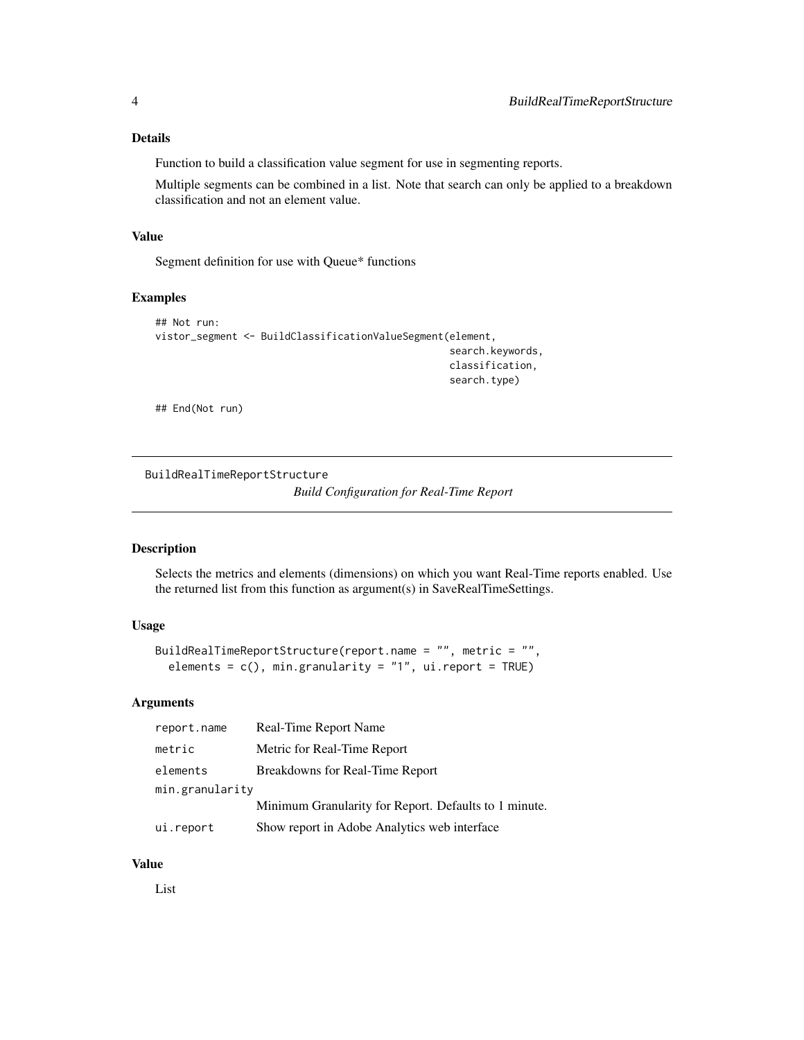### Details

Function to build a classification value segment for use in segmenting reports.

Multiple segments can be combined in a list. Note that search can only be applied to a breakdown classification and not an element value.

### Value

Segment definition for use with Queue* functions

### Examples

```
## Not run:
vistor_segment <- BuildClassificationValueSegment(element,
                                                   search.keywords,
                                                   classification,
                                                   search.type)

## End(Not run)
```

---

## BuildRealTimeReportStructure

*Build Configuration for Real-Time Report*

---

### Description

Selects the metrics and elements (dimensions) on which you want Real-Time reports enabled. Use the returned list from this function as argument(s) in SaveRealTimeSettings.

### Usage

```
BuildRealTimeReportStructure(report.name = "", metric = "",
  elements = c(), min.granularity = "1", ui.report = TRUE)
```

### Arguments

| | |
|---|---|
| `report.name` | Real-Time Report Name |
| `metric` | Metric for Real-Time Report |
| `elements` | Breakdowns for Real-Time Report |
| `min.granularity` | Minimum Granularity for Report. Defaults to 1 minute. |
| `ui.report` | Show report in Adobe Analytics web interface |

### Value

List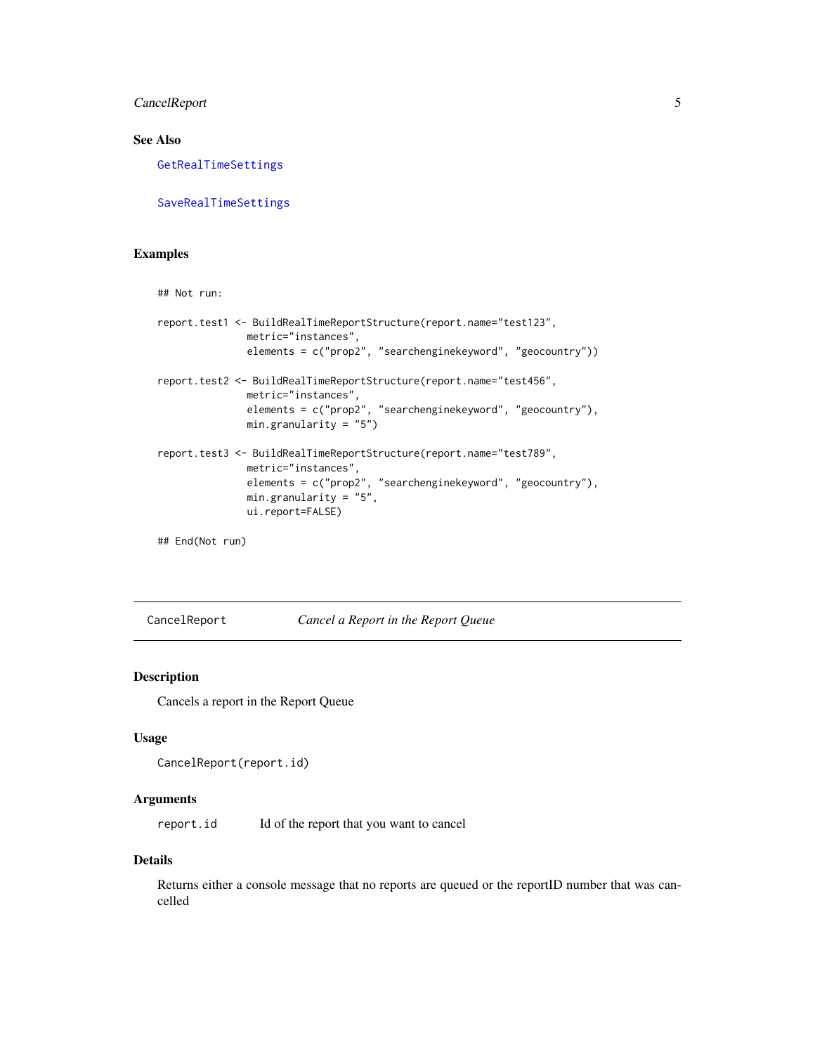### See Also

GetRealTimeSettings

SaveRealTimeSettings

### Examples

```
## Not run:

report.test1 <- BuildRealTimeReportStructure(report.name="test123",
               metric="instances",
               elements = c("prop2", "searchenginekeyword", "geocountry"))

report.test2 <- BuildRealTimeReportStructure(report.name="test456",
               metric="instances",
               elements = c("prop2", "searchenginekeyword", "geocountry"),
               min.granularity = "5")

report.test3 <- BuildRealTimeReportStructure(report.name="test789",
               metric="instances",
               elements = c("prop2", "searchenginekeyword", "geocountry"),
               min.granularity = "5",
               ui.report=FALSE)

## End(Not run)
```

---

## CancelReport *Cancel a Report in the Report Queue*

### Description

Cancels a report in the Report Queue

### Usage

```
CancelReport(report.id)
```

### Arguments

| | |
|---|---|
| report.id | Id of the report that you want to cancel |

### Details

Returns either a console message that no reports are queued or the reportID number that was cancelled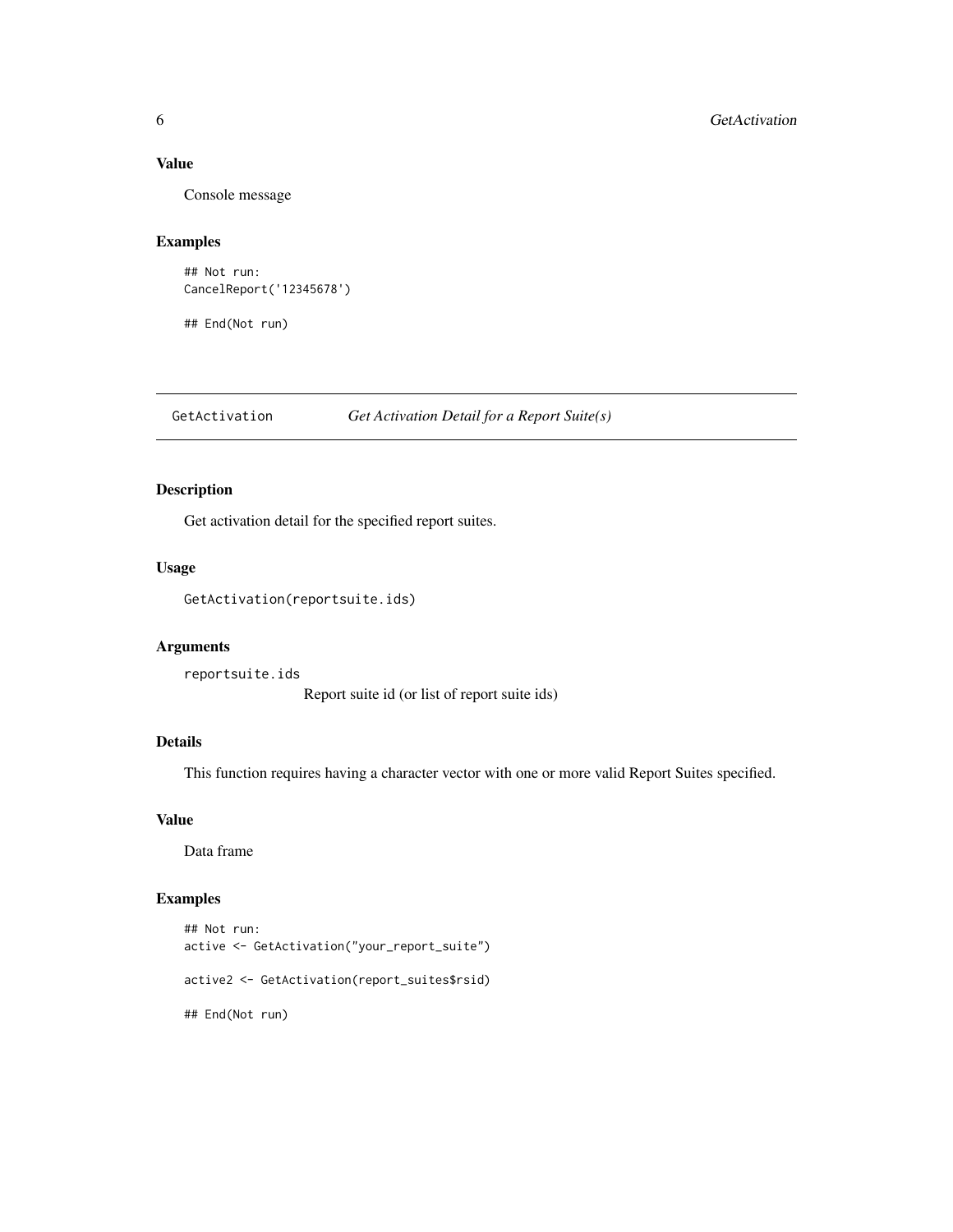### Value

Console message

### Examples

```
## Not run:
CancelReport('12345678')

## End(Not run)
```

## GetActivation *Get Activation Detail for a Report Suite(s)*

### Description

Get activation detail for the specified report suites.

### Usage

```
GetActivation(reportsuite.ids)
```

### Arguments

`reportsuite.ids` Report suite id (or list of report suite ids)

### Details

This function requires having a character vector with one or more valid Report Suites specified.

### Value

Data frame

### Examples

```
## Not run:
active <- GetActivation("your_report_suite")

active2 <- GetActivation(report_suites$rsid)

## End(Not run)
```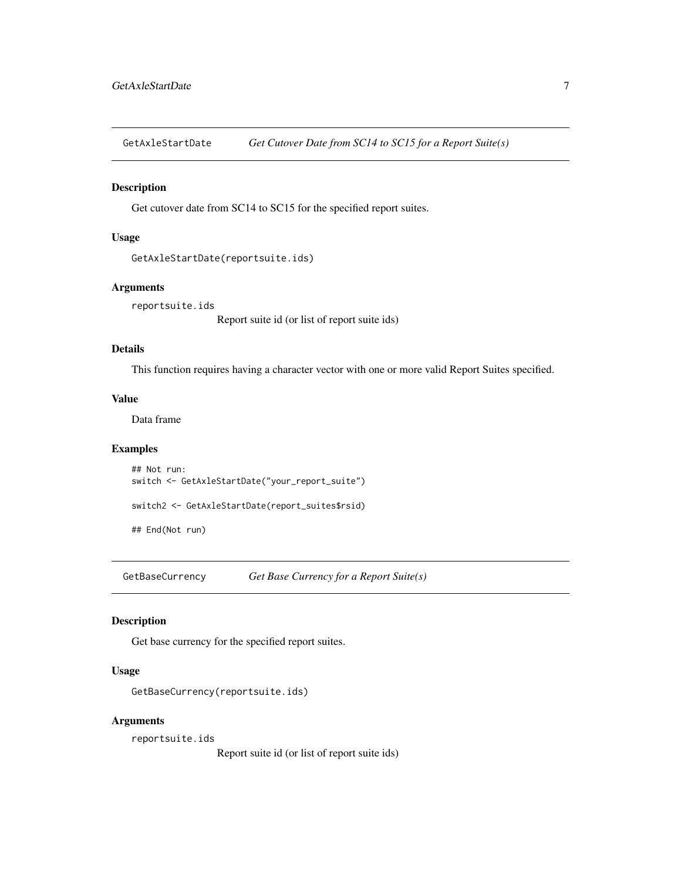## GetAxleStartDate — *Get Cutover Date from SC14 to SC15 for a Report Suite(s)*

### Description

Get cutover date from SC14 to SC15 for the specified report suites.

### Usage

```
GetAxleStartDate(reportsuite.ids)
```

### Arguments

`reportsuite.ids`
Report suite id (or list of report suite ids)

### Details

This function requires having a character vector with one or more valid Report Suites specified.

### Value

Data frame

### Examples

```
## Not run:
switch <- GetAxleStartDate("your_report_suite")

switch2 <- GetAxleStartDate(report_suites$rsid)

## End(Not run)
```

## GetBaseCurrency — *Get Base Currency for a Report Suite(s)*

### Description

Get base currency for the specified report suites.

### Usage

```
GetBaseCurrency(reportsuite.ids)
```

### Arguments

`reportsuite.ids`
Report suite id (or list of report suite ids)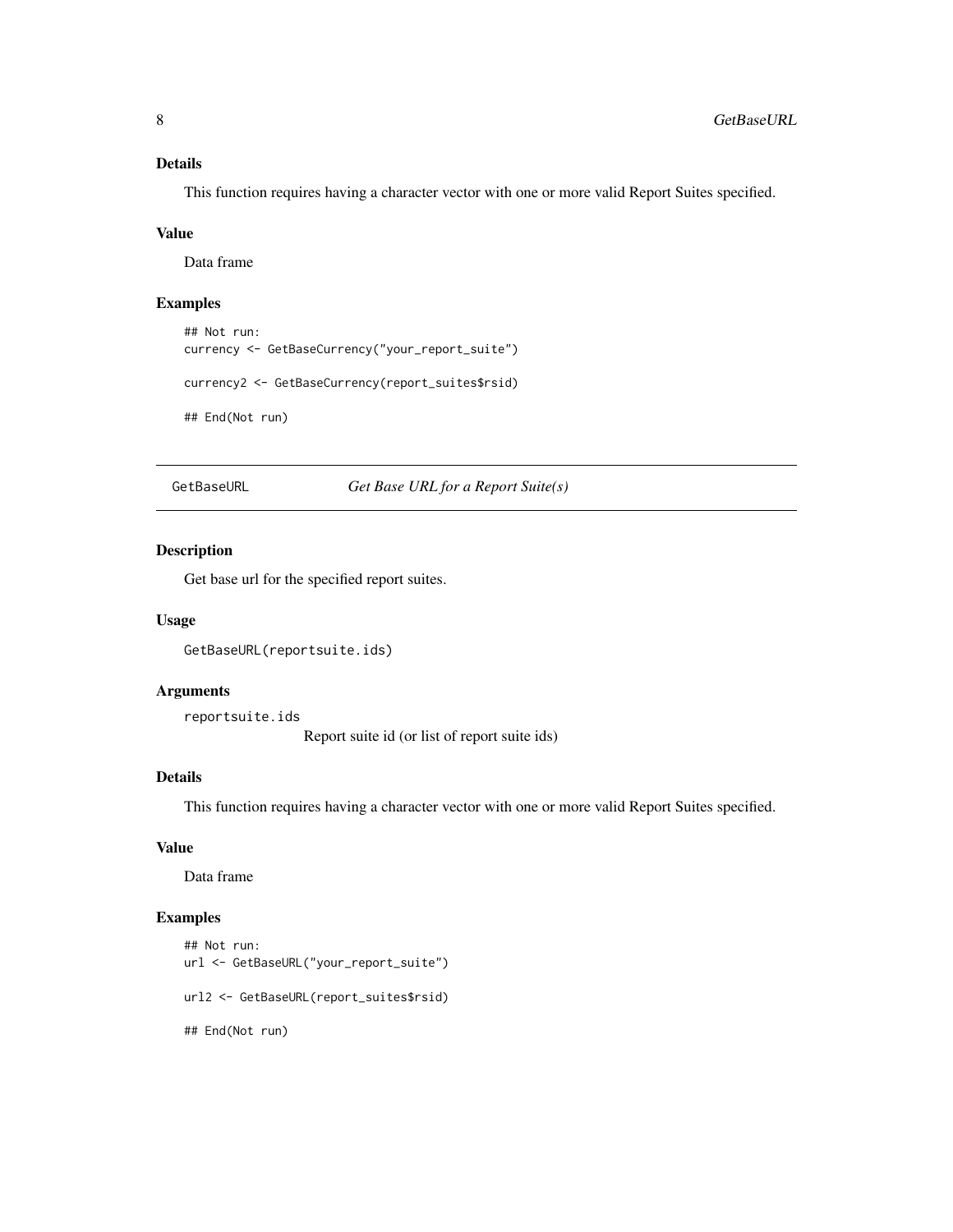### Details

This function requires having a character vector with one or more valid Report Suites specified.

### Value

Data frame

### Examples

```
## Not run:
currency <- GetBaseCurrency("your_report_suite")

currency2 <- GetBaseCurrency(report_suites$rsid)

## End(Not run)
```

---

## GetBaseURL *Get Base URL for a Report Suite(s)*

---

### Description

Get base url for the specified report suites.

### Usage

```
GetBaseURL(reportsuite.ids)
```

### Arguments

`reportsuite.ids`
Report suite id (or list of report suite ids)

### Details

This function requires having a character vector with one or more valid Report Suites specified.

### Value

Data frame

### Examples

```
## Not run:
url <- GetBaseURL("your_report_suite")

url2 <- GetBaseURL(report_suites$rsid)

## End(Not run)
```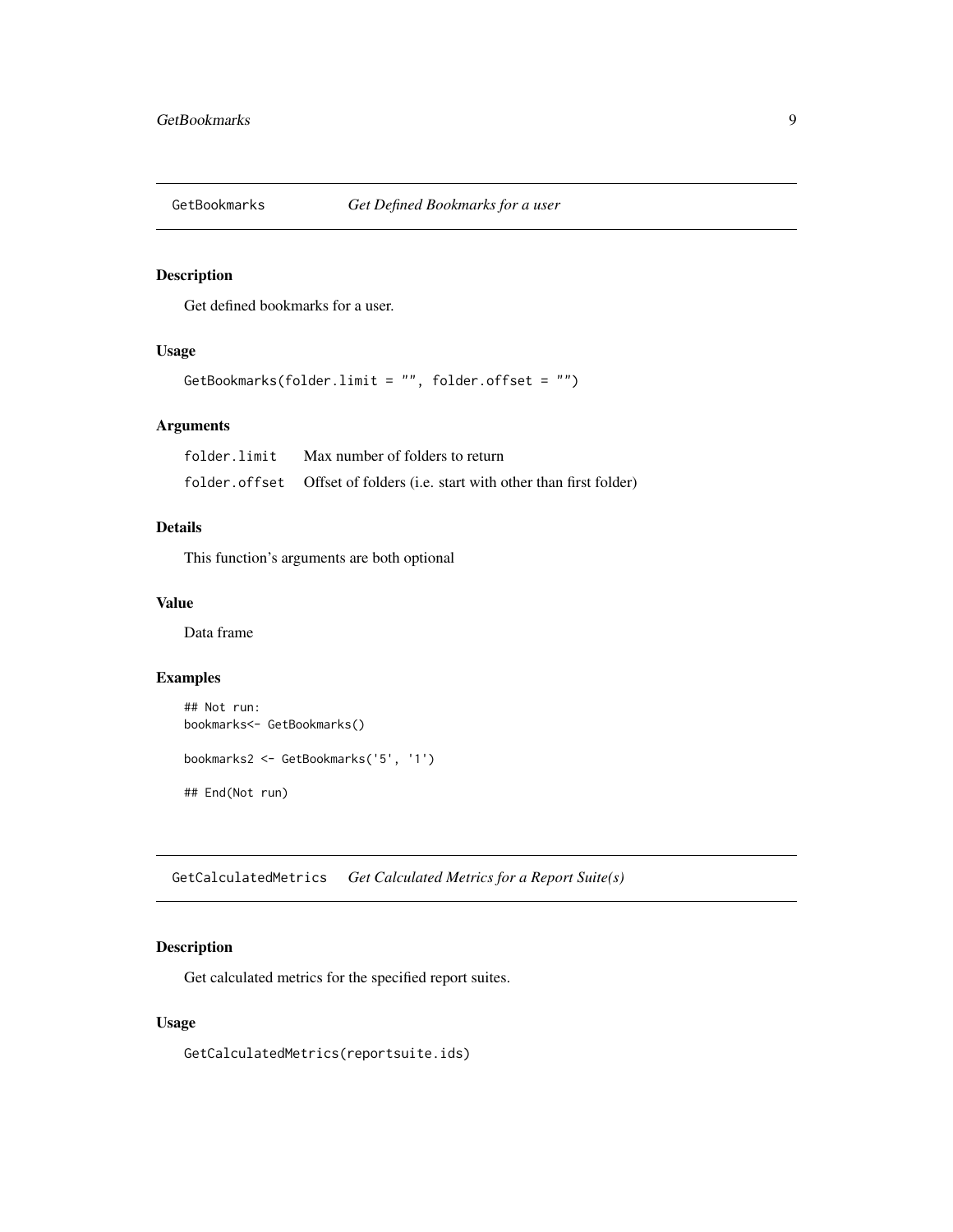## GetBookmarks *Get Defined Bookmarks for a user*

### Description

Get defined bookmarks for a user.

### Usage

```
GetBookmarks(folder.limit = "", folder.offset = "")
```

### Arguments

| | |
|---|---|
| folder.limit | Max number of folders to return |
| folder.offset | Offset of folders (i.e. start with other than first folder) |

### Details

This function's arguments are both optional

### Value

Data frame

### Examples

```
## Not run:
bookmarks<- GetBookmarks()

bookmarks2 <- GetBookmarks('5', '1')

## End(Not run)
```

## GetCalculatedMetrics *Get Calculated Metrics for a Report Suite(s)*

### Description

Get calculated metrics for the specified report suites.

### Usage

```
GetCalculatedMetrics(reportsuite.ids)
```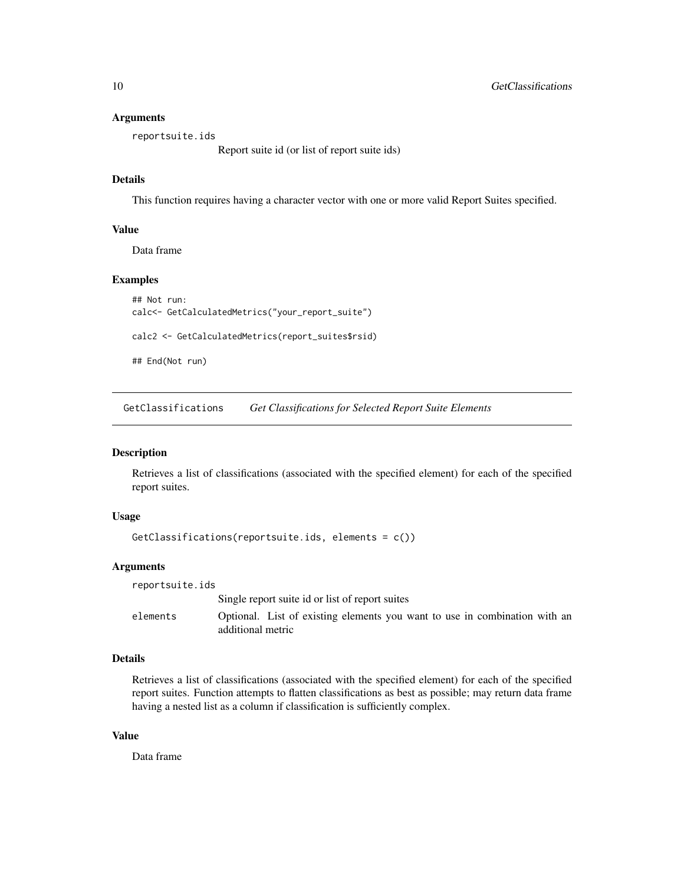### Arguments

`reportsuite.ids`
: Report suite id (or list of report suite ids)

### Details

This function requires having a character vector with one or more valid Report Suites specified.

### Value

Data frame

### Examples

```
## Not run:
calc<- GetCalculatedMetrics("your_report_suite")

calc2 <- GetCalculatedMetrics(report_suites$rsid)

## End(Not run)
```

---

## GetClassifications — *Get Classifications for Selected Report Suite Elements*

### Description

Retrieves a list of classifications (associated with the specified element) for each of the specified report suites.

### Usage

```
GetClassifications(reportsuite.ids, elements = c())
```

### Arguments

`reportsuite.ids`
: Single report suite id or list of report suites

`elements`
: Optional. List of existing elements you want to use in combination with an additional metric

### Details

Retrieves a list of classifications (associated with the specified element) for each of the specified report suites. Function attempts to flatten classifications as best as possible; may return data frame having a nested list as a column if classification is sufficiently complex.

### Value

Data frame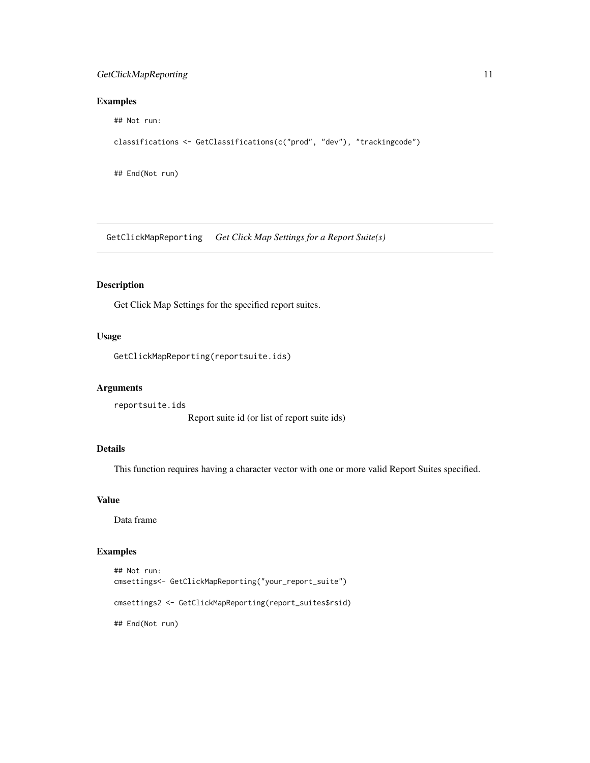## Examples

```
## Not run:

classifications <- GetClassifications(c("prod", "dev"), "trackingcode")


## End(Not run)
```

---

# GetClickMapReporting    *Get Click Map Settings for a Report Suite(s)*

---

## Description

Get Click Map Settings for the specified report suites.

## Usage

```
GetClickMapReporting(reportsuite.ids)
```

## Arguments

`reportsuite.ids`
Report suite id (or list of report suite ids)

## Details

This function requires having a character vector with one or more valid Report Suites specified.

## Value

Data frame

## Examples

```
## Not run:
cmsettings<- GetClickMapReporting("your_report_suite")

cmsettings2 <- GetClickMapReporting(report_suites$rsid)

## End(Not run)
```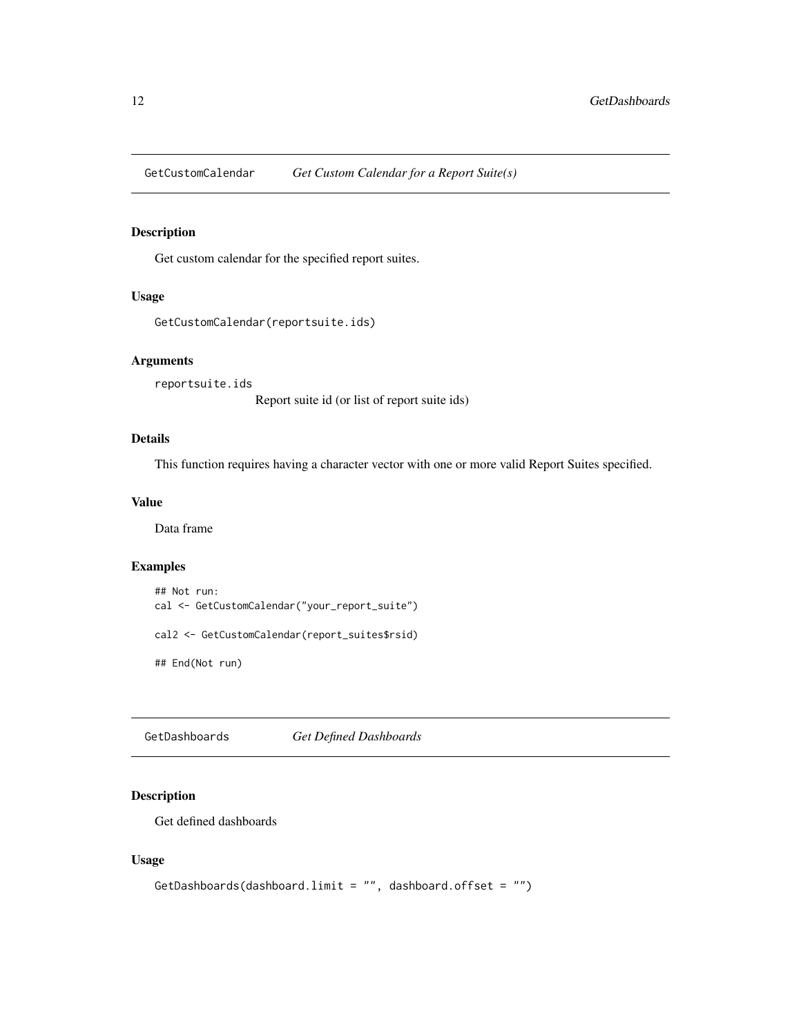## GetCustomCalendar *Get Custom Calendar for a Report Suite(s)*

### Description

Get custom calendar for the specified report suites.

### Usage

```
GetCustomCalendar(reportsuite.ids)
```

### Arguments

`reportsuite.ids`
Report suite id (or list of report suite ids)

### Details

This function requires having a character vector with one or more valid Report Suites specified.

### Value

Data frame

### Examples

```
## Not run:
cal <- GetCustomCalendar("your_report_suite")

cal2 <- GetCustomCalendar(report_suites$rsid)

## End(Not run)
```

## GetDashboards *Get Defined Dashboards*

### Description

Get defined dashboards

### Usage

```
GetDashboards(dashboard.limit = "", dashboard.offset = "")
```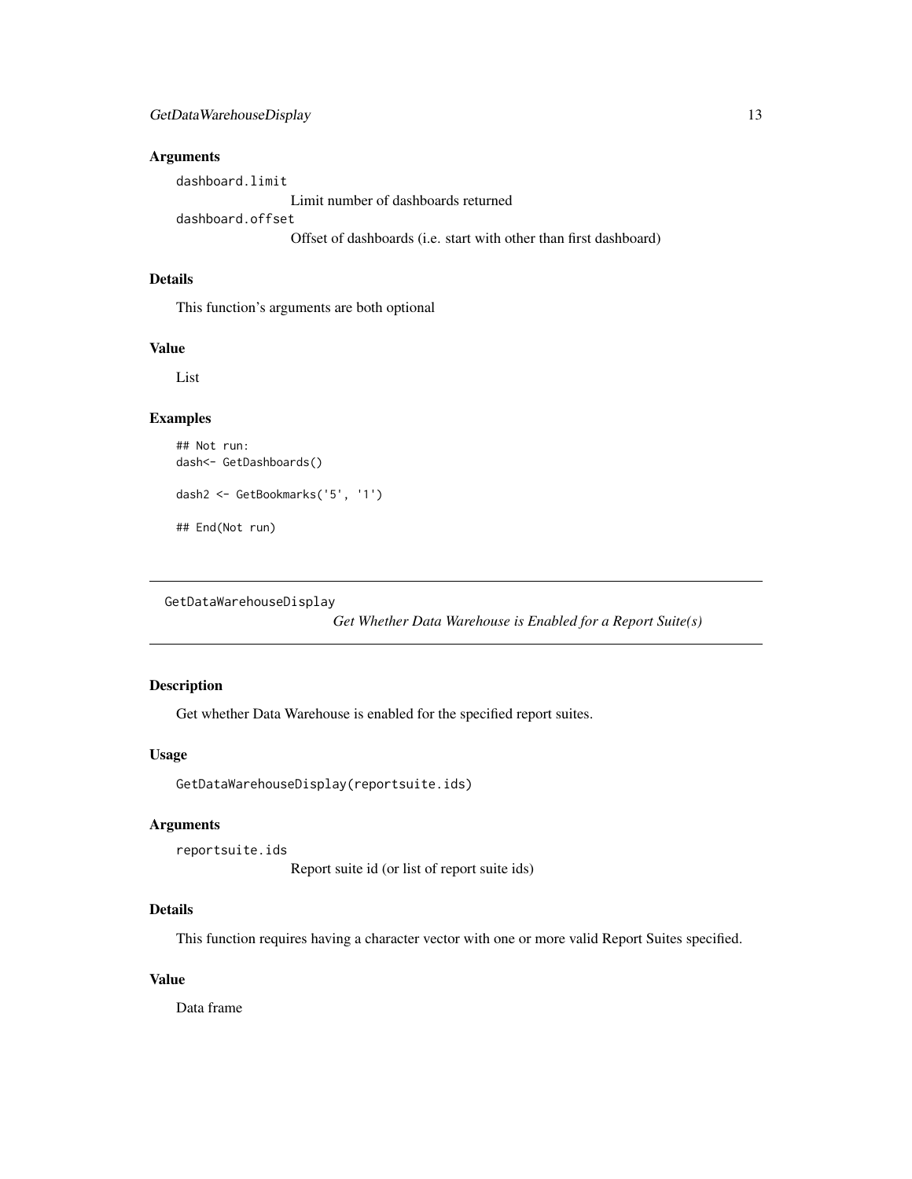### Arguments

`dashboard.limit`
: Limit number of dashboards returned

`dashboard.offset`
: Offset of dashboards (i.e. start with other than first dashboard)

### Details

This function's arguments are both optional

### Value

List

### Examples

```
## Not run:
dash<- GetDashboards()

dash2 <- GetBookmarks('5', '1')

## End(Not run)
```

---

## GetDataWarehouseDisplay

*Get Whether Data Warehouse is Enabled for a Report Suite(s)*

---

### Description

Get whether Data Warehouse is enabled for the specified report suites.

### Usage

```
GetDataWarehouseDisplay(reportsuite.ids)
```

### Arguments

`reportsuite.ids`
: Report suite id (or list of report suite ids)

### Details

This function requires having a character vector with one or more valid Report Suites specified.

### Value

Data frame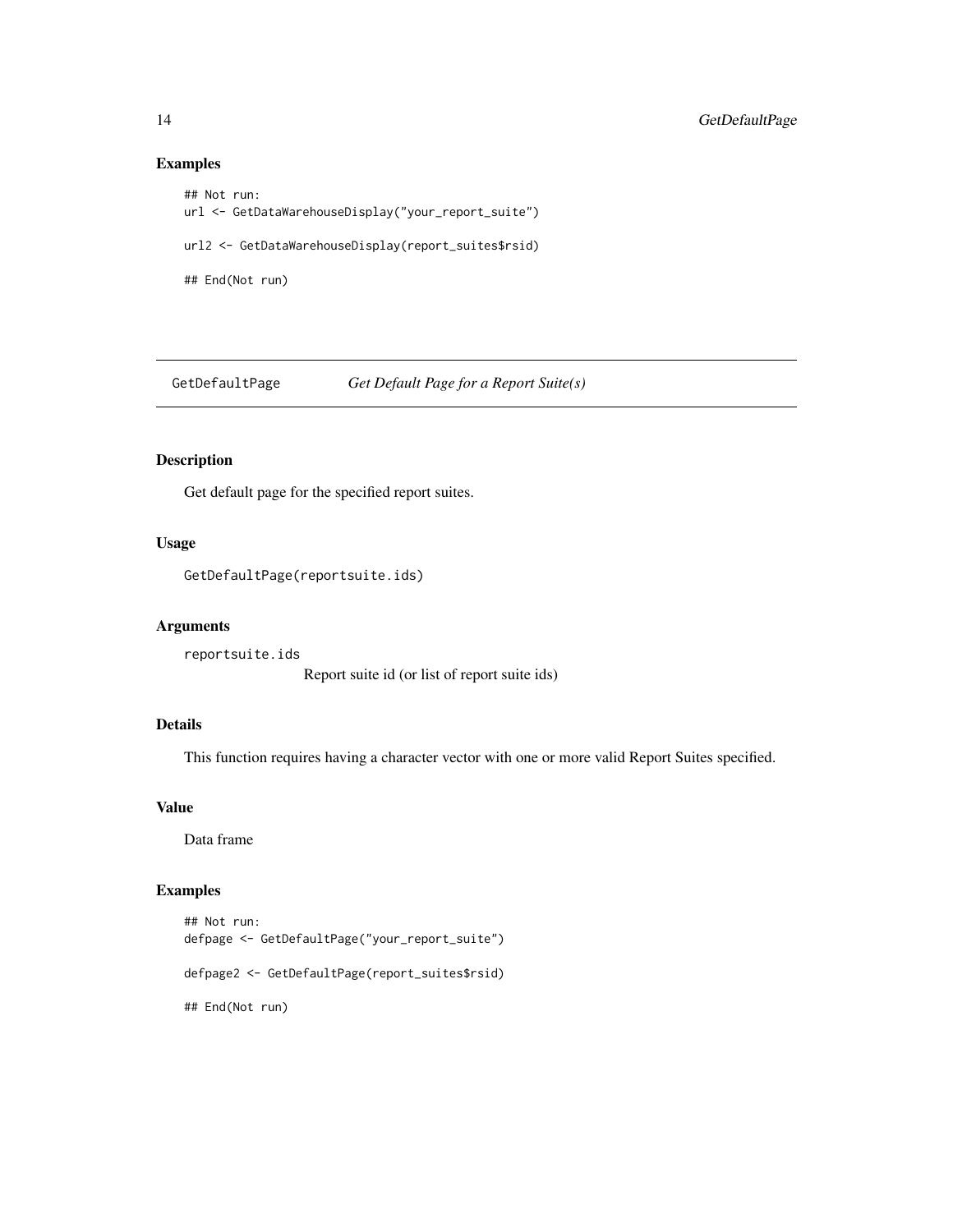## Examples

```
## Not run:
url <- GetDataWarehouseDisplay("your_report_suite")

url2 <- GetDataWarehouseDisplay(report_suites$rsid)

## End(Not run)
```

---

GetDefaultPage *Get Default Page for a Report Suite(s)*

---

## Description

Get default page for the specified report suites.

## Usage

```
GetDefaultPage(reportsuite.ids)
```

## Arguments

`reportsuite.ids`
Report suite id (or list of report suite ids)

## Details

This function requires having a character vector with one or more valid Report Suites specified.

## Value

Data frame

## Examples

```
## Not run:
defpage <- GetDefaultPage("your_report_suite")

defpage2 <- GetDefaultPage(report_suites$rsid)

## End(Not run)
```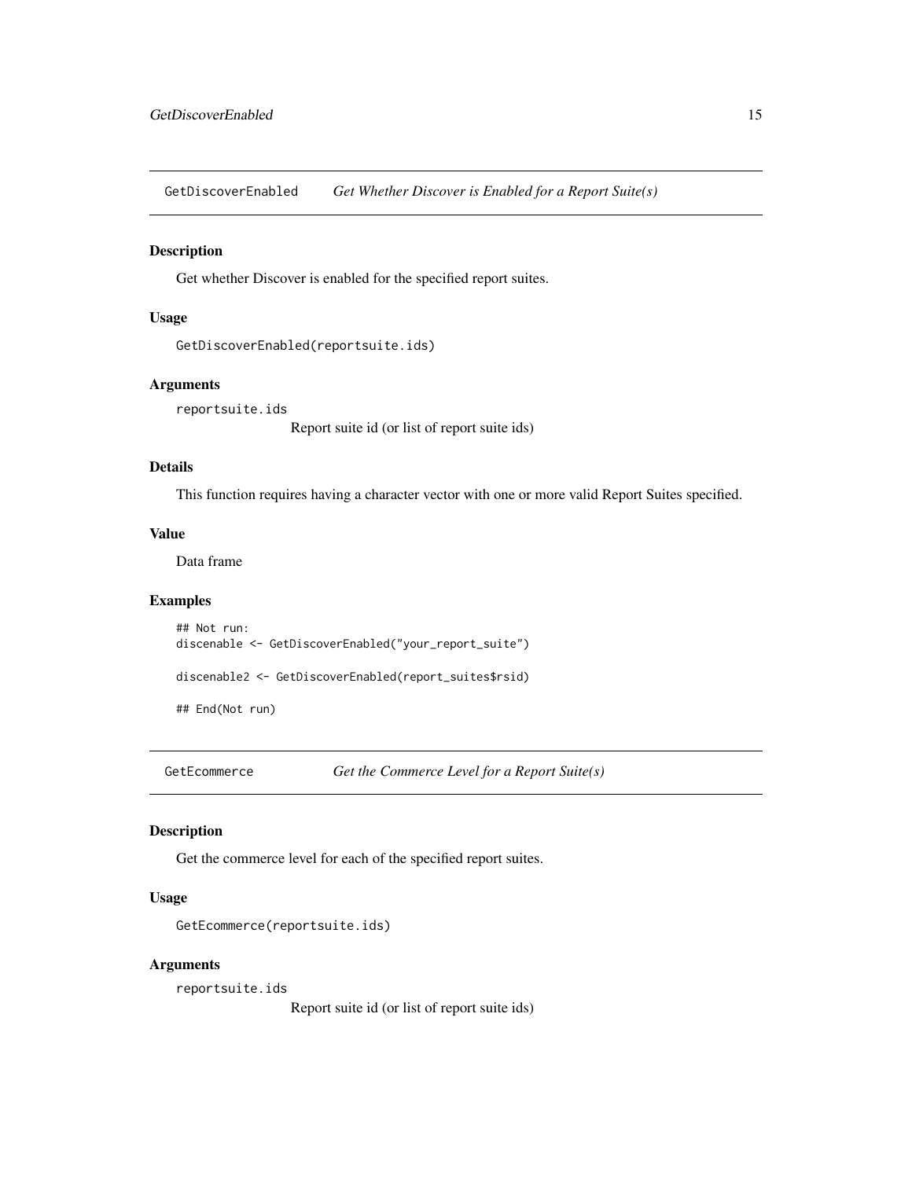## GetDiscoverEnabled *Get Whether Discover is Enabled for a Report Suite(s)*

### Description

Get whether Discover is enabled for the specified report suites.

### Usage

```
GetDiscoverEnabled(reportsuite.ids)
```

### Arguments

`reportsuite.ids`
Report suite id (or list of report suite ids)

### Details

This function requires having a character vector with one or more valid Report Suites specified.

### Value

Data frame

### Examples

```
## Not run:
discenable <- GetDiscoverEnabled("your_report_suite")

discenable2 <- GetDiscoverEnabled(report_suites$rsid)

## End(Not run)
```

## GetEcommerce *Get the Commerce Level for a Report Suite(s)*

### Description

Get the commerce level for each of the specified report suites.

### Usage

```
GetEcommerce(reportsuite.ids)
```

### Arguments

`reportsuite.ids`
Report suite id (or list of report suite ids)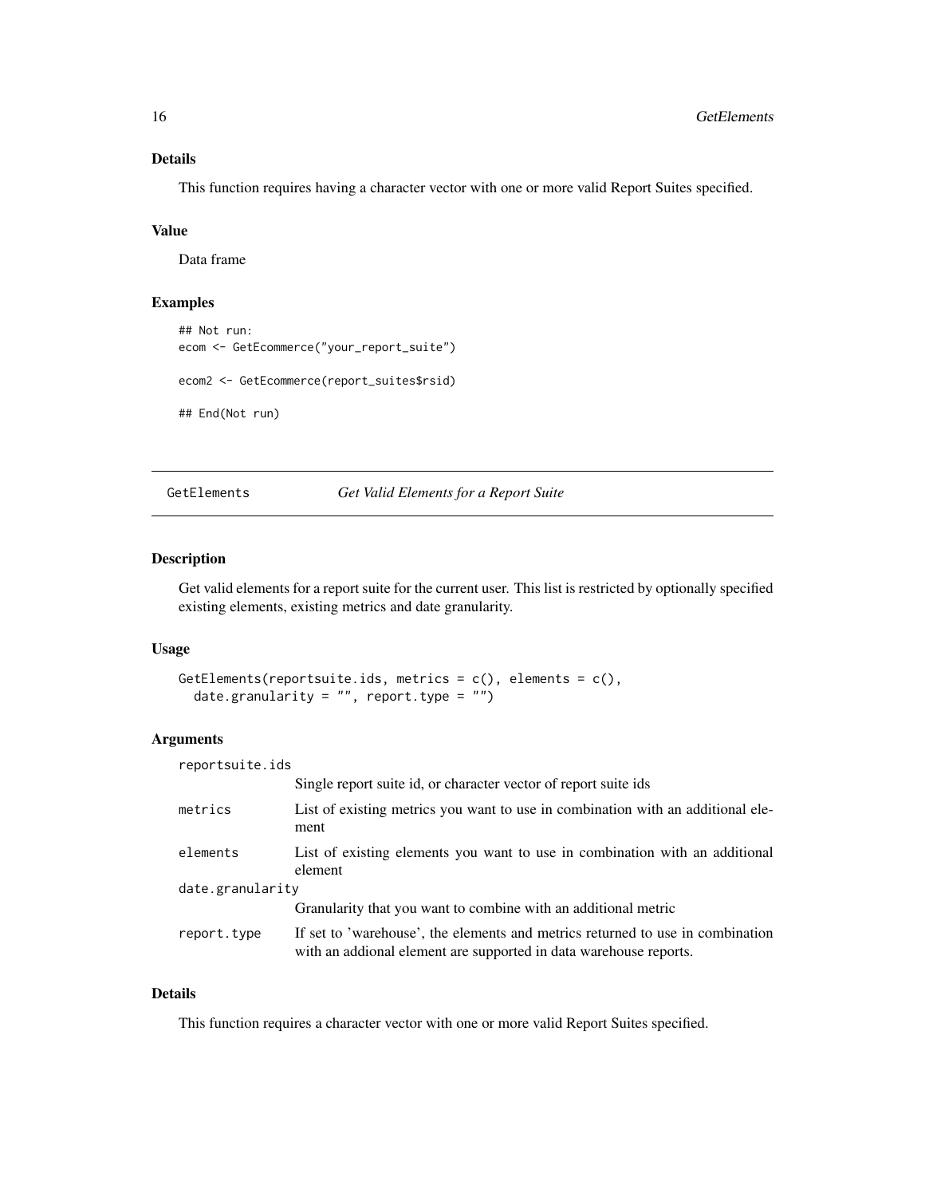### Details

This function requires having a character vector with one or more valid Report Suites specified.

### Value

Data frame

### Examples

```
## Not run:
ecom <- GetEcommerce("your_report_suite")

ecom2 <- GetEcommerce(report_suites$rsid)

## End(Not run)
```

---

## GetElements *Get Valid Elements for a Report Suite*

---

### Description

Get valid elements for a report suite for the current user. This list is restricted by optionally specified existing elements, existing metrics and date granularity.

### Usage

```
GetElements(reportsuite.ids, metrics = c(), elements = c(),
  date.granularity = "", report.type = "")
```

### Arguments

| | |
|---|---|
| `reportsuite.ids` | Single report suite id, or character vector of report suite ids |
| `metrics` | List of existing metrics you want to use in combination with an additional element |
| `elements` | List of existing elements you want to use in combination with an additional element |
| `date.granularity` | Granularity that you want to combine with an additional metric |
| `report.type` | If set to 'warehouse', the elements and metrics returned to use in combination with an addional element are supported in data warehouse reports. |

### Details

This function requires a character vector with one or more valid Report Suites specified.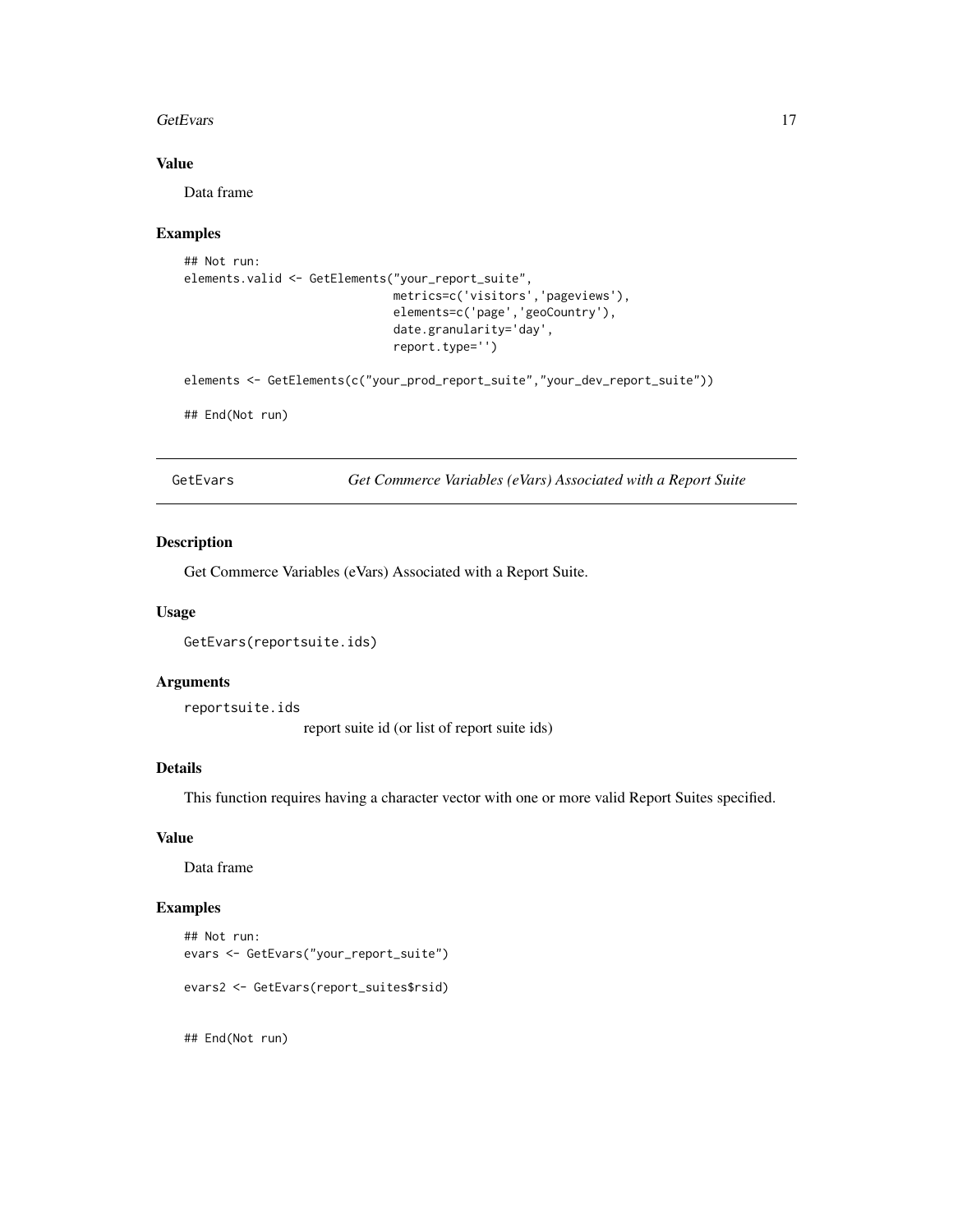### Value

Data frame

### Examples

```
## Not run:
elements.valid <- GetElements("your_report_suite",
                              metrics=c('visitors','pageviews'),
                              elements=c('page','geoCountry'),
                              date.granularity='day',
                              report.type='')

elements <- GetElements(c("your_prod_report_suite","your_dev_report_suite"))

## End(Not run)
```

---

## GetEvars — *Get Commerce Variables (eVars) Associated with a Report Suite*

### Description

Get Commerce Variables (eVars) Associated with a Report Suite.

### Usage

```
GetEvars(reportsuite.ids)
```

### Arguments

`reportsuite.ids` — report suite id (or list of report suite ids)

### Details

This function requires having a character vector with one or more valid Report Suites specified.

### Value

Data frame

### Examples

```
## Not run:
evars <- GetEvars("your_report_suite")

evars2 <- GetEvars(report_suites$rsid)


## End(Not run)
```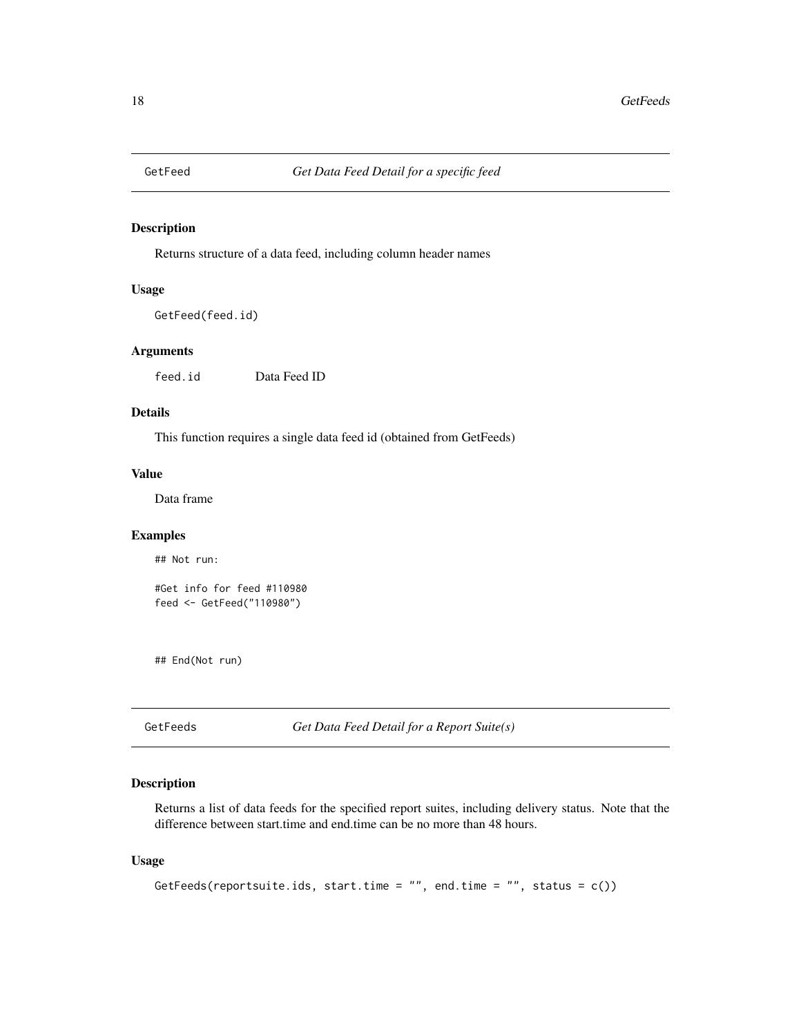## GetFeed — *Get Data Feed Detail for a specific feed*

### Description

Returns structure of a data feed, including column header names

### Usage

```
GetFeed(feed.id)
```

### Arguments

| | |
|---|---|
| feed.id | Data Feed ID |

### Details

This function requires a single data feed id (obtained from GetFeeds)

### Value

Data frame

### Examples

```
## Not run:

#Get info for feed #110980
feed <- GetFeed("110980")



## End(Not run)
```

## GetFeeds — *Get Data Feed Detail for a Report Suite(s)*

### Description

Returns a list of data feeds for the specified report suites, including delivery status. Note that the difference between start.time and end.time can be no more than 48 hours.

### Usage

```
GetFeeds(reportsuite.ids, start.time = "", end.time = "", status = c())
```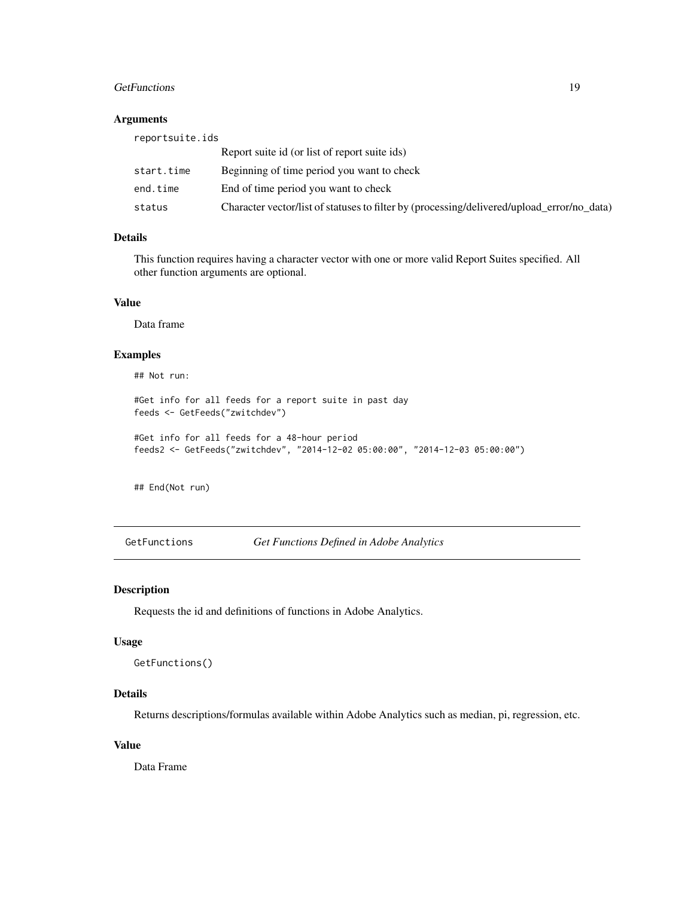### Arguments

| | |
|---|---|
| reportsuite.ids | Report suite id (or list of report suite ids) |
| start.time | Beginning of time period you want to check |
| end.time | End of time period you want to check |
| status | Character vector/list of statuses to filter by (processing/delivered/upload_error/no_data) |

### Details

This function requires having a character vector with one or more valid Report Suites specified. All other function arguments are optional.

### Value

Data frame

### Examples

```
## Not run:

#Get info for all feeds for a report suite in past day
feeds <- GetFeeds("zwitchdev")

#Get info for all feeds for a 48-hour period
feeds2 <- GetFeeds("zwitchdev", "2014-12-02 05:00:00", "2014-12-03 05:00:00")


## End(Not run)
```

---

## GetFunctions *Get Functions Defined in Adobe Analytics*

### Description

Requests the id and definitions of functions in Adobe Analytics.

### Usage

```
GetFunctions()
```

### Details

Returns descriptions/formulas available within Adobe Analytics such as median, pi, regression, etc.

### Value

Data Frame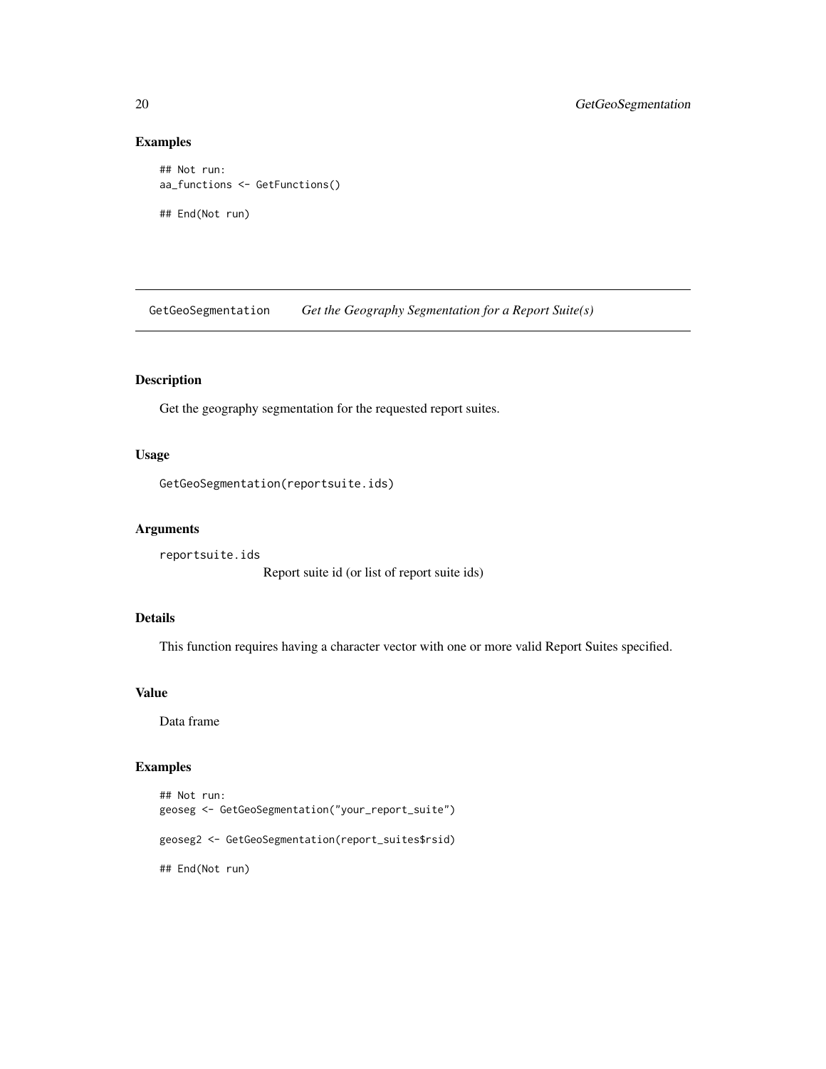## Examples

```
## Not run:
aa_functions <- GetFunctions()

## End(Not run)
```

# GetGeoSegmentation *Get the Geography Segmentation for a Report Suite(s)*

## Description

Get the geography segmentation for the requested report suites.

## Usage

```
GetGeoSegmentation(reportsuite.ids)
```

## Arguments

`reportsuite.ids`
Report suite id (or list of report suite ids)

## Details

This function requires having a character vector with one or more valid Report Suites specified.

## Value

Data frame

## Examples

```
## Not run:
geoseg <- GetGeoSegmentation("your_report_suite")

geoseg2 <- GetGeoSegmentation(report_suites$rsid)

## End(Not run)
```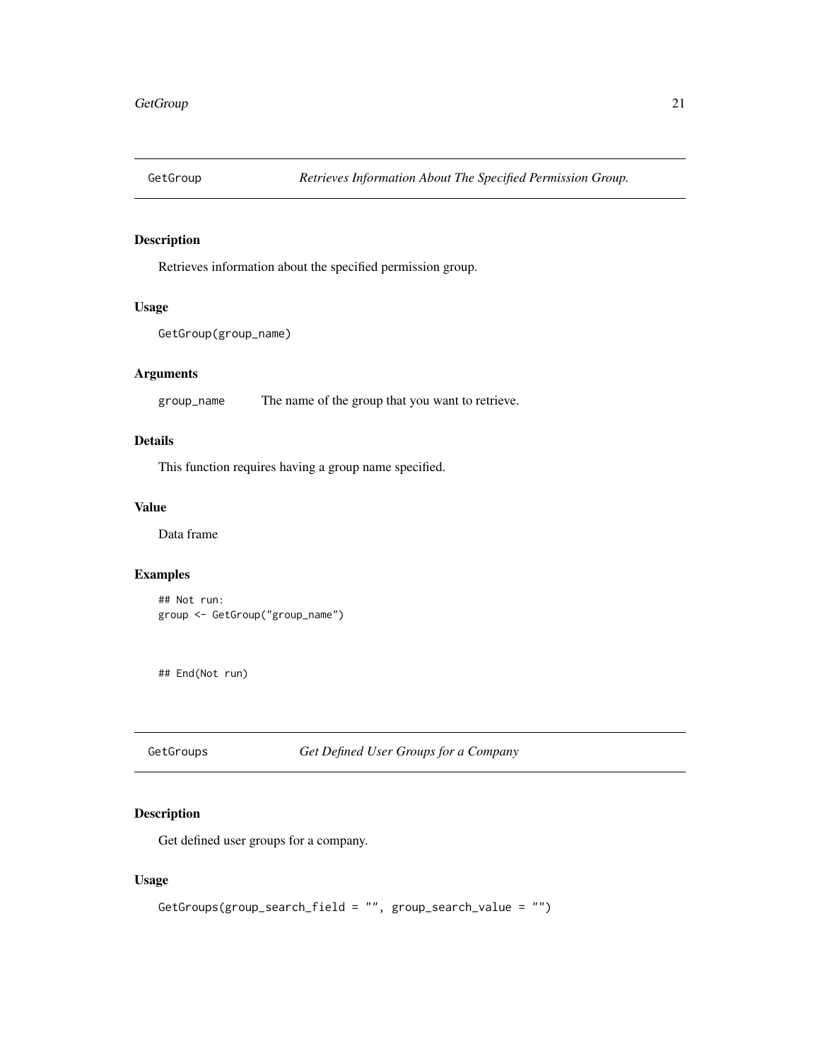## GetGroup — *Retrieves Information About The Specified Permission Group.*

### Description

Retrieves information about the specified permission group.

### Usage

```
GetGroup(group_name)
```

### Arguments

| | |
|---|---|
| group_name | The name of the group that you want to retrieve. |

### Details

This function requires having a group name specified.

### Value

Data frame

### Examples

```
## Not run:
group <- GetGroup("group_name")



## End(Not run)
```

## GetGroups — *Get Defined User Groups for a Company*

### Description

Get defined user groups for a company.

### Usage

```
GetGroups(group_search_field = "", group_search_value = "")
```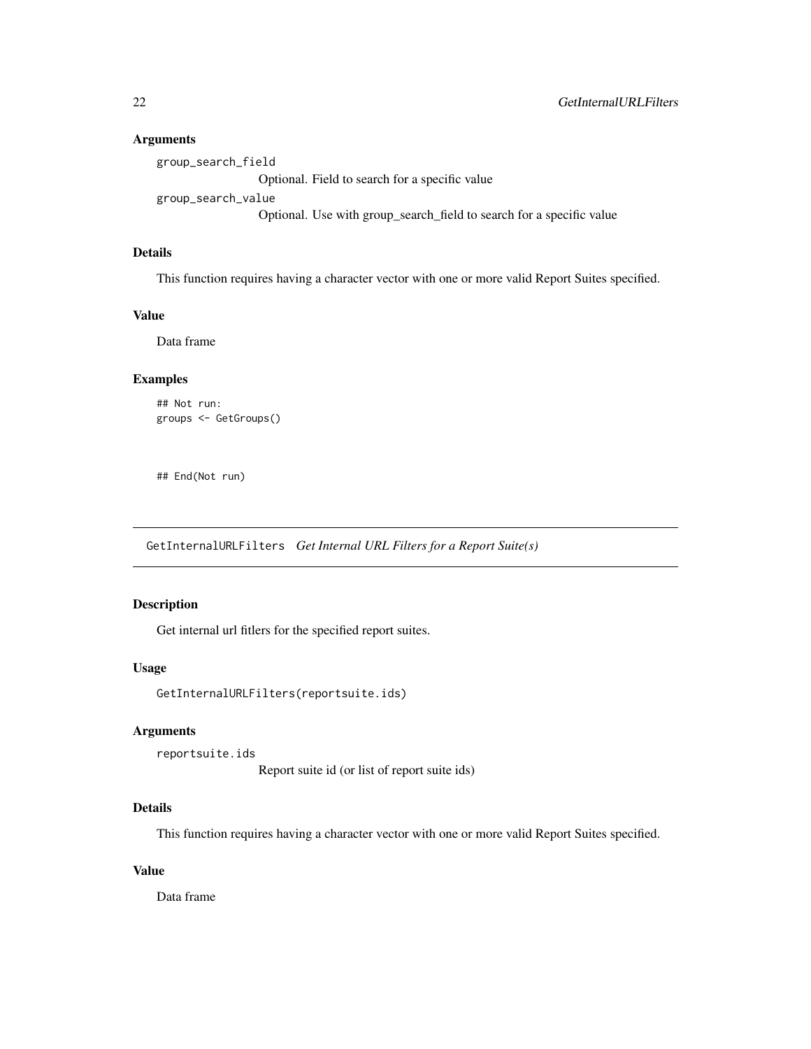### Arguments

`group_search_field`
: Optional. Field to search for a specific value

`group_search_value`
: Optional. Use with group_search_field to search for a specific value

### Details

This function requires having a character vector with one or more valid Report Suites specified.

### Value

Data frame

### Examples

```
## Not run:
groups <- GetGroups()



## End(Not run)
```

---

## GetInternalURLFilters *Get Internal URL Filters for a Report Suite(s)*

---

### Description

Get internal url fitlers for the specified report suites.

### Usage

```
GetInternalURLFilters(reportsuite.ids)
```

### Arguments

`reportsuite.ids`
: Report suite id (or list of report suite ids)

### Details

This function requires having a character vector with one or more valid Report Suites specified.

### Value

Data frame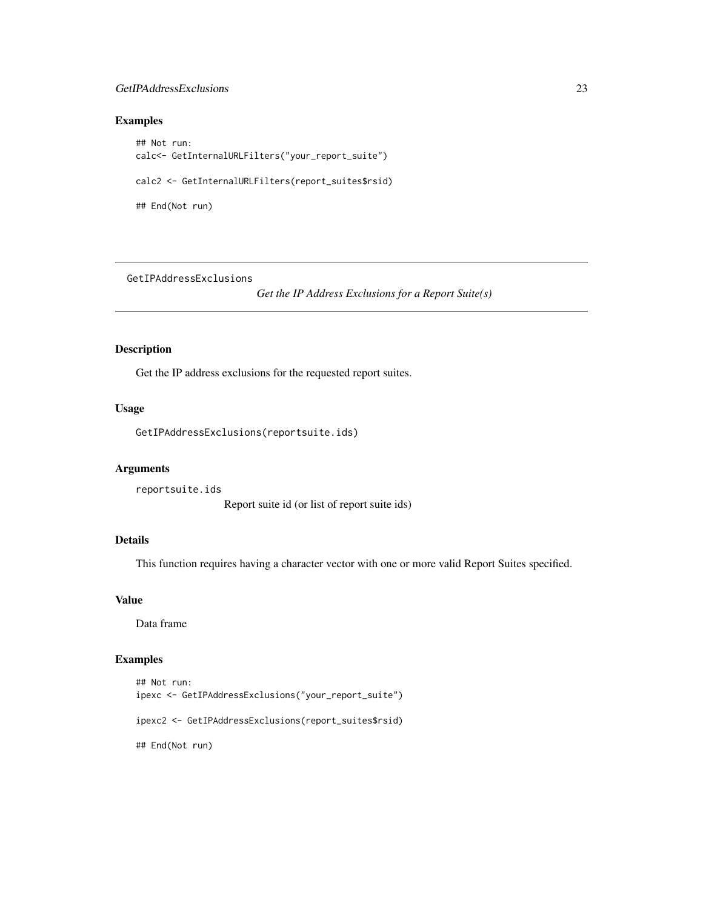### Examples

```
## Not run:
calc<- GetInternalURLFilters("your_report_suite")

calc2 <- GetInternalURLFilters(report_suites$rsid)

## End(Not run)
```

---

## GetIPAddressExclusions

*Get the IP Address Exclusions for a Report Suite(s)*

---

### Description

Get the IP address exclusions for the requested report suites.

### Usage

```
GetIPAddressExclusions(reportsuite.ids)
```

### Arguments

`reportsuite.ids`
Report suite id (or list of report suite ids)

### Details

This function requires having a character vector with one or more valid Report Suites specified.

### Value

Data frame

### Examples

```
## Not run:
ipexc <- GetIPAddressExclusions("your_report_suite")

ipexc2 <- GetIPAddressExclusions(report_suites$rsid)

## End(Not run)
```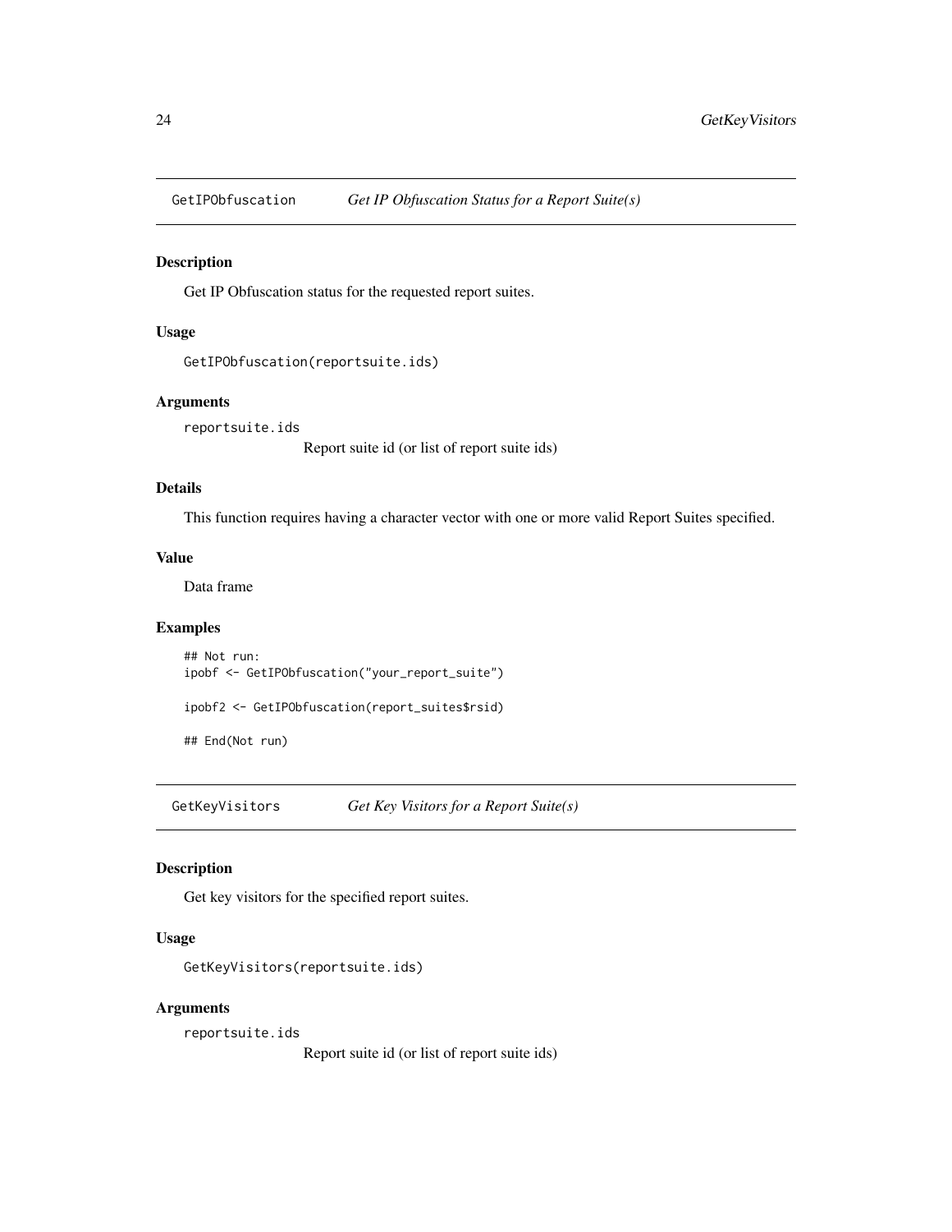## GetIPObfuscation *Get IP Obfuscation Status for a Report Suite(s)*

### Description

Get IP Obfuscation status for the requested report suites.

### Usage

```
GetIPObfuscation(reportsuite.ids)
```

### Arguments

`reportsuite.ids`
Report suite id (or list of report suite ids)

### Details

This function requires having a character vector with one or more valid Report Suites specified.

### Value

Data frame

### Examples

```
## Not run:
ipobf <- GetIPObfuscation("your_report_suite")

ipobf2 <- GetIPObfuscation(report_suites$rsid)

## End(Not run)
```

## GetKeyVisitors *Get Key Visitors for a Report Suite(s)*

### Description

Get key visitors for the specified report suites.

### Usage

```
GetKeyVisitors(reportsuite.ids)
```

### Arguments

`reportsuite.ids`
Report suite id (or list of report suite ids)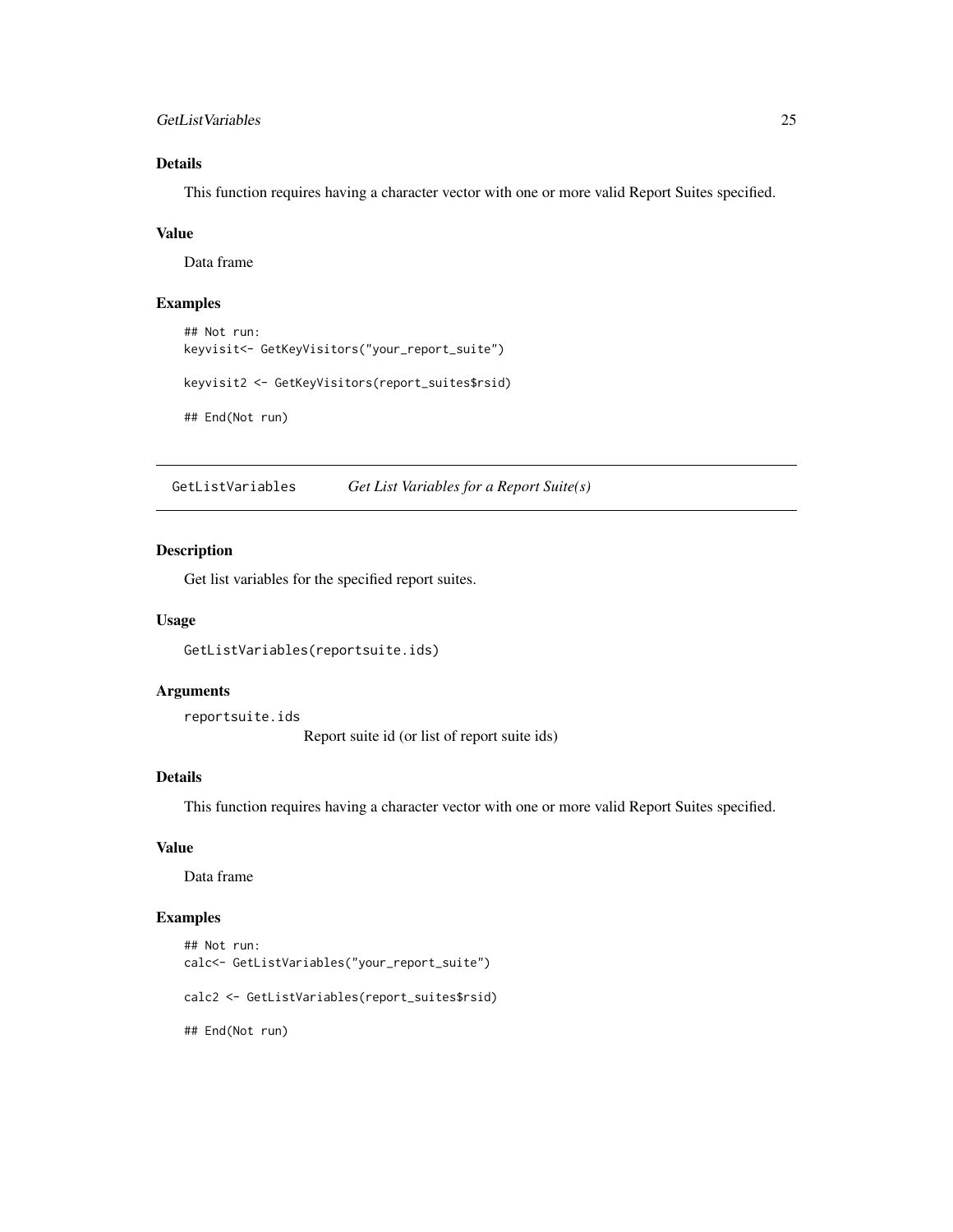### Details

This function requires having a character vector with one or more valid Report Suites specified.

### Value

Data frame

### Examples

```
## Not run:
keyvisit<- GetKeyVisitors("your_report_suite")

keyvisit2 <- GetKeyVisitors(report_suites$rsid)

## End(Not run)
```

---

## GetListVariables — *Get List Variables for a Report Suite(s)*

---

### Description

Get list variables for the specified report suites.

### Usage

```
GetListVariables(reportsuite.ids)
```

### Arguments

`reportsuite.ids`
Report suite id (or list of report suite ids)

### Details

This function requires having a character vector with one or more valid Report Suites specified.

### Value

Data frame

### Examples

```
## Not run:
calc<- GetListVariables("your_report_suite")

calc2 <- GetListVariables(report_suites$rsid)

## End(Not run)
```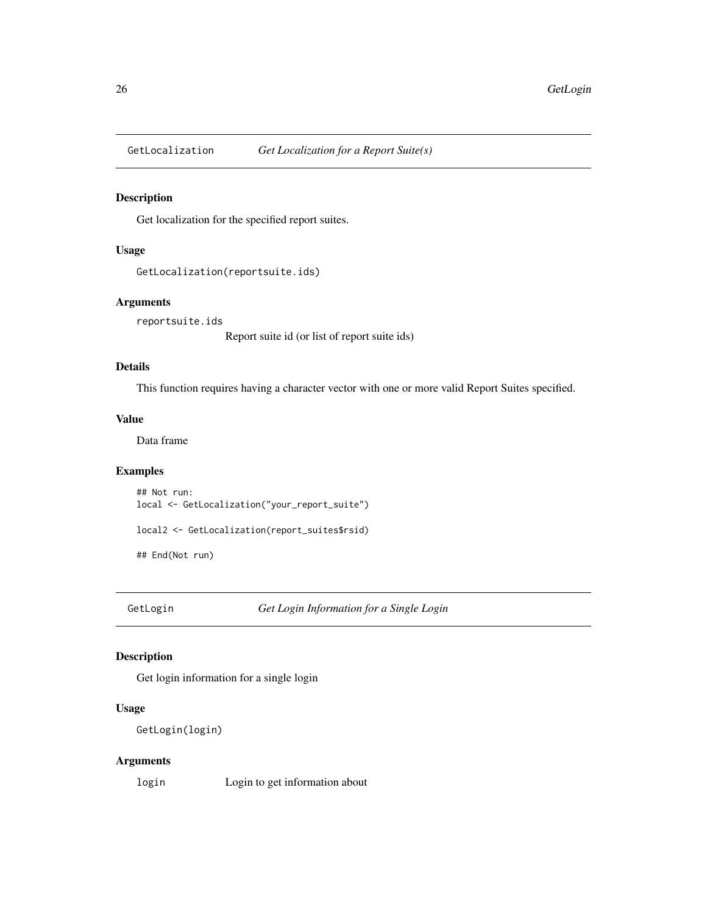## GetLocalization *Get Localization for a Report Suite(s)*

### Description

Get localization for the specified report suites.

### Usage

```
GetLocalization(reportsuite.ids)
```

### Arguments

`reportsuite.ids`
: Report suite id (or list of report suite ids)

### Details

This function requires having a character vector with one or more valid Report Suites specified.

### Value

Data frame

### Examples

```
## Not run:
local <- GetLocalization("your_report_suite")

local2 <- GetLocalization(report_suites$rsid)

## End(Not run)
```

## GetLogin *Get Login Information for a Single Login*

### Description

Get login information for a single login

### Usage

```
GetLogin(login)
```

### Arguments

`login` Login to get information about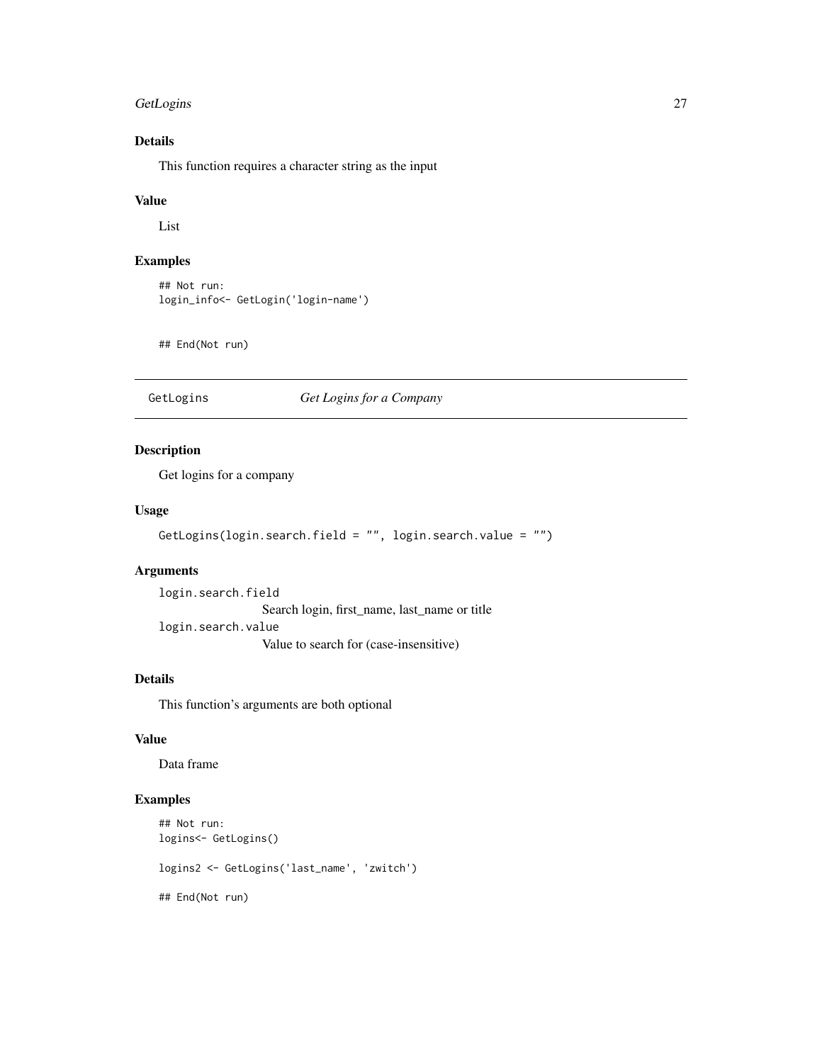### Details

This function requires a character string as the input

### Value

List

### Examples

```
## Not run:
login_info<- GetLogin('login-name')


## End(Not run)
```

---

## GetLogins *Get Logins for a Company*

---

### Description

Get logins for a company

### Usage

```
GetLogins(login.search.field = "", login.search.value = "")
```

### Arguments

`login.search.field`
: Search login, first_name, last_name or title

`login.search.value`
: Value to search for (case-insensitive)

### Details

This function's arguments are both optional

### Value

Data frame

### Examples

```
## Not run:
logins<- GetLogins()

logins2 <- GetLogins('last_name', 'zwitch')

## End(Not run)
```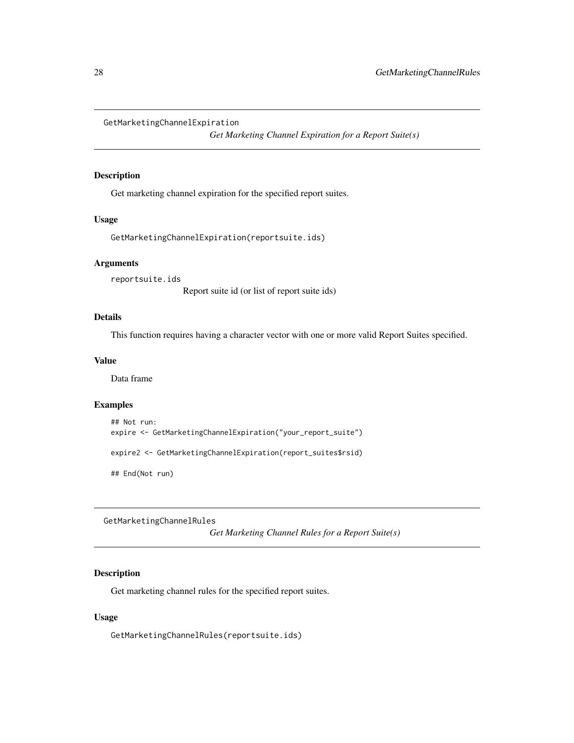## GetMarketingChannelExpiration

*Get Marketing Channel Expiration for a Report Suite(s)*

### Description

Get marketing channel expiration for the specified report suites.

### Usage

```
GetMarketingChannelExpiration(reportsuite.ids)
```

### Arguments

`reportsuite.ids`
Report suite id (or list of report suite ids)

### Details

This function requires having a character vector with one or more valid Report Suites specified.

### Value

Data frame

### Examples

```
## Not run:
expire <- GetMarketingChannelExpiration("your_report_suite")

expire2 <- GetMarketingChannelExpiration(report_suites$rsid)

## End(Not run)
```

## GetMarketingChannelRules

*Get Marketing Channel Rules for a Report Suite(s)*

### Description

Get marketing channel rules for the specified report suites.

### Usage

```
GetMarketingChannelRules(reportsuite.ids)
```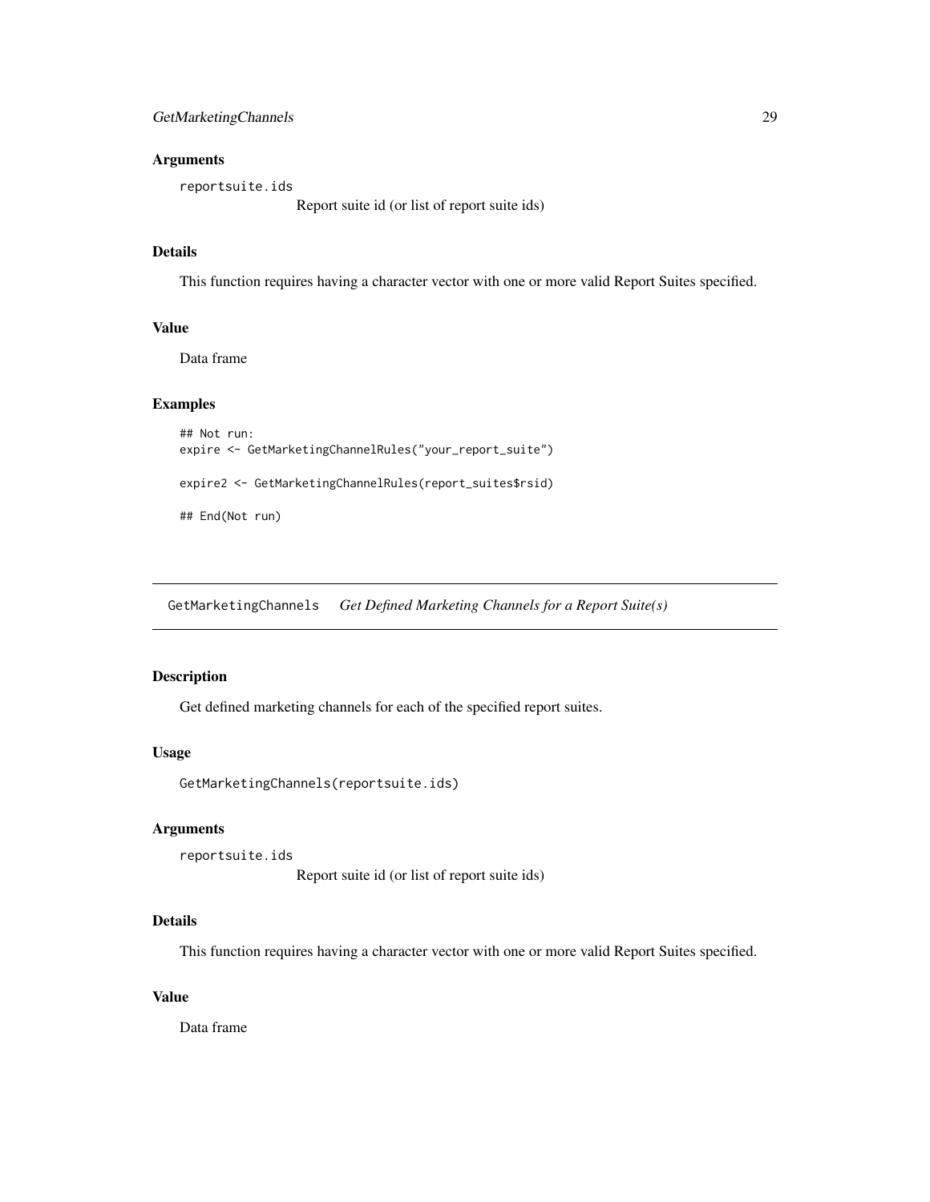## Arguments

`reportsuite.ids`
Report suite id (or list of report suite ids)

## Details

This function requires having a character vector with one or more valid Report Suites specified.

## Value

Data frame

## Examples

```
## Not run:
expire <- GetMarketingChannelRules("your_report_suite")

expire2 <- GetMarketingChannelRules(report_suites$rsid)

## End(Not run)
```

---

# GetMarketingChannels *Get Defined Marketing Channels for a Report Suite(s)*

---

## Description

Get defined marketing channels for each of the specified report suites.

## Usage

```
GetMarketingChannels(reportsuite.ids)
```

## Arguments

`reportsuite.ids`
Report suite id (or list of report suite ids)

## Details

This function requires having a character vector with one or more valid Report Suites specified.

## Value

Data frame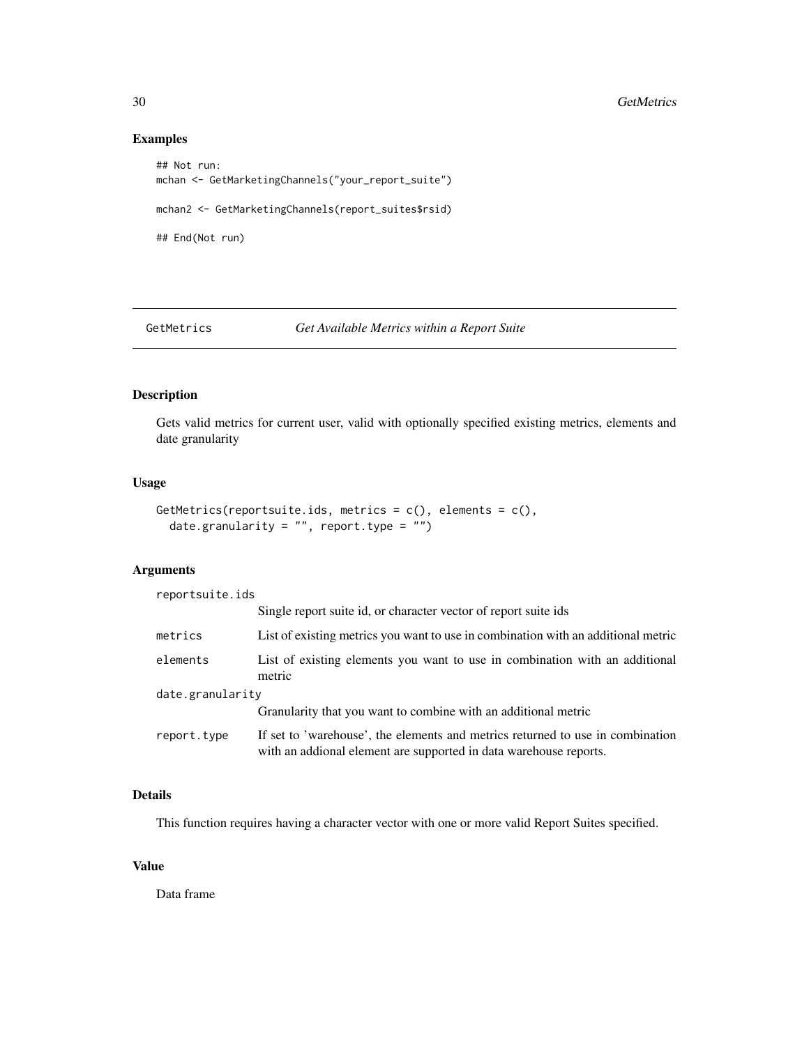## Examples

```
## Not run:
mchan <- GetMarketingChannels("your_report_suite")

mchan2 <- GetMarketingChannels(report_suites$rsid)

## End(Not run)
```

---

GetMetrics *Get Available Metrics within a Report Suite*

---

## Description

Gets valid metrics for current user, valid with optionally specified existing metrics, elements and date granularity

## Usage

```
GetMetrics(reportsuite.ids, metrics = c(), elements = c(),
  date.granularity = "", report.type = "")
```

## Arguments

| | |
|---|---|
| reportsuite.ids | Single report suite id, or character vector of report suite ids |
| metrics | List of existing metrics you want to use in combination with an additional metric |
| elements | List of existing elements you want to use in combination with an additional metric |
| date.granularity | Granularity that you want to combine with an additional metric |
| report.type | If set to 'warehouse', the elements and metrics returned to use in combination with an addional element are supported in data warehouse reports. |

## Details

This function requires having a character vector with one or more valid Report Suites specified.

## Value

Data frame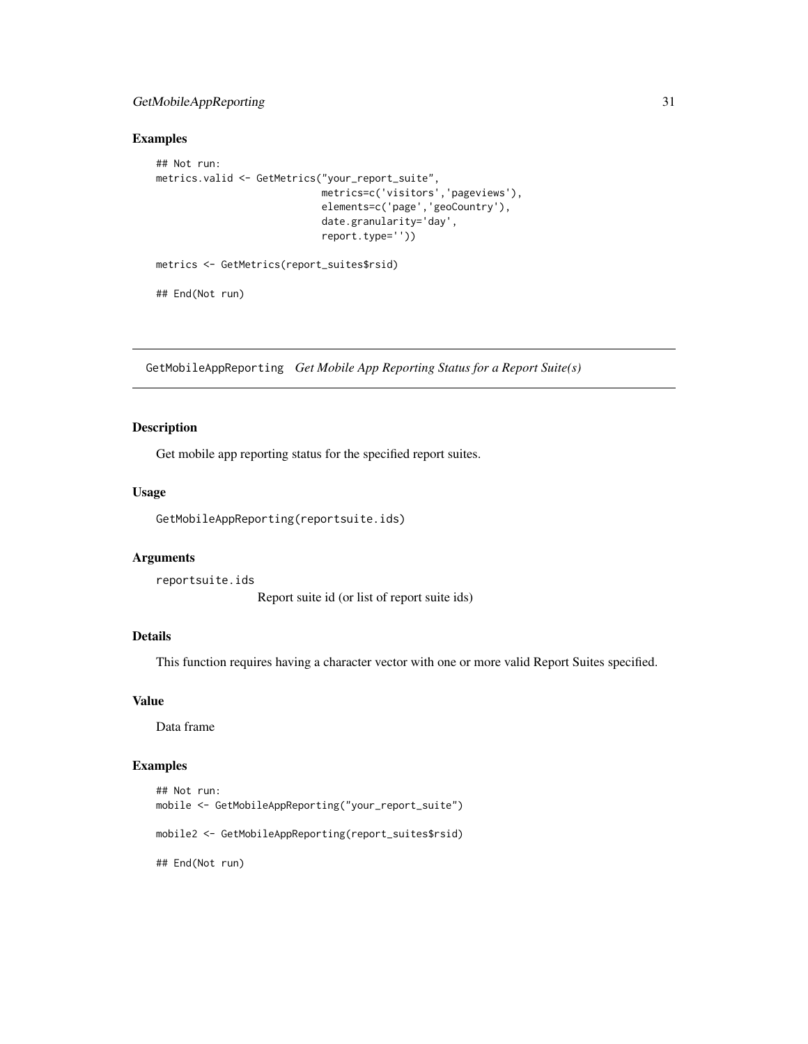### Examples

```
## Not run:
metrics.valid <- GetMetrics("your_report_suite",
                            metrics=c('visitors','pageviews'),
                            elements=c('page','geoCountry'),
                            date.granularity='day',
                            report.type=''))

metrics <- GetMetrics(report_suites$rsid)

## End(Not run)
```

---

## GetMobileAppReporting *Get Mobile App Reporting Status for a Report Suite(s)*

---

### Description

Get mobile app reporting status for the specified report suites.

### Usage

```
GetMobileAppReporting(reportsuite.ids)
```

### Arguments

`reportsuite.ids`
Report suite id (or list of report suite ids)

### Details

This function requires having a character vector with one or more valid Report Suites specified.

### Value

Data frame

### Examples

```
## Not run:
mobile <- GetMobileAppReporting("your_report_suite")

mobile2 <- GetMobileAppReporting(report_suites$rsid)

## End(Not run)
```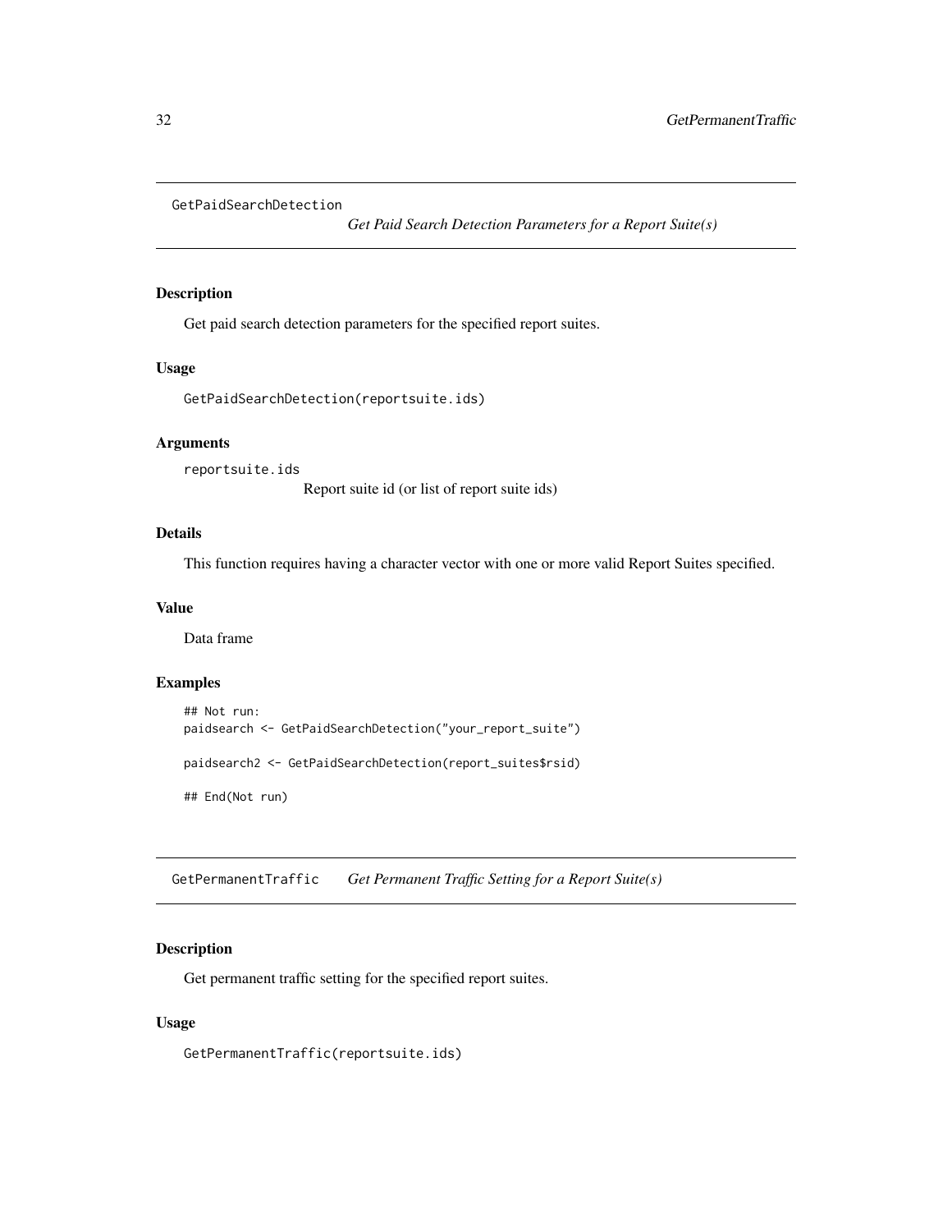## GetPaidSearchDetection

*Get Paid Search Detection Parameters for a Report Suite(s)*

### Description

Get paid search detection parameters for the specified report suites.

### Usage

```
GetPaidSearchDetection(reportsuite.ids)
```

### Arguments

`reportsuite.ids`
Report suite id (or list of report suite ids)

### Details

This function requires having a character vector with one or more valid Report Suites specified.

### Value

Data frame

### Examples

```
## Not run:
paidsearch <- GetPaidSearchDetection("your_report_suite")

paidsearch2 <- GetPaidSearchDetection(report_suites$rsid)

## End(Not run)
```

## GetPermanentTraffic

*Get Permanent Traffic Setting for a Report Suite(s)*

### Description

Get permanent traffic setting for the specified report suites.

### Usage

```
GetPermanentTraffic(reportsuite.ids)
```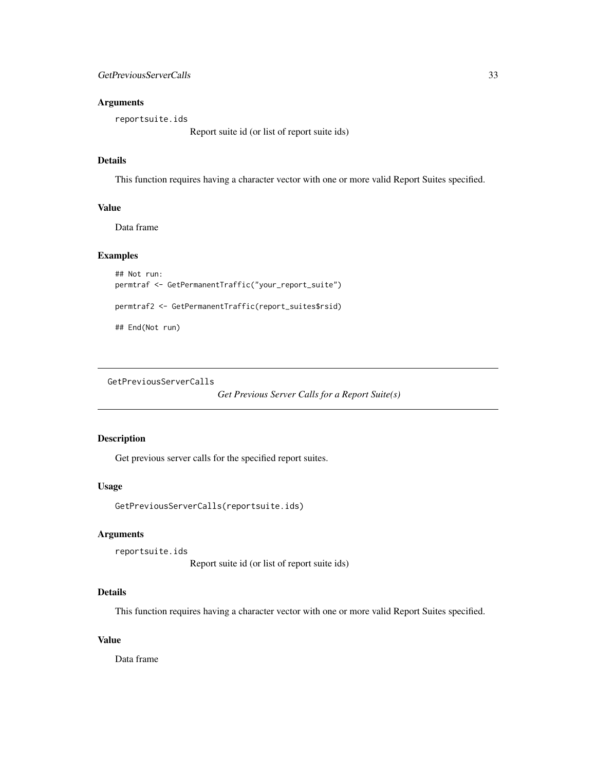### Arguments

reportsuite.ids
: Report suite id (or list of report suite ids)

### Details

This function requires having a character vector with one or more valid Report Suites specified.

### Value

Data frame

### Examples

```
## Not run:
permtraf <- GetPermanentTraffic("your_report_suite")

permtraf2 <- GetPermanentTraffic(report_suites$rsid)

## End(Not run)
```

---

## GetPreviousServerCalls — *Get Previous Server Calls for a Report Suite(s)*

---

### Description

Get previous server calls for the specified report suites.

### Usage

```
GetPreviousServerCalls(reportsuite.ids)
```

### Arguments

reportsuite.ids
: Report suite id (or list of report suite ids)

### Details

This function requires having a character vector with one or more valid Report Suites specified.

### Value

Data frame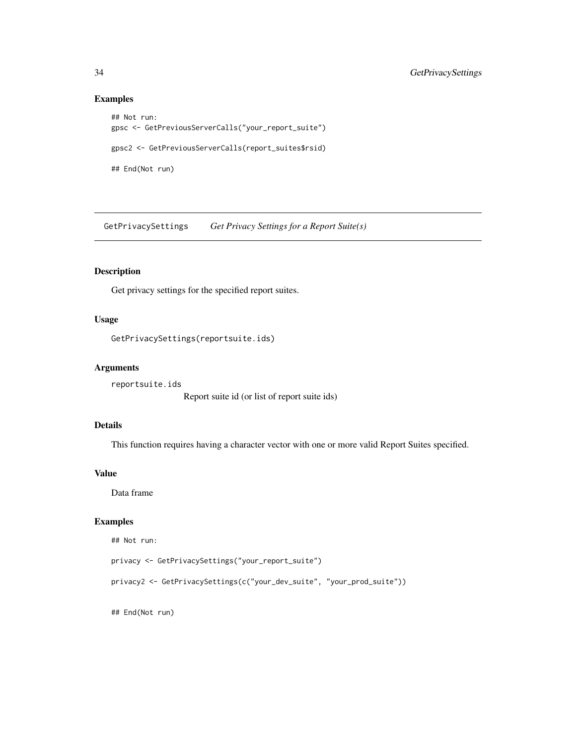### Examples

```
## Not run:
gpsc <- GetPreviousServerCalls("your_report_suite")

gpsc2 <- GetPreviousServerCalls(report_suites$rsid)

## End(Not run)
```

---

## GetPrivacySettings *Get Privacy Settings for a Report Suite(s)*

---

### Description

Get privacy settings for the specified report suites.

### Usage

```
GetPrivacySettings(reportsuite.ids)
```

### Arguments

`reportsuite.ids`
Report suite id (or list of report suite ids)

### Details

This function requires having a character vector with one or more valid Report Suites specified.

### Value

Data frame

### Examples

```
## Not run:

privacy <- GetPrivacySettings("your_report_suite")

privacy2 <- GetPrivacySettings(c("your_dev_suite", "your_prod_suite"))


## End(Not run)
```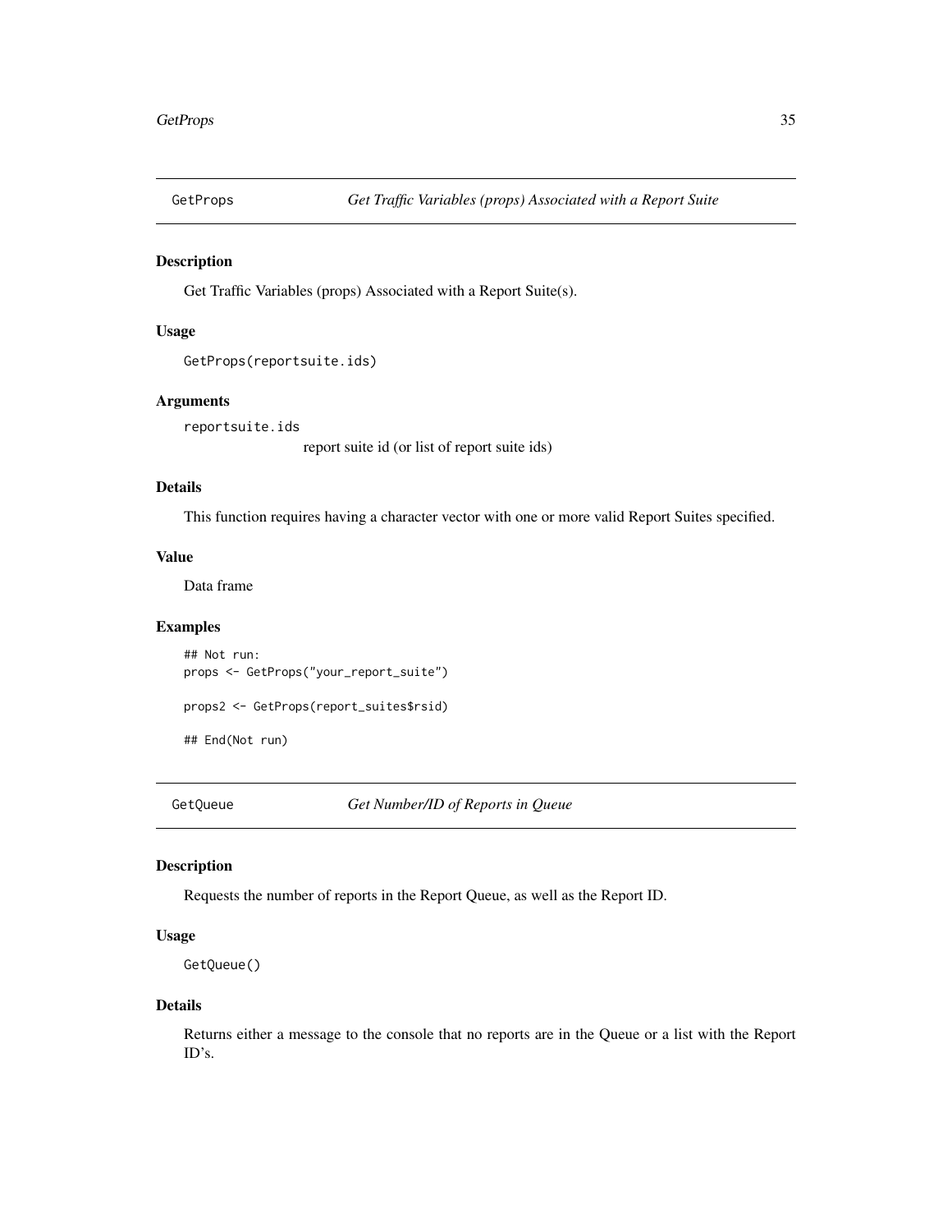## GetProps *Get Traffic Variables (props) Associated with a Report Suite*

### Description

Get Traffic Variables (props) Associated with a Report Suite(s).

### Usage

```
GetProps(reportsuite.ids)
```

### Arguments

`reportsuite.ids` report suite id (or list of report suite ids)

### Details

This function requires having a character vector with one or more valid Report Suites specified.

### Value

Data frame

### Examples

```
## Not run:
props <- GetProps("your_report_suite")

props2 <- GetProps(report_suites$rsid)

## End(Not run)
```

## GetQueue *Get Number/ID of Reports in Queue*

### Description

Requests the number of reports in the Report Queue, as well as the Report ID.

### Usage

```
GetQueue()
```

### Details

Returns either a message to the console that no reports are in the Queue or a list with the Report ID's.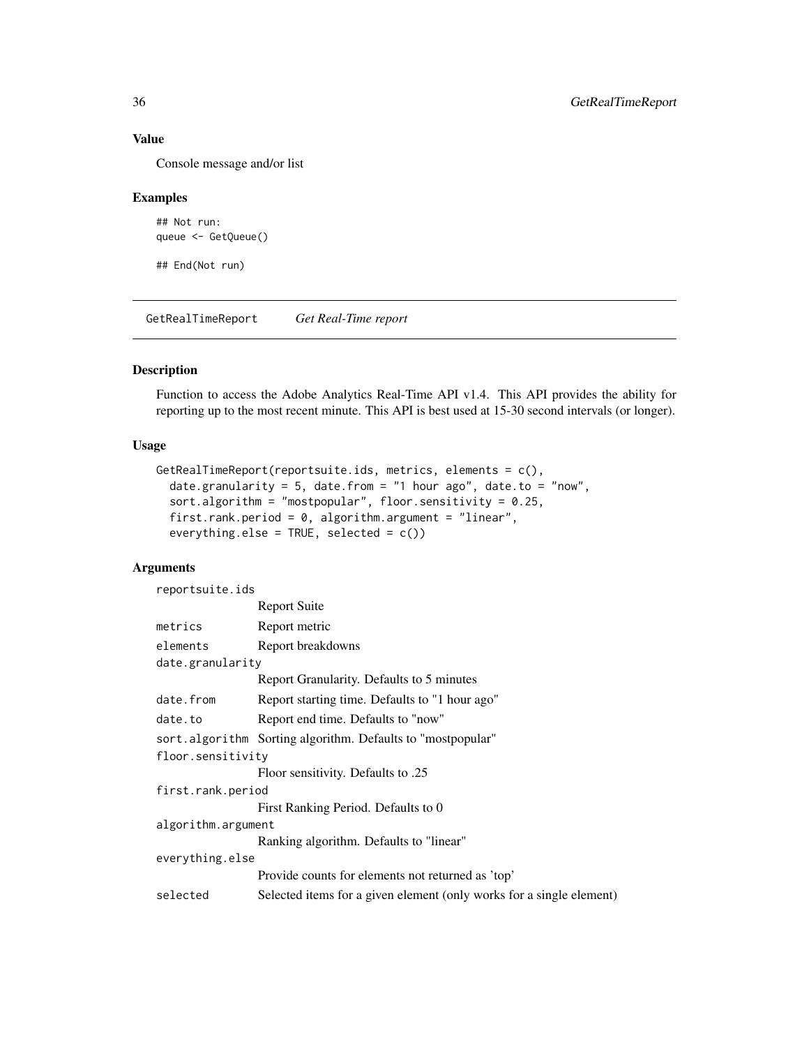### Value

Console message and/or list

### Examples

```
## Not run:
queue <- GetQueue()

## End(Not run)
```

---

## GetRealTimeReport *Get Real-Time report*

### Description

Function to access the Adobe Analytics Real-Time API v1.4. This API provides the ability for reporting up to the most recent minute. This API is best used at 15-30 second intervals (or longer).

### Usage

```
GetRealTimeReport(reportsuite.ids, metrics, elements = c(),
  date.granularity = 5, date.from = "1 hour ago", date.to = "now",
  sort.algorithm = "mostpopular", floor.sensitivity = 0.25,
  first.rank.period = 0, algorithm.argument = "linear",
  everything.else = TRUE, selected = c())
```

### Arguments

| | |
|---|---|
| `reportsuite.ids` | Report Suite |
| `metrics` | Report metric |
| `elements` | Report breakdowns |
| `date.granularity` | Report Granularity. Defaults to 5 minutes |
| `date.from` | Report starting time. Defaults to "1 hour ago" |
| `date.to` | Report end time. Defaults to "now" |
| `sort.algorithm` | Sorting algorithm. Defaults to "mostpopular" |
| `floor.sensitivity` | Floor sensitivity. Defaults to .25 |
| `first.rank.period` | First Ranking Period. Defaults to 0 |
| `algorithm.argument` | Ranking algorithm. Defaults to "linear" |
| `everything.else` | Provide counts for elements not returned as 'top' |
| `selected` | Selected items for a given element (only works for a single element) |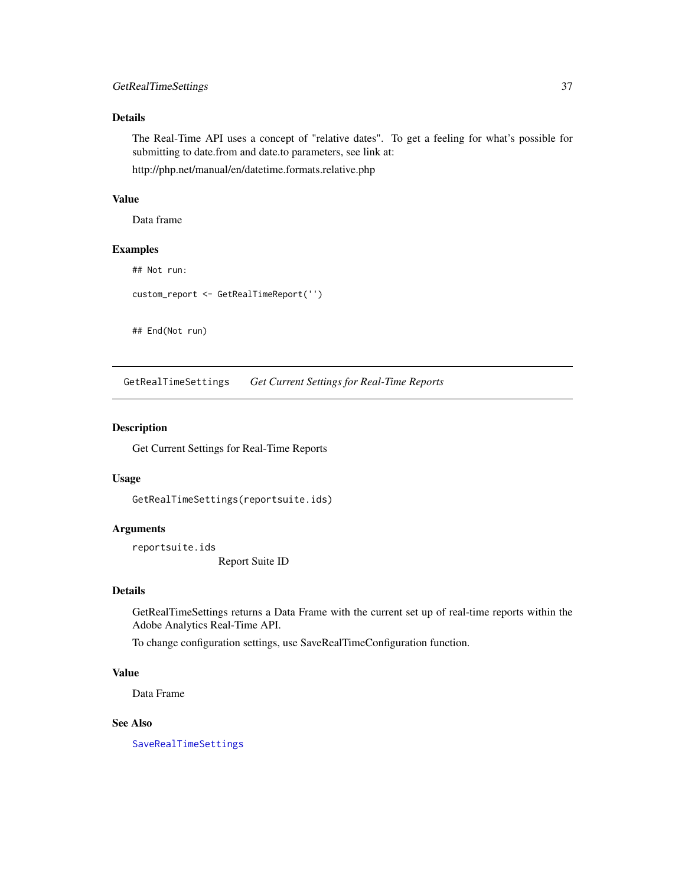### Details

The Real-Time API uses a concept of "relative dates". To get a feeling for what's possible for submitting to date.from and date.to parameters, see link at:

http://php.net/manual/en/datetime.formats.relative.php

### Value

Data frame

### Examples

```
## Not run:

custom_report <- GetRealTimeReport('')


## End(Not run)
```

---

## GetRealTimeSettings *Get Current Settings for Real-Time Reports*

---

### Description

Get Current Settings for Real-Time Reports

### Usage

```
GetRealTimeSettings(reportsuite.ids)
```

### Arguments

`reportsuite.ids`
: Report Suite ID

### Details

GetRealTimeSettings returns a Data Frame with the current set up of real-time reports within the Adobe Analytics Real-Time API.

To change configuration settings, use SaveRealTimeConfiguration function.

### Value

Data Frame

### See Also

`SaveRealTimeSettings`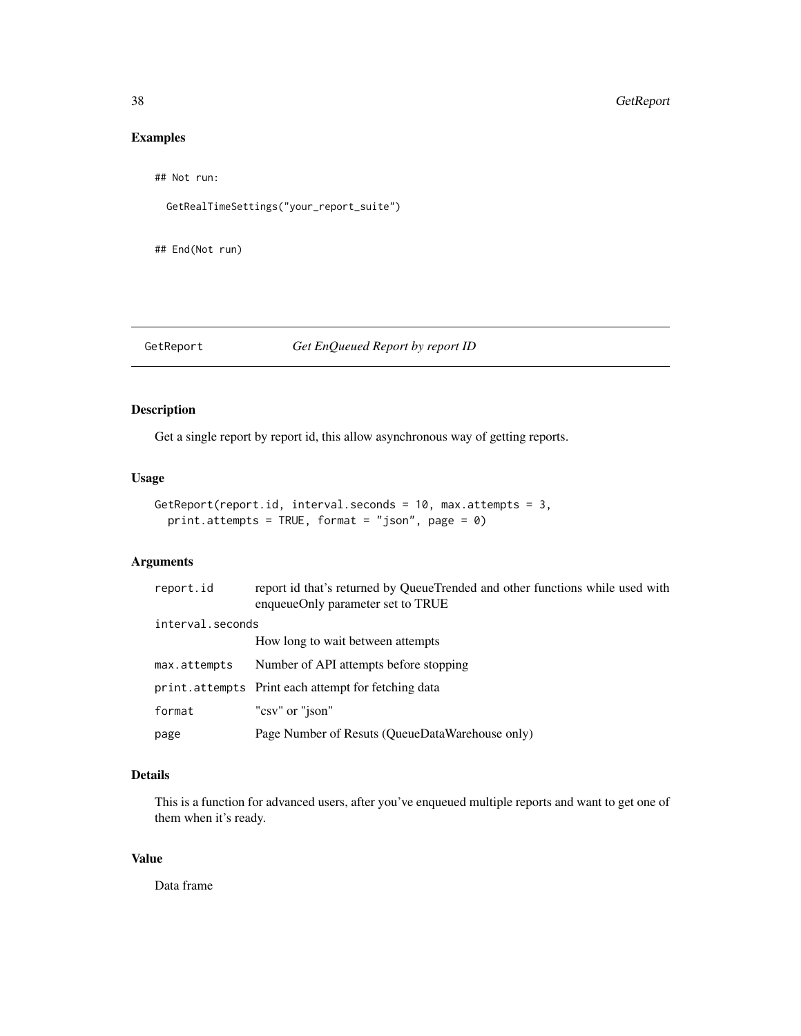## Examples

```
## Not run:

  GetRealTimeSettings("your_report_suite")


## End(Not run)
```

---

## GetReport *Get EnQueued Report by report ID*

---

### Description

Get a single report by report id, this allow asynchronous way of getting reports.

### Usage

```
GetReport(report.id, interval.seconds = 10, max.attempts = 3,
  print.attempts = TRUE, format = "json", page = 0)
```

### Arguments

| | |
|---|---|
| `report.id` | report id that's returned by QueueTrended and other functions while used with enqueueOnly parameter set to TRUE |
| `interval.seconds` | How long to wait between attempts |
| `max.attempts` | Number of API attempts before stopping |
| `print.attempts` | Print each attempt for fetching data |
| `format` | "csv" or "json" |
| `page` | Page Number of Resuts (QueueDataWarehouse only) |

### Details

This is a function for advanced users, after you've enqueued multiple reports and want to get one of them when it's ready.

### Value

Data frame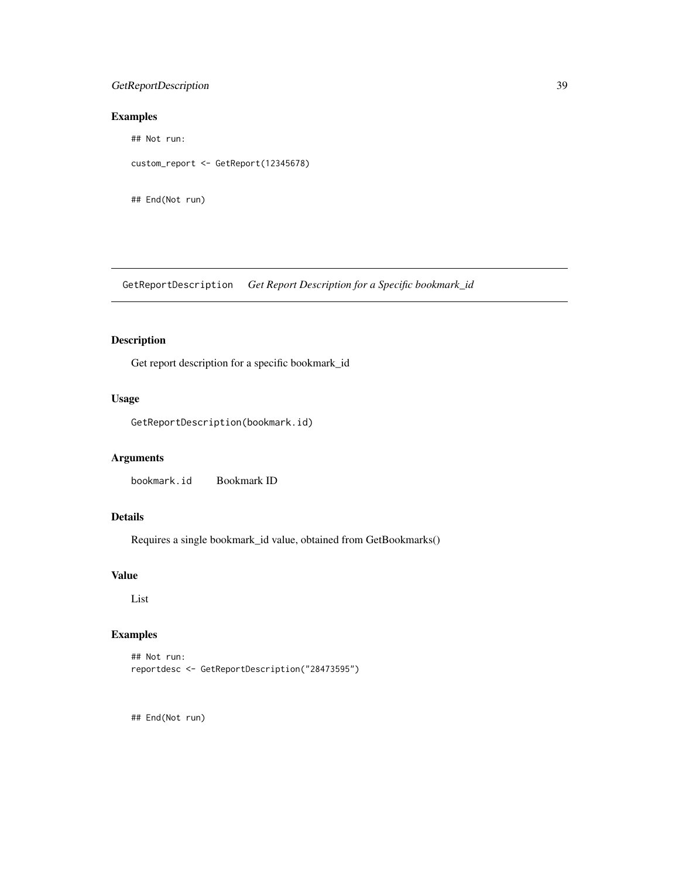## Examples

```
## Not run:

custom_report <- GetReport(12345678)


## End(Not run)
```

# GetReportDescription *Get Report Description for a Specific bookmark_id*

## Description

Get report description for a specific bookmark_id

## Usage

```
GetReportDescription(bookmark.id)
```

## Arguments

| | |
|---|---|
| bookmark.id | Bookmark ID |

## Details

Requires a single bookmark_id value, obtained from GetBookmarks()

## Value

List

## Examples

```
## Not run:
reportdesc <- GetReportDescription("28473595")



## End(Not run)
```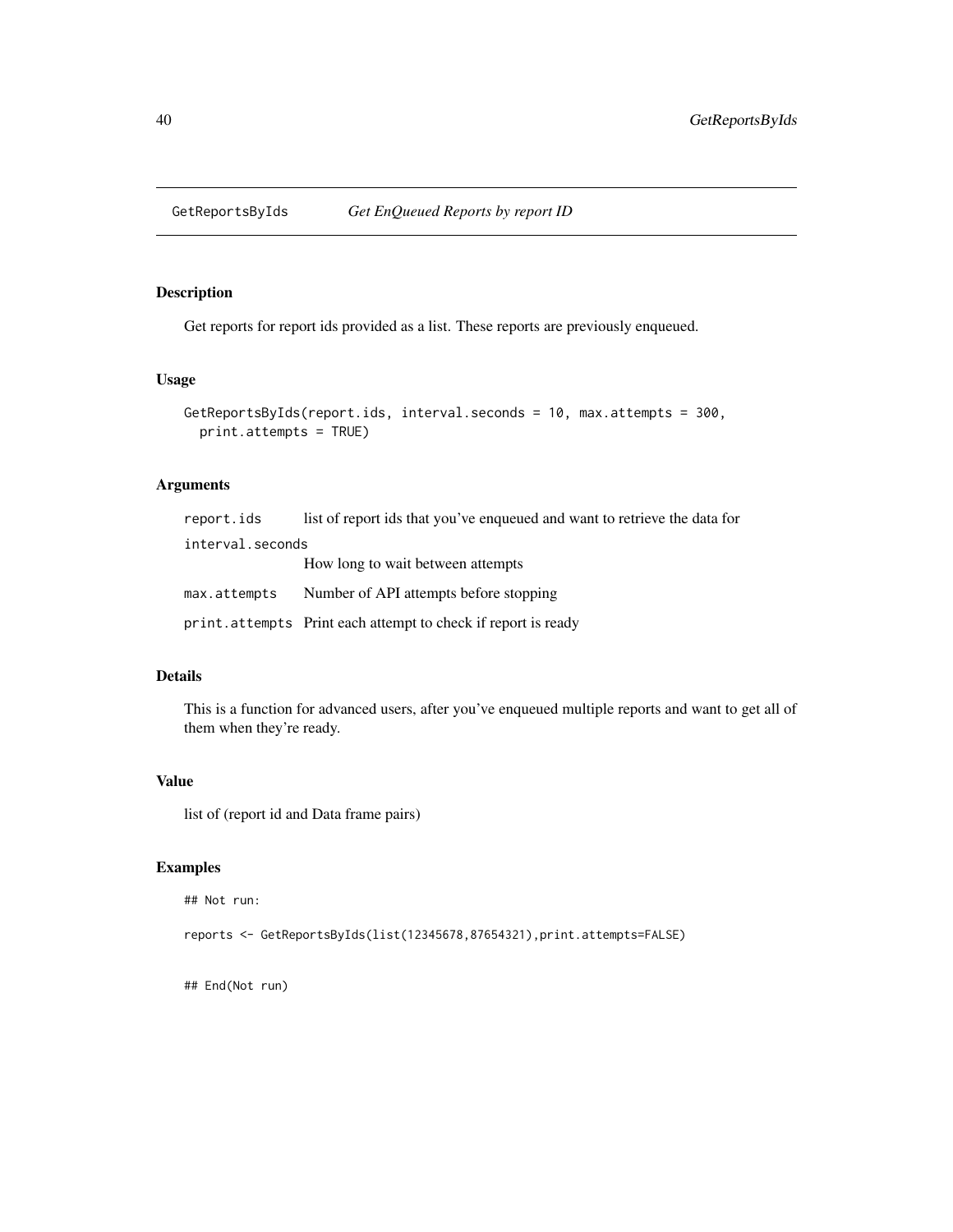# GetReportsByIds *Get EnQueued Reports by report ID*

## Description

Get reports for report ids provided as a list. These reports are previously enqueued.

## Usage

```
GetReportsByIds(report.ids, interval.seconds = 10, max.attempts = 300,
  print.attempts = TRUE)
```

## Arguments

| | |
|---|---|
| `report.ids` | list of report ids that you've enqueued and want to retrieve the data for |
| `interval.seconds` | How long to wait between attempts |
| `max.attempts` | Number of API attempts before stopping |
| `print.attempts` | Print each attempt to check if report is ready |

## Details

This is a function for advanced users, after you've enqueued multiple reports and want to get all of them when they're ready.

## Value

list of (report id and Data frame pairs)

## Examples

```
## Not run:

reports <- GetReportsByIds(list(12345678,87654321),print.attempts=FALSE)


## End(Not run)
```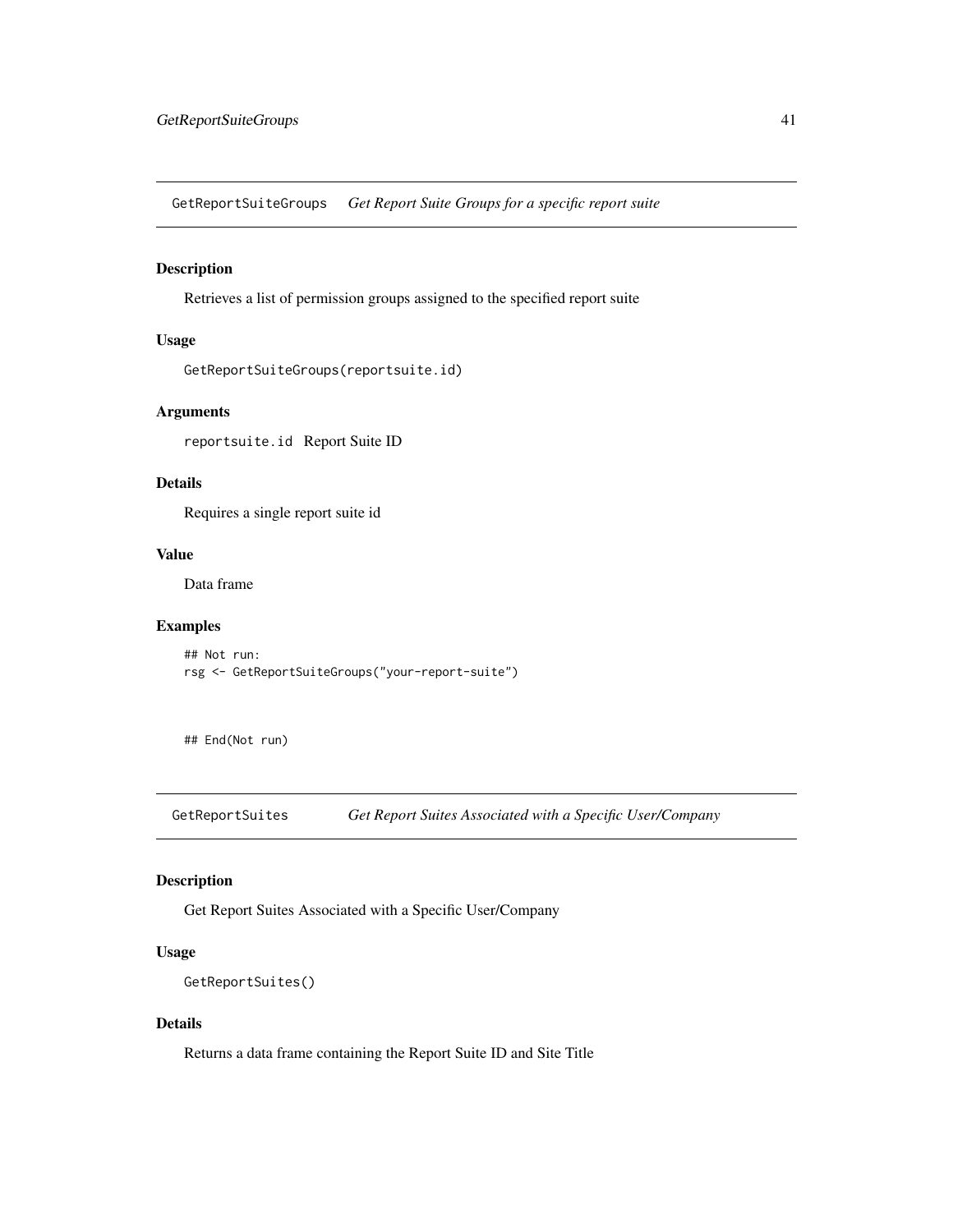## GetReportSuiteGrops

GetReportSuiteGroups    *Get Report Suite Groups for a specific report suite*

### Description

Retrieves a list of permission groups assigned to the specified report suite

### Usage

```
GetReportSuiteGroups(reportsuite.id)
```

### Arguments

`reportsuite.id` Report Suite ID

### Details

Requires a single report suite id

### Value

Data frame

### Examples

```
## Not run:
rsg <- GetReportSuiteGroups("your-report-suite")


## End(Not run)
```

## GetReportSuites

GetReportSuites    *Get Report Suites Associated with a Specific User/Company*

### Description

Get Report Suites Associated with a Specific User/Company

### Usage

```
GetReportSuites()
```

### Details

Returns a data frame containing the Report Suite ID and Site Title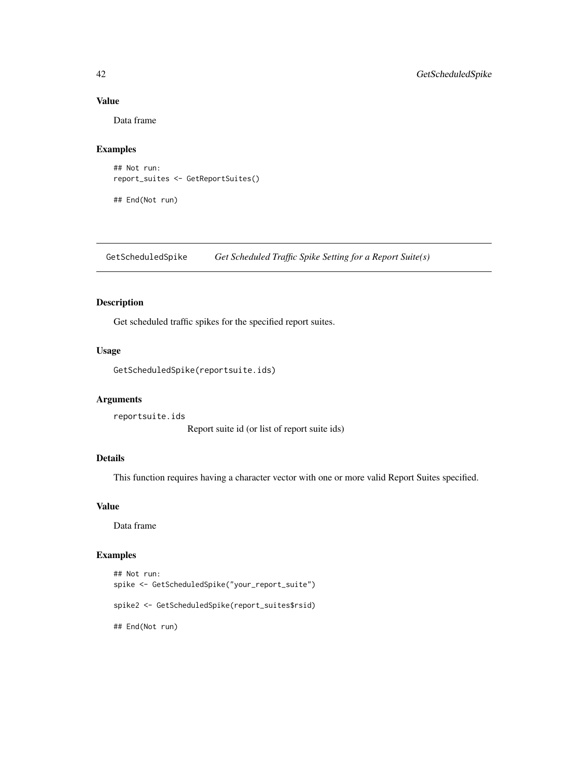### Value

Data frame

### Examples

```
## Not run:
report_suites <- GetReportSuites()

## End(Not run)
```

---

## GetScheduledSpike *Get Scheduled Traffic Spike Setting for a Report Suite(s)*

---

### Description

Get scheduled traffic spikes for the specified report suites.

### Usage

```
GetScheduledSpike(reportsuite.ids)
```

### Arguments

`reportsuite.ids`
Report suite id (or list of report suite ids)

### Details

This function requires having a character vector with one or more valid Report Suites specified.

### Value

Data frame

### Examples

```
## Not run:
spike <- GetScheduledSpike("your_report_suite")

spike2 <- GetScheduledSpike(report_suites$rsid)

## End(Not run)
```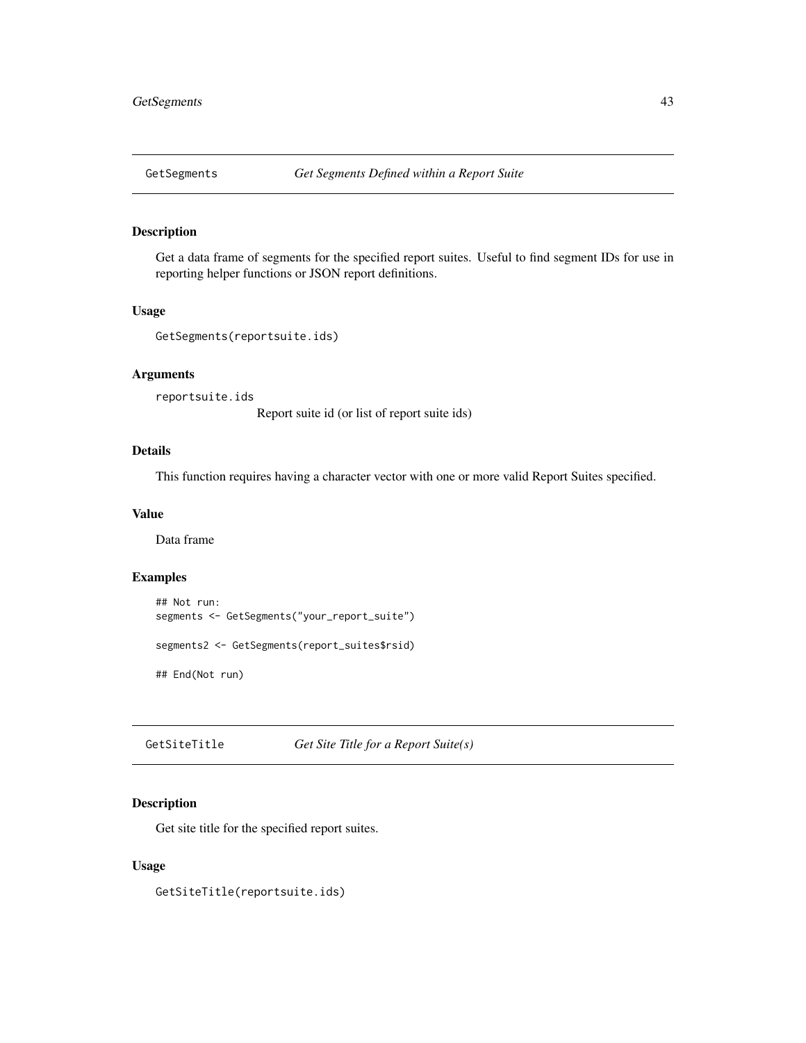## GetSegments *Get Segments Defined within a Report Suite*

### Description

Get a data frame of segments for the specified report suites. Useful to find segment IDs for use in reporting helper functions or JSON report definitions.

### Usage

```
GetSegments(reportsuite.ids)
```

### Arguments

`reportsuite.ids`
Report suite id (or list of report suite ids)

### Details

This function requires having a character vector with one or more valid Report Suites specified.

### Value

Data frame

### Examples

```
## Not run:
segments <- GetSegments("your_report_suite")

segments2 <- GetSegments(report_suites$rsid)

## End(Not run)
```

## GetSiteTitle *Get Site Title for a Report Suite(s)*

### Description

Get site title for the specified report suites.

### Usage

```
GetSiteTitle(reportsuite.ids)
```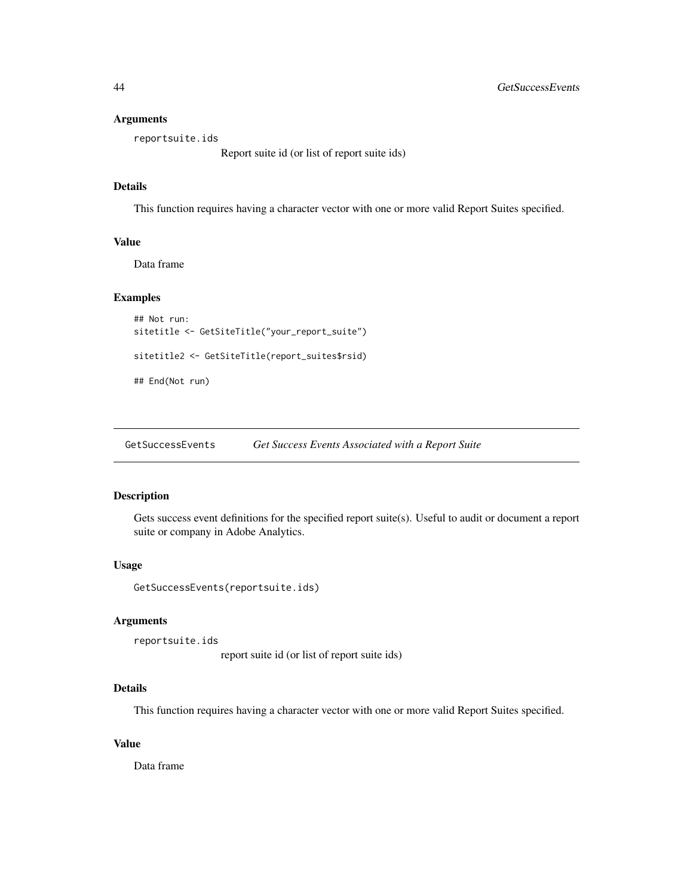### Arguments

reportsuite.ids
: Report suite id (or list of report suite ids)

### Details

This function requires having a character vector with one or more valid Report Suites specified.

### Value

Data frame

### Examples

```
## Not run:
sitetitle <- GetSiteTitle("your_report_suite")

sitetitle2 <- GetSiteTitle(report_suites$rsid)

## End(Not run)
```

---

## GetSuccessEvents — *Get Success Events Associated with a Report Suite*

---

### Description

Gets success event definitions for the specified report suite(s). Useful to audit or document a report suite or company in Adobe Analytics.

### Usage

```
GetSuccessEvents(reportsuite.ids)
```

### Arguments

reportsuite.ids
: report suite id (or list of report suite ids)

### Details

This function requires having a character vector with one or more valid Report Suites specified.

### Value

Data frame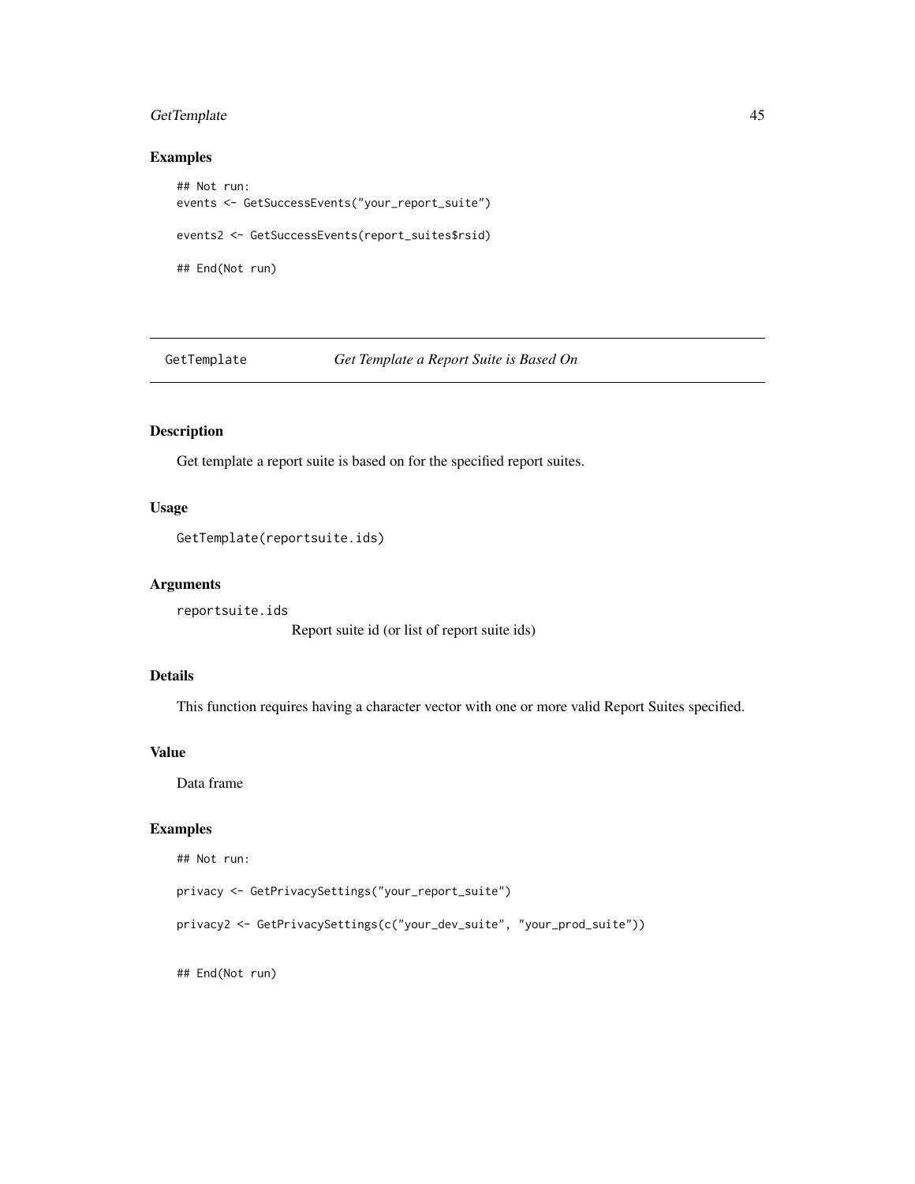## Examples

```
## Not run:
events <- GetSuccessEvents("your_report_suite")

events2 <- GetSuccessEvents(report_suites$rsid)

## End(Not run)
```

---

GetTemplate *Get Template a Report Suite is Based On*

---

## Description

Get template a report suite is based on for the specified report suites.

## Usage

```
GetTemplate(reportsuite.ids)
```

## Arguments

`reportsuite.ids`
Report suite id (or list of report suite ids)

## Details

This function requires having a character vector with one or more valid Report Suites specified.

## Value

Data frame

## Examples

```
## Not run:

privacy <- GetPrivacySettings("your_report_suite")

privacy2 <- GetPrivacySettings(c("your_dev_suite", "your_prod_suite"))


## End(Not run)
```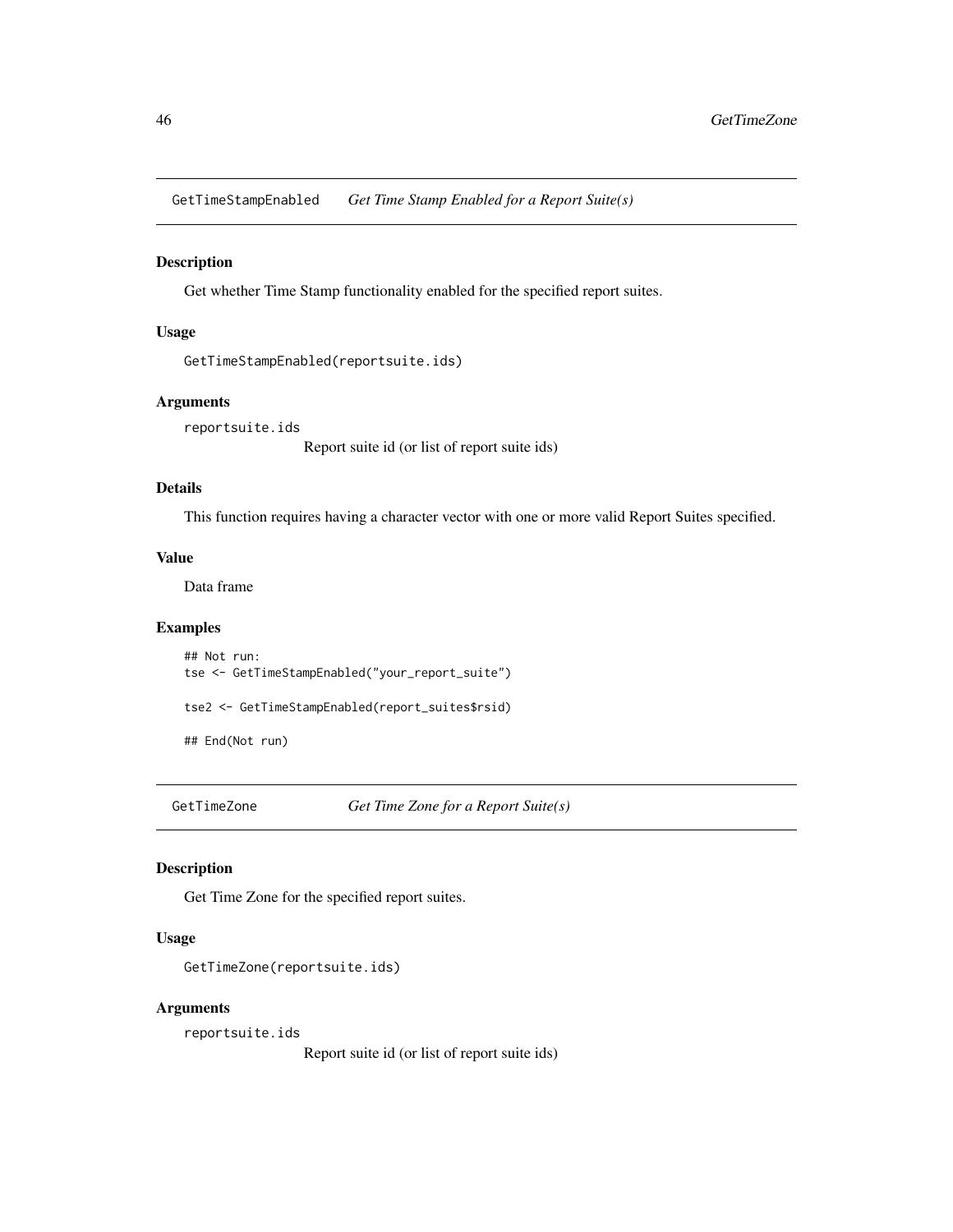## GetTimeStampEnabled *Get Time Stamp Enabled for a Report Suite(s)*

### Description

Get whether Time Stamp functionality enabled for the specified report suites.

### Usage

```
GetTimeStampEnabled(reportsuite.ids)
```

### Arguments

`reportsuite.ids`
Report suite id (or list of report suite ids)

### Details

This function requires having a character vector with one or more valid Report Suites specified.

### Value

Data frame

### Examples

```
## Not run:
tse <- GetTimeStampEnabled("your_report_suite")

tse2 <- GetTimeStampEnabled(report_suites$rsid)

## End(Not run)
```

## GetTimeZone *Get Time Zone for a Report Suite(s)*

### Description

Get Time Zone for the specified report suites.

### Usage

```
GetTimeZone(reportsuite.ids)
```

### Arguments

`reportsuite.ids`
Report suite id (or list of report suite ids)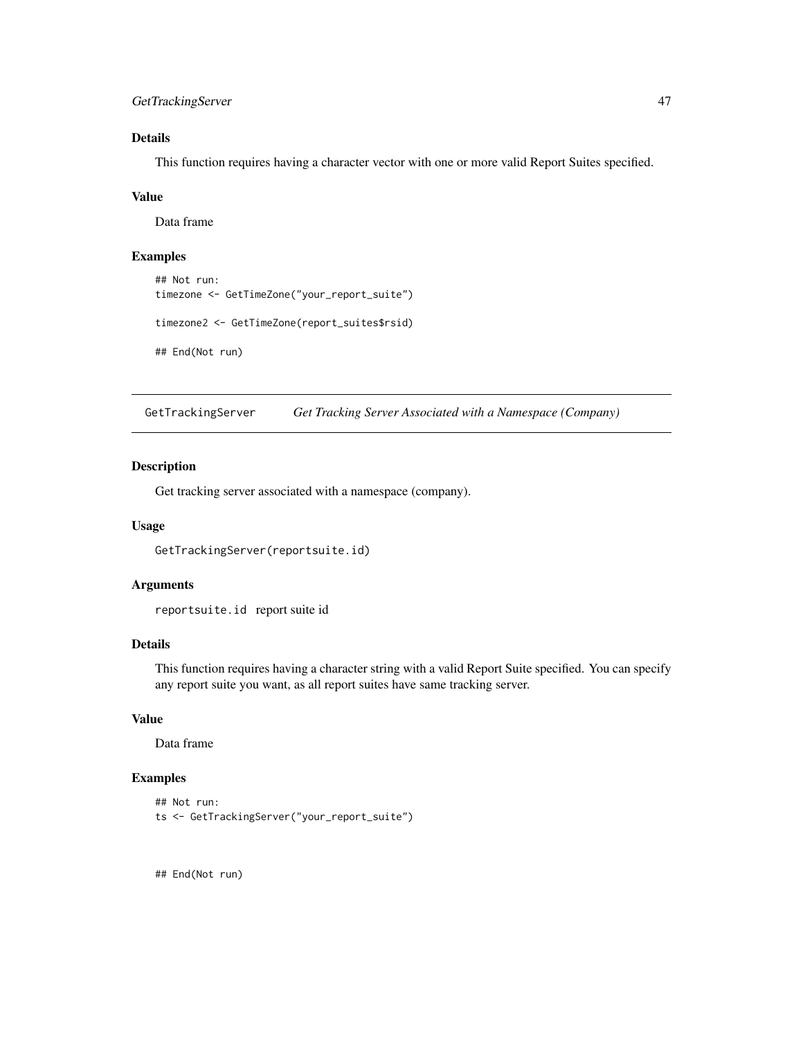### Details

This function requires having a character vector with one or more valid Report Suites specified.

### Value

Data frame

### Examples

```
## Not run:
timezone <- GetTimeZone("your_report_suite")

timezone2 <- GetTimeZone(report_suites$rsid)

## End(Not run)
```

---

## GetTrackingServer *Get Tracking Server Associated with a Namespace (Company)*

---

### Description

Get tracking server associated with a namespace (company).

### Usage

```
GetTrackingServer(reportsuite.id)
```

### Arguments

`reportsuite.id` report suite id

### Details

This function requires having a character string with a valid Report Suite specified. You can specify any report suite you want, as all report suites have same tracking server.

### Value

Data frame

### Examples

```
## Not run:
ts <- GetTrackingServer("your_report_suite")



## End(Not run)
```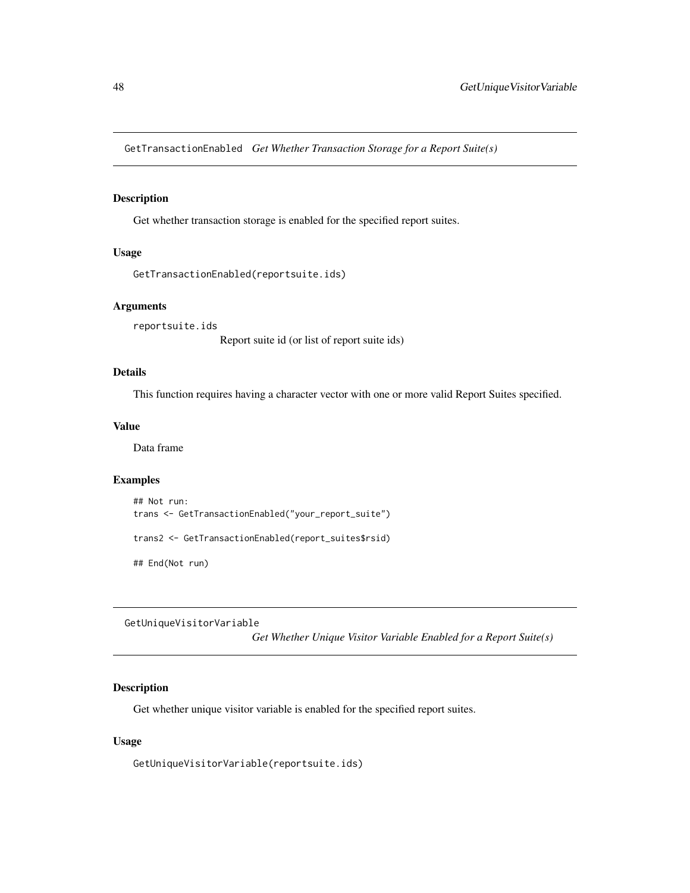## GetTransactionEnabled *Get Whether Transaction Storage for a Report Suite(s)*

### Description

Get whether transaction storage is enabled for the specified report suites.

### Usage

```
GetTransactionEnabled(reportsuite.ids)
```

### Arguments

reportsuite.ids
Report suite id (or list of report suite ids)

### Details

This function requires having a character vector with one or more valid Report Suites specified.

### Value

Data frame

### Examples

```
## Not run:
trans <- GetTransactionEnabled("your_report_suite")

trans2 <- GetTransactionEnabled(report_suites$rsid)

## End(Not run)
```

## GetUniqueVisitorVariable *Get Whether Unique Visitor Variable Enabled for a Report Suite(s)*

### Description

Get whether unique visitor variable is enabled for the specified report suites.

### Usage

```
GetUniqueVisitorVariable(reportsuite.ids)
```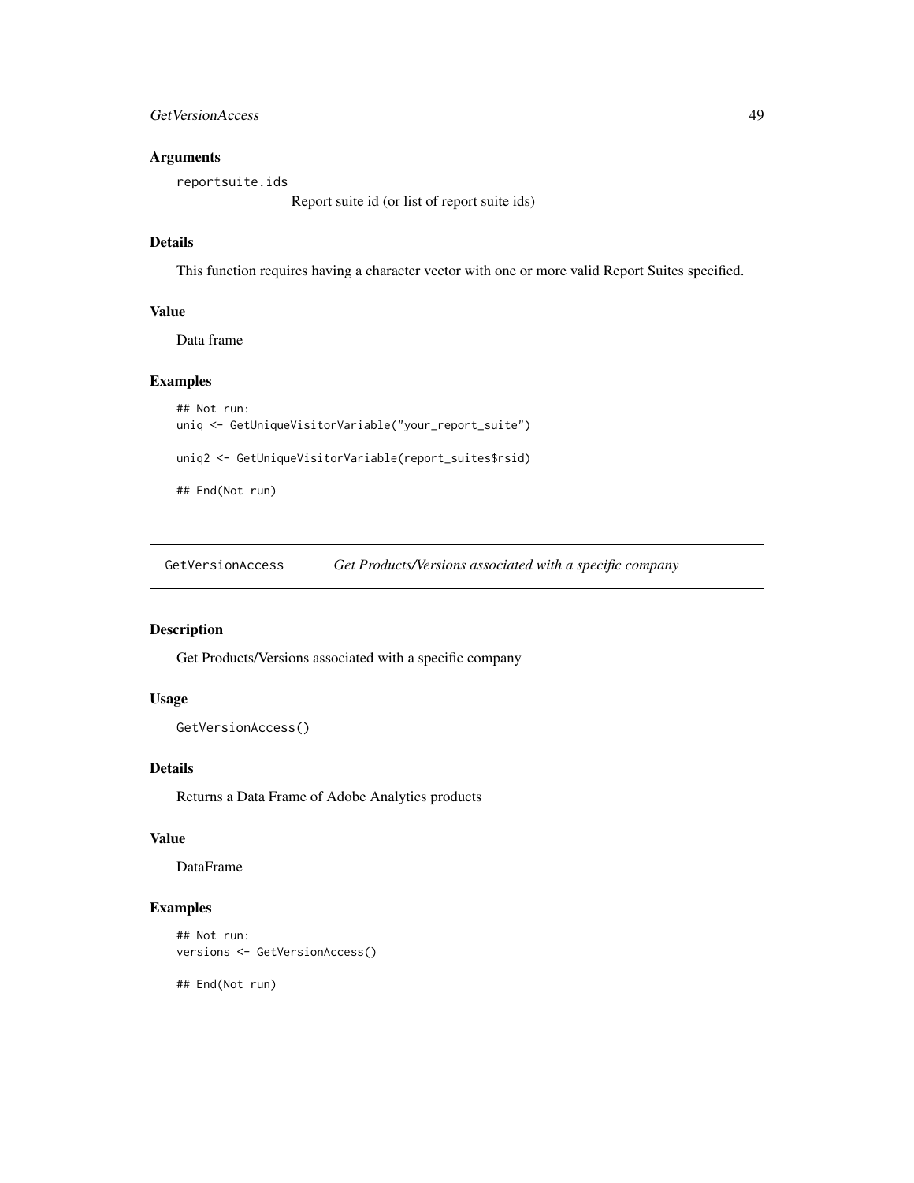### Arguments

`reportsuite.ids`
Report suite id (or list of report suite ids)

### Details

This function requires having a character vector with one or more valid Report Suites specified.

### Value

Data frame

### Examples

```
## Not run:
uniq <- GetUniqueVisitorVariable("your_report_suite")

uniq2 <- GetUniqueVisitorVariable(report_suites$rsid)

## End(Not run)
```

---

## GetVersionAccess — *Get Products/Versions associated with a specific company*

### Description

Get Products/Versions associated with a specific company

### Usage

```
GetVersionAccess()
```

### Details

Returns a Data Frame of Adobe Analytics products

### Value

DataFrame

### Examples

```
## Not run:
versions <- GetVersionAccess()

## End(Not run)
```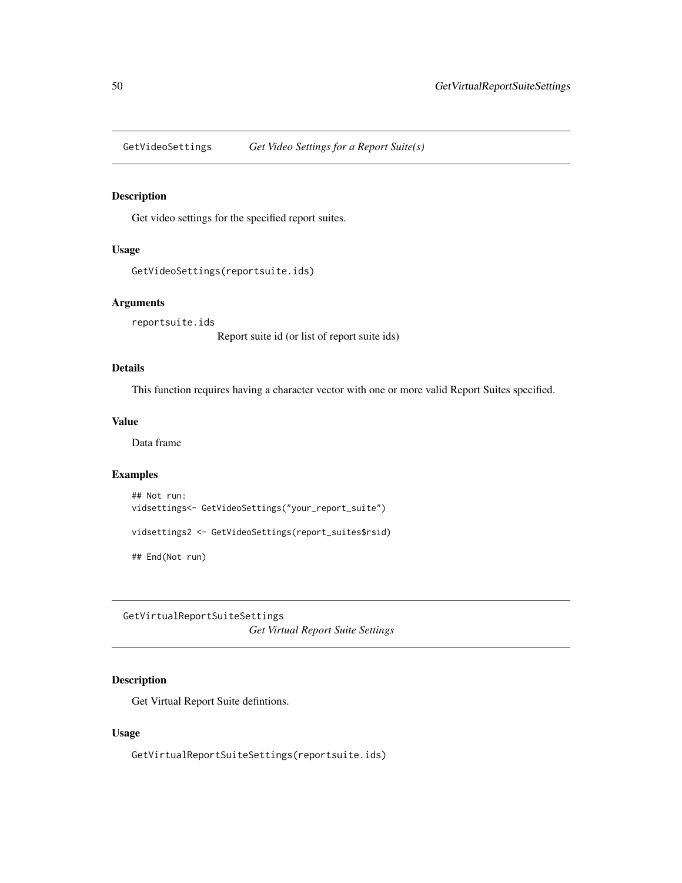## GetVideoSettings *Get Video Settings for a Report Suite(s)*

### Description

Get video settings for the specified report suites.

### Usage

```
GetVideoSettings(reportsuite.ids)
```

### Arguments

reportsuite.ids
: Report suite id (or list of report suite ids)

### Details

This function requires having a character vector with one or more valid Report Suites specified.

### Value

Data frame

### Examples

```
## Not run:
vidsettings<- GetVideoSettings("your_report_suite")

vidsettings2 <- GetVideoSettings(report_suites$rsid)

## End(Not run)
```

## GetVirtualReportSuiteSettings *Get Virtual Report Suite Settings*

### Description

Get Virtual Report Suite defintions.

### Usage

```
GetVirtualReportSuiteSettings(reportsuite.ids)
```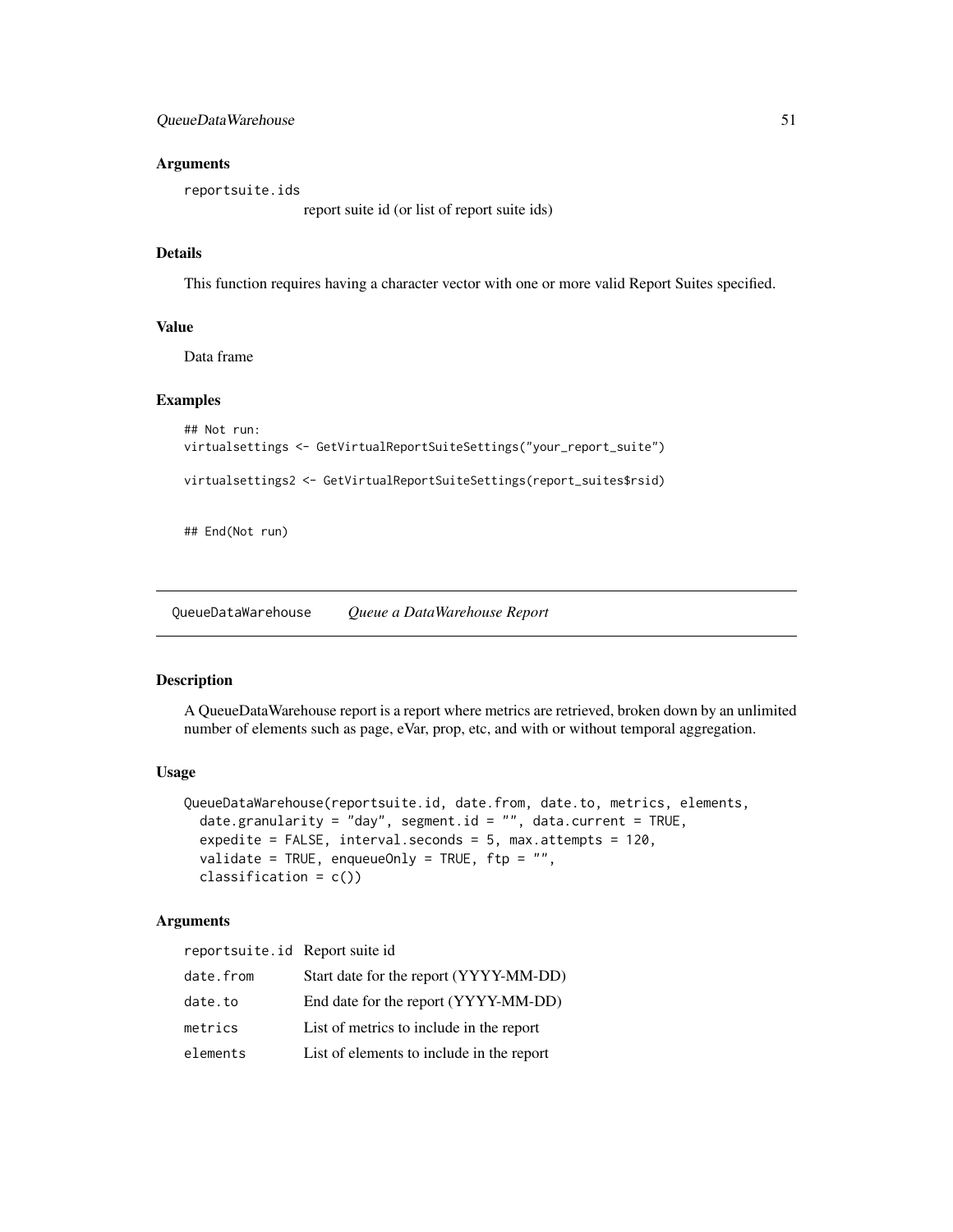### Arguments

| | |
|---|---|
| reportsuite.ids | report suite id (or list of report suite ids) |

### Details

This function requires having a character vector with one or more valid Report Suites specified.

### Value

Data frame

### Examples

```
## Not run:
virtualsettings <- GetVirtualReportSuiteSettings("your_report_suite")

virtualsettings2 <- GetVirtualReportSuiteSettings(report_suites$rsid)


## End(Not run)
```

---

## QueueDataWarehouse *Queue a DataWarehouse Report*

### Description

A QueueDataWarehouse report is a report where metrics are retrieved, broken down by an unlimited number of elements such as page, eVar, prop, etc, and with or without temporal aggregation.

### Usage

```
QueueDataWarehouse(reportsuite.id, date.from, date.to, metrics, elements,
  date.granularity = "day", segment.id = "", data.current = TRUE,
  expedite = FALSE, interval.seconds = 5, max.attempts = 120,
  validate = TRUE, enqueueOnly = TRUE, ftp = "",
  classification = c())
```

### Arguments

| | |
|---|---|
| reportsuite.id | Report suite id |
| date.from | Start date for the report (YYYY-MM-DD) |
| date.to | End date for the report (YYYY-MM-DD) |
| metrics | List of metrics to include in the report |
| elements | List of elements to include in the report |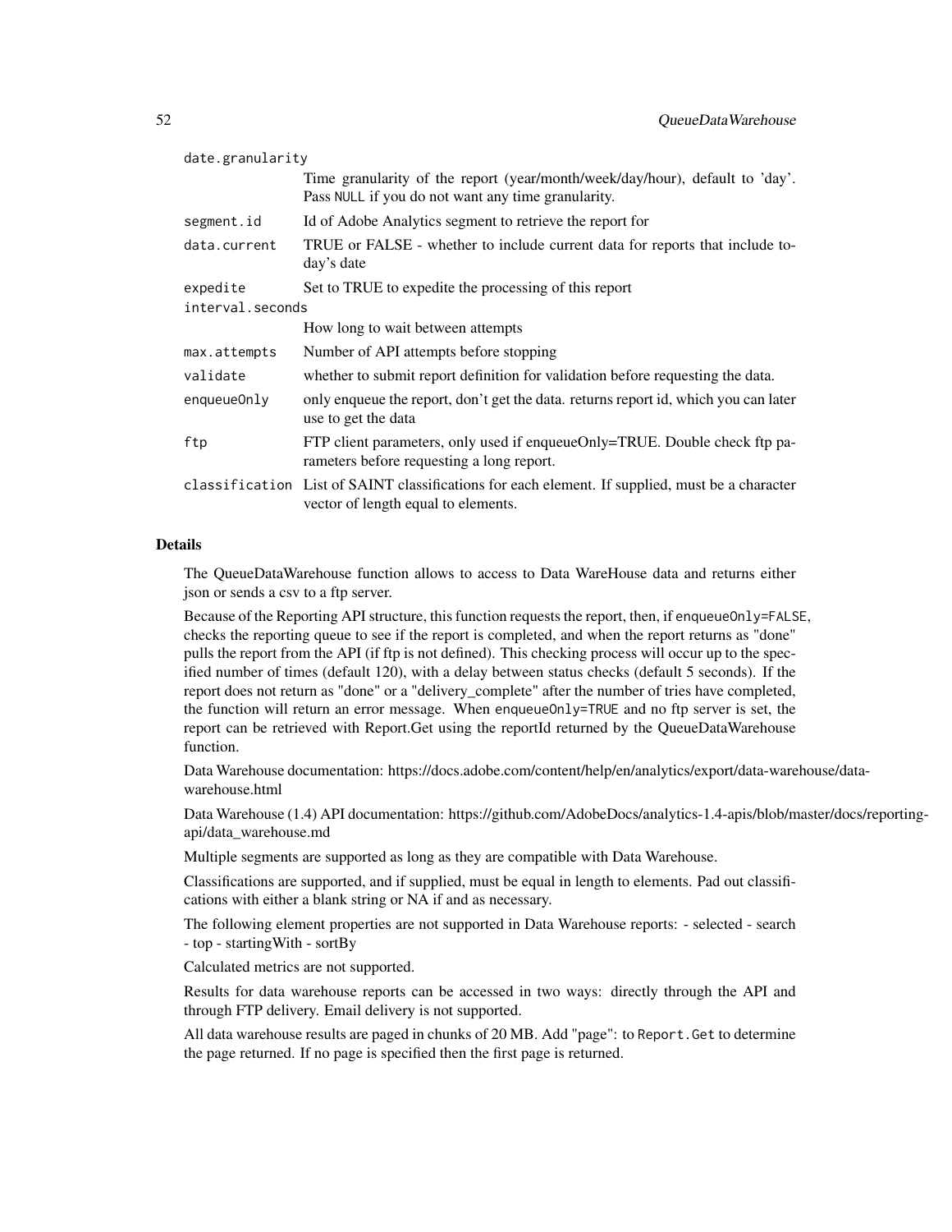| | |
|---|---|
| `date.granularity` | Time granularity of the report (year/month/week/day/hour), default to 'day'. Pass `NULL` if you do not want any time granularity. |
| `segment.id` | Id of Adobe Analytics segment to retrieve the report for |
| `data.current` | TRUE or FALSE - whether to include current data for reports that include today's date |
| `expedite` | Set to TRUE to expedite the processing of this report |
| `interval.seconds` | How long to wait between attempts |
| `max.attempts` | Number of API attempts before stopping |
| `validate` | whether to submit report definition for validation before requesting the data. |
| `enqueueOnly` | only enqueue the report, don't get the data. returns report id, which you can later use to get the data |
| `ftp` | FTP client parameters, only used if enqueueOnly=TRUE. Double check ftp parameters before requesting a long report. |
| `classification` | List of SAINT classifications for each element. If supplied, must be a character vector of length equal to elements. |

## Details

The QueueDataWarehouse function allows to access to Data WareHouse data and returns either json or sends a csv to a ftp server.

Because of the Reporting API structure, this function requests the report, then, if `enqueueOnly=FALSE`, checks the reporting queue to see if the report is completed, and when the report returns as "done" pulls the report from the API (if ftp is not defined). This checking process will occur up to the specified number of times (default 120), with a delay between status checks (default 5 seconds). If the report does not return as "done" or a "delivery_complete" after the number of tries have completed, the function will return an error message. When `enqueueOnly=TRUE` and no ftp server is set, the report can be retrieved with Report.Get using the reportId returned by the QueueDataWarehouse function.

Data Warehouse documentation: https://docs.adobe.com/content/help/en/analytics/export/data-warehouse/data-warehouse.html

Data Warehouse (1.4) API documentation: https://github.com/AdobeDocs/analytics-1.4-apis/blob/master/docs/reporting-api/data_warehouse.md

Multiple segments are supported as long as they are compatible with Data Warehouse.

Classifications are supported, and if supplied, must be equal in length to elements. Pad out classifications with either a blank string or NA if and as necessary.

The following element properties are not supported in Data Warehouse reports: - selected - search - top - startingWith - sortBy

Calculated metrics are not supported.

Results for data warehouse reports can be accessed in two ways: directly through the API and through FTP delivery. Email delivery is not supported.

All data warehouse results are paged in chunks of 20 MB. Add "page": to `Report.Get` to determine the page returned. If no page is specified then the first page is returned.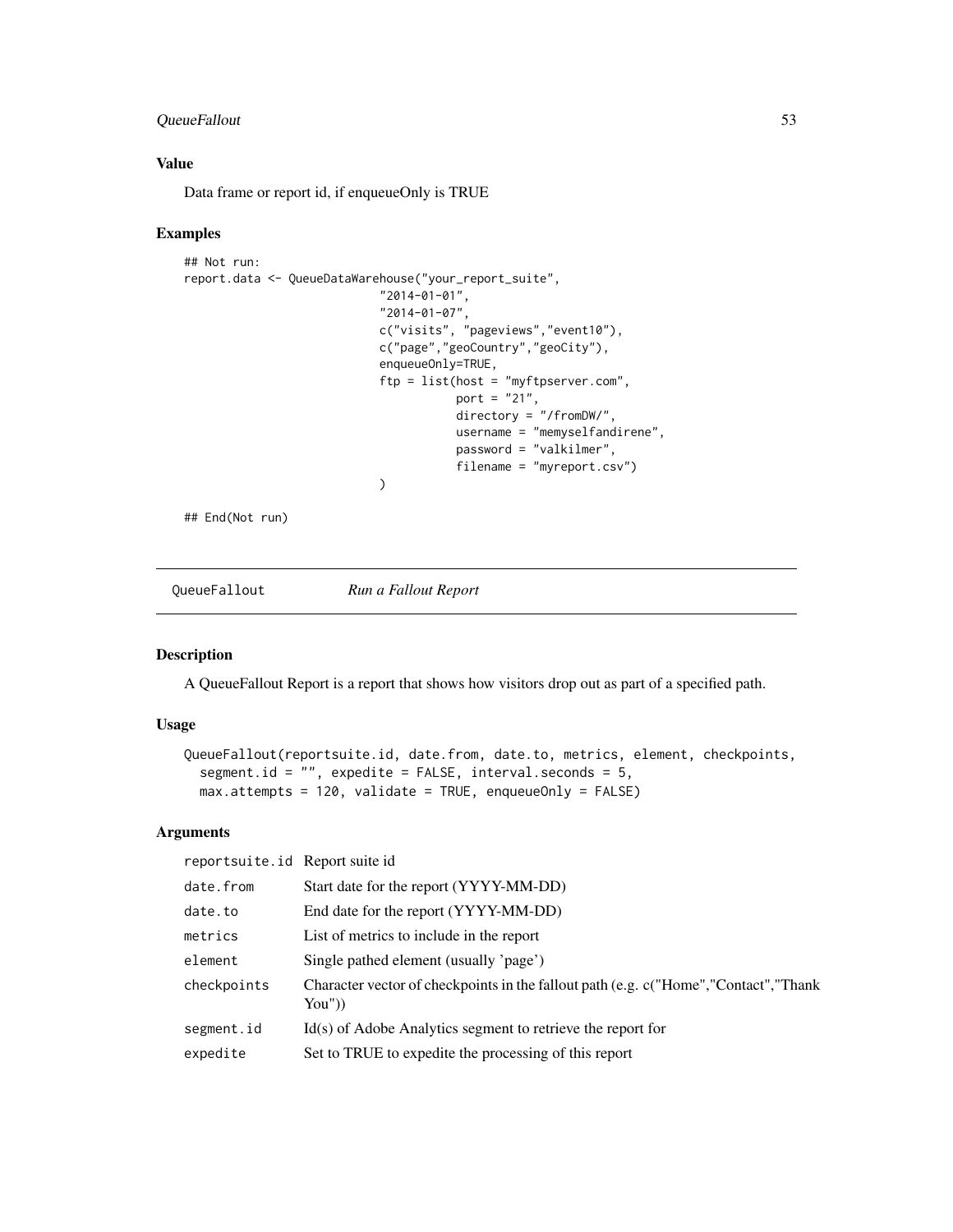### Value

Data frame or report id, if enqueueOnly is TRUE

### Examples

```
## Not run:
report.data <- QueueDataWarehouse("your_report_suite",
                            "2014-01-01",
                            "2014-01-07",
                            c("visits", "pageviews","event10"),
                            c("page","geoCountry","geoCity"),
                            enqueueOnly=TRUE,
                            ftp = list(host = "myftpserver.com",
                                       port = "21",
                                       directory = "/fromDW/",
                                       username = "memyselfandirene",
                                       password = "valkilmer",
                                       filename = "myreport.csv")
                            )

## End(Not run)
```

---

## QueueFallout — *Run a Fallout Report*

### Description

A QueueFallout Report is a report that shows how visitors drop out as part of a specified path.

### Usage

```
QueueFallout(reportsuite.id, date.from, date.to, metrics, element, checkpoints,
  segment.id = "", expedite = FALSE, interval.seconds = 5,
  max.attempts = 120, validate = TRUE, enqueueOnly = FALSE)
```

### Arguments

| | |
|---|---|
| `reportsuite.id` | Report suite id |
| `date.from` | Start date for the report (YYYY-MM-DD) |
| `date.to` | End date for the report (YYYY-MM-DD) |
| `metrics` | List of metrics to include in the report |
| `element` | Single pathed element (usually 'page') |
| `checkpoints` | Character vector of checkpoints in the fallout path (e.g. c("Home","Contact","Thank You")) |
| `segment.id` | Id(s) of Adobe Analytics segment to retrieve the report for |
| `expedite` | Set to TRUE to expedite the processing of this report |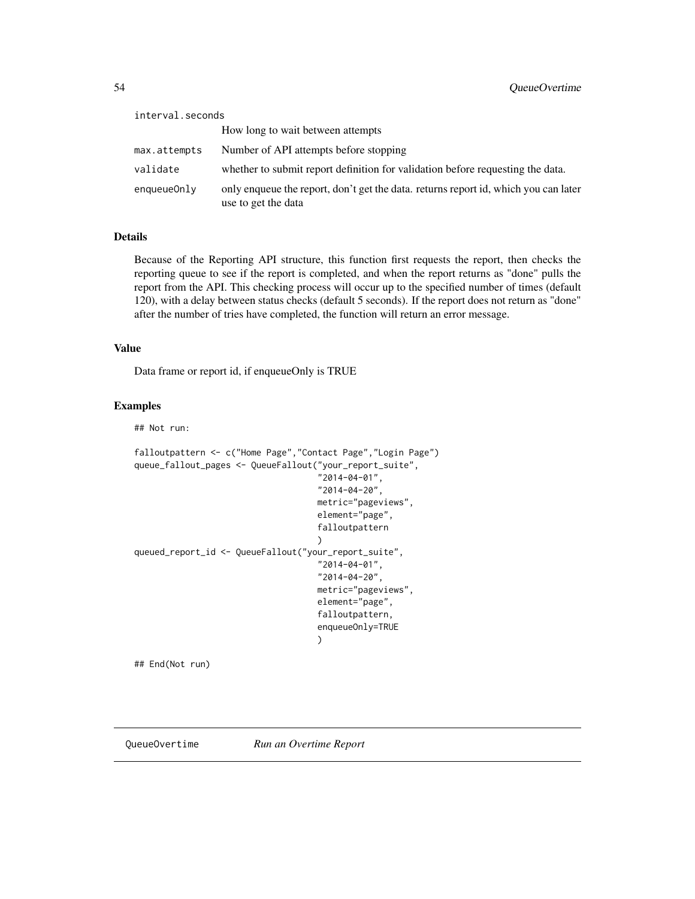| | |
|---|---|
| interval.seconds | How long to wait between attempts |
| max.attempts | Number of API attempts before stopping |
| validate | whether to submit report definition for validation before requesting the data. |
| enqueueOnly | only enqueue the report, don't get the data. returns report id, which you can later use to get the data |

### Details

Because of the Reporting API structure, this function first requests the report, then checks the reporting queue to see if the report is completed, and when the report returns as "done" pulls the report from the API. This checking process will occur up to the specified number of times (default 120), with a delay between status checks (default 5 seconds). If the report does not return as "done" after the number of tries have completed, the function will return an error message.

### Value

Data frame or report id, if enqueueOnly is TRUE

### Examples

```
## Not run:

falloutpattern <- c("Home Page","Contact Page","Login Page")
queue_fallout_pages <- QueueFallout("your_report_suite",
                                    "2014-04-01",
                                    "2014-04-20",
                                    metric="pageviews",
                                    element="page",
                                    falloutpattern
                                    )
queued_report_id <- QueueFallout("your_report_suite",
                                    "2014-04-01",
                                    "2014-04-20",
                                    metric="pageviews",
                                    element="page",
                                    falloutpattern,
                                    enqueueOnly=TRUE
                                    )

## End(Not run)
```

## QueueOvertime — *Run an Overtime Report*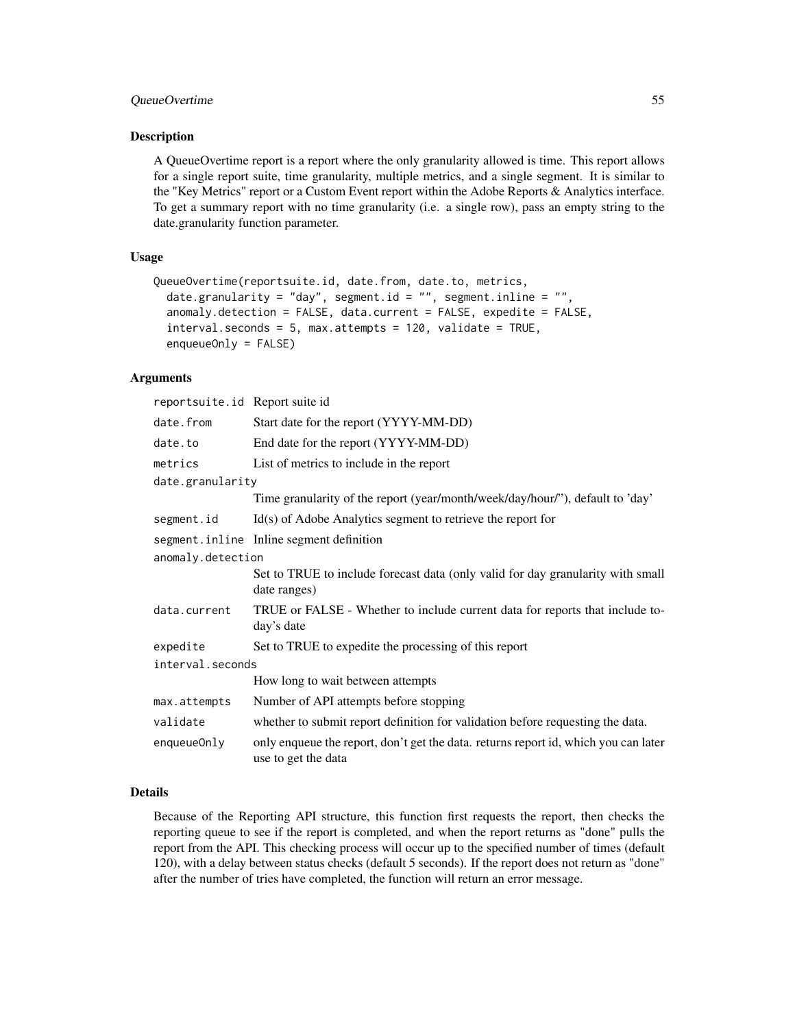## Description

A QueueOvertime report is a report where the only granularity allowed is time. This report allows for a single report suite, time granularity, multiple metrics, and a single segment. It is similar to the "Key Metrics" report or a Custom Event report within the Adobe Reports & Analytics interface. To get a summary report with no time granularity (i.e. a single row), pass an empty string to the date.granularity function parameter.

## Usage

```
QueueOvertime(reportsuite.id, date.from, date.to, metrics,
  date.granularity = "day", segment.id = "", segment.inline = "",
  anomaly.detection = FALSE, data.current = FALSE, expedite = FALSE,
  interval.seconds = 5, max.attempts = 120, validate = TRUE,
  enqueueOnly = FALSE)
```

## Arguments

| Argument | Description |
|---|---|
| `reportsuite.id` | Report suite id |
| `date.from` | Start date for the report (YYYY-MM-DD) |
| `date.to` | End date for the report (YYYY-MM-DD) |
| `metrics` | List of metrics to include in the report |
| `date.granularity` | Time granularity of the report (year/month/week/day/hour/''), default to 'day' |
| `segment.id` | Id(s) of Adobe Analytics segment to retrieve the report for |
| `segment.inline` | Inline segment definition |
| `anomaly.detection` | Set to TRUE to include forecast data (only valid for day granularity with small date ranges) |
| `data.current` | TRUE or FALSE - Whether to include current data for reports that include today's date |
| `expedite` | Set to TRUE to expedite the processing of this report |
| `interval.seconds` | How long to wait between attempts |
| `max.attempts` | Number of API attempts before stopping |
| `validate` | whether to submit report definition for validation before requesting the data. |
| `enqueueOnly` | only enqueue the report, don't get the data. returns report id, which you can later use to get the data |

## Details

Because of the Reporting API structure, this function first requests the report, then checks the reporting queue to see if the report is completed, and when the report returns as "done" pulls the report from the API. This checking process will occur up to the specified number of times (default 120), with a delay between status checks (default 5 seconds). If the report does not return as "done" after the number of tries have completed, the function will return an error message.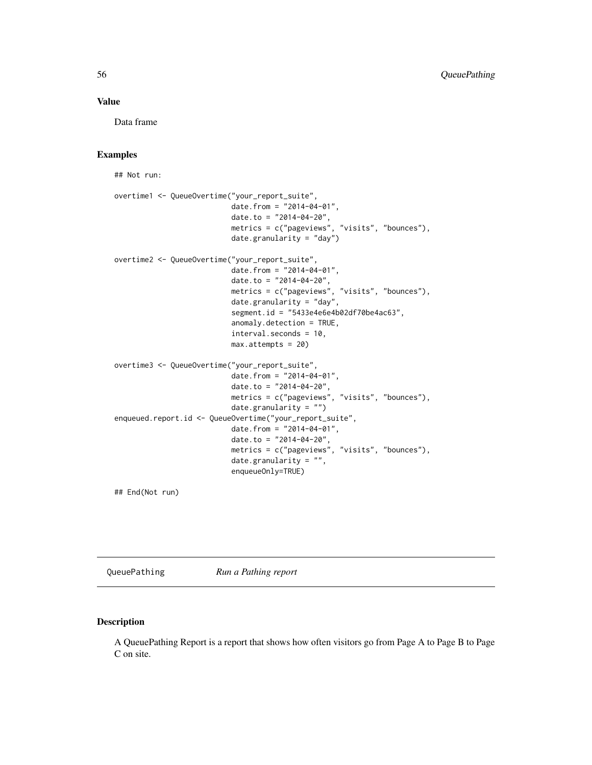## Value

Data frame

## Examples

```
## Not run:

overtime1 <- QueueOvertime("your_report_suite",
                           date.from = "2014-04-01",
                           date.to = "2014-04-20",
                           metrics = c("pageviews", "visits", "bounces"),
                           date.granularity = "day")

overtime2 <- QueueOvertime("your_report_suite",
                           date.from = "2014-04-01",
                           date.to = "2014-04-20",
                           metrics = c("pageviews", "visits", "bounces"),
                           date.granularity = "day",
                           segment.id = "5433e4e6e4b02df70be4ac63",
                           anomaly.detection = TRUE,
                           interval.seconds = 10,
                           max.attempts = 20)

overtime3 <- QueueOvertime("your_report_suite",
                           date.from = "2014-04-01",
                           date.to = "2014-04-20",
                           metrics = c("pageviews", "visits", "bounces"),
                           date.granularity = "")
enqueued.report.id <- QueueOvertime("your_report_suite",
                           date.from = "2014-04-01",
                           date.to = "2014-04-20",
                           metrics = c("pageviews", "visits", "bounces"),
                           date.granularity = "",
                           enqueueOnly=TRUE)

## End(Not run)
```

---

# QueuePathing *Run a Pathing report*

## Description

A QueuePathing Report is a report that shows how often visitors go from Page A to Page B to Page C on site.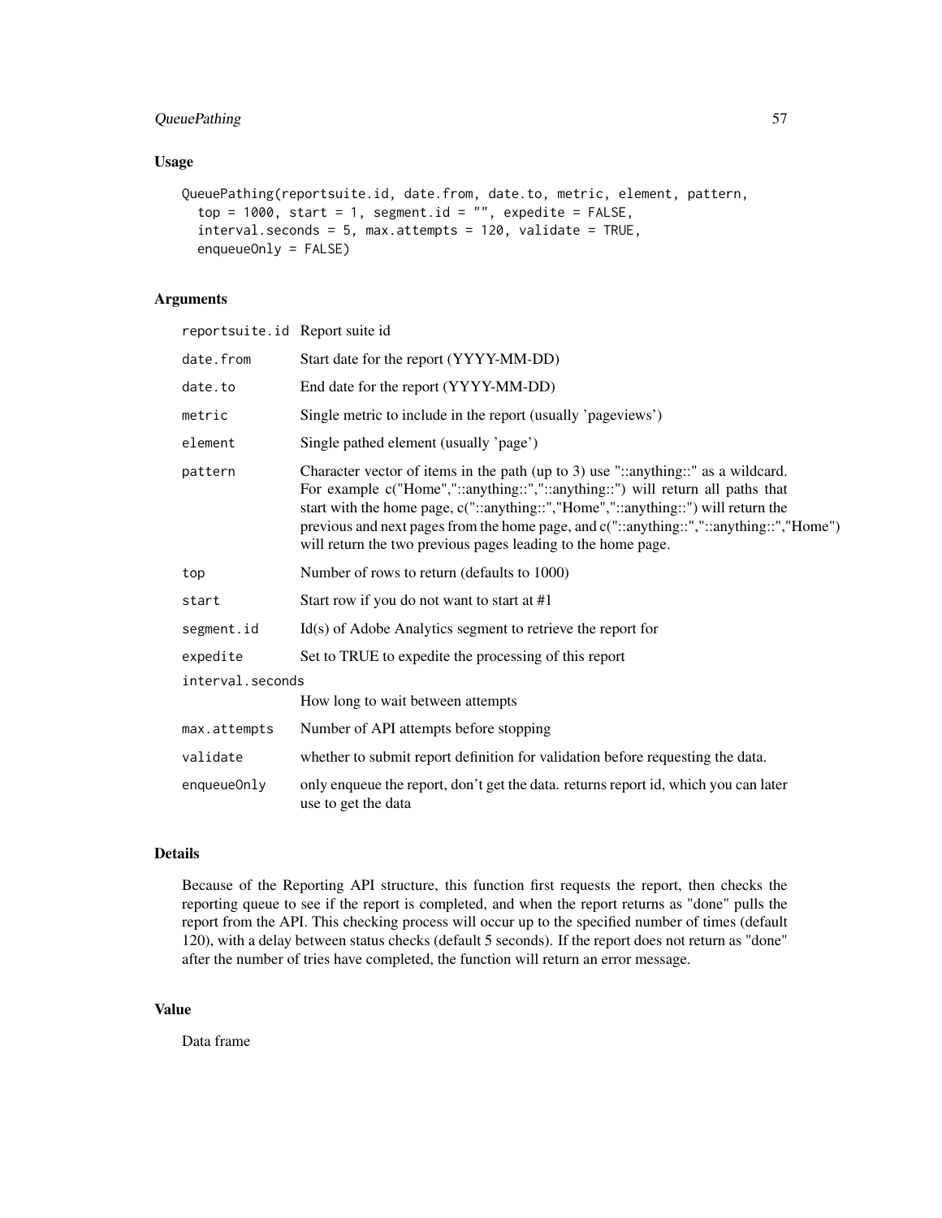## Usage

```
QueuePathing(reportsuite.id, date.from, date.to, metric, element, pattern,
  top = 1000, start = 1, segment.id = "", expedite = FALSE,
  interval.seconds = 5, max.attempts = 120, validate = TRUE,
  enqueueOnly = FALSE)
```

## Arguments

| | |
|---|---|
| `reportsuite.id` | Report suite id |
| `date.from` | Start date for the report (YYYY-MM-DD) |
| `date.to` | End date for the report (YYYY-MM-DD) |
| `metric` | Single metric to include in the report (usually 'pageviews') |
| `element` | Single pathed element (usually 'page') |
| `pattern` | Character vector of items in the path (up to 3) use "::anything::" as a wildcard. For example c("Home","::anything::","::anything::") will return all paths that start with the home page, c("::anything::","Home","::anything::") will return the previous and next pages from the home page, and c("::anything::","::anything::","Home") will return the two previous pages leading to the home page. |
| `top` | Number of rows to return (defaults to 1000) |
| `start` | Start row if you do not want to start at #1 |
| `segment.id` | Id(s) of Adobe Analytics segment to retrieve the report for |
| `expedite` | Set to TRUE to expedite the processing of this report |
| `interval.seconds` | How long to wait between attempts |
| `max.attempts` | Number of API attempts before stopping |
| `validate` | whether to submit report definition for validation before requesting the data. |
| `enqueueOnly` | only enqueue the report, don't get the data. returns report id, which you can later use to get the data |

## Details

Because of the Reporting API structure, this function first requests the report, then checks the reporting queue to see if the report is completed, and when the report returns as "done" pulls the report from the API. This checking process will occur up to the specified number of times (default 120), with a delay between status checks (default 5 seconds). If the report does not return as "done" after the number of tries have completed, the function will return an error message.

## Value

Data frame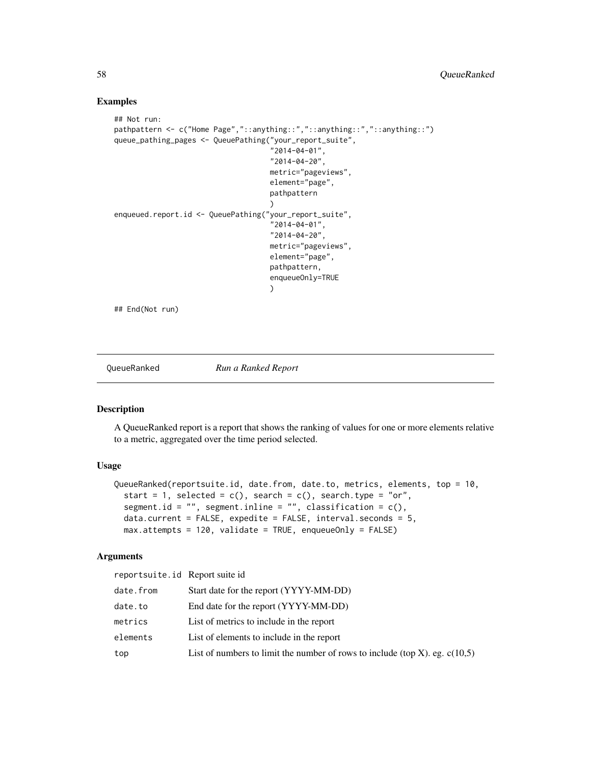### Examples

```
## Not run:
pathpattern <- c("Home Page","::anything::","::anything::","::anything::")
queue_pathing_pages <- QueuePathing("your_report_suite",
                                    "2014-04-01",
                                    "2014-04-20",
                                    metric="pageviews",
                                    element="page",
                                    pathpattern
                                    )
enqueued.report.id <- QueuePathing("your_report_suite",
                                    "2014-04-01",
                                    "2014-04-20",
                                    metric="pageviews",
                                    element="page",
                                    pathpattern,
                                    enqueueOnly=TRUE
                                    )

## End(Not run)
```

---

## QueueRanked *Run a Ranked Report*

### Description

A QueueRanked report is a report that shows the ranking of values for one or more elements relative to a metric, aggregated over the time period selected.

### Usage

```
QueueRanked(reportsuite.id, date.from, date.to, metrics, elements, top = 10,
  start = 1, selected = c(), search = c(), search.type = "or",
  segment.id = "", segment.inline = "", classification = c(),
  data.current = FALSE, expedite = FALSE, interval.seconds = 5,
  max.attempts = 120, validate = TRUE, enqueueOnly = FALSE)
```

### Arguments

| | |
|---|---|
| reportsuite.id | Report suite id |
| date.from | Start date for the report (YYYY-MM-DD) |
| date.to | End date for the report (YYYY-MM-DD) |
| metrics | List of metrics to include in the report |
| elements | List of elements to include in the report |
| top | List of numbers to limit the number of rows to include (top X). eg. c(10,5) |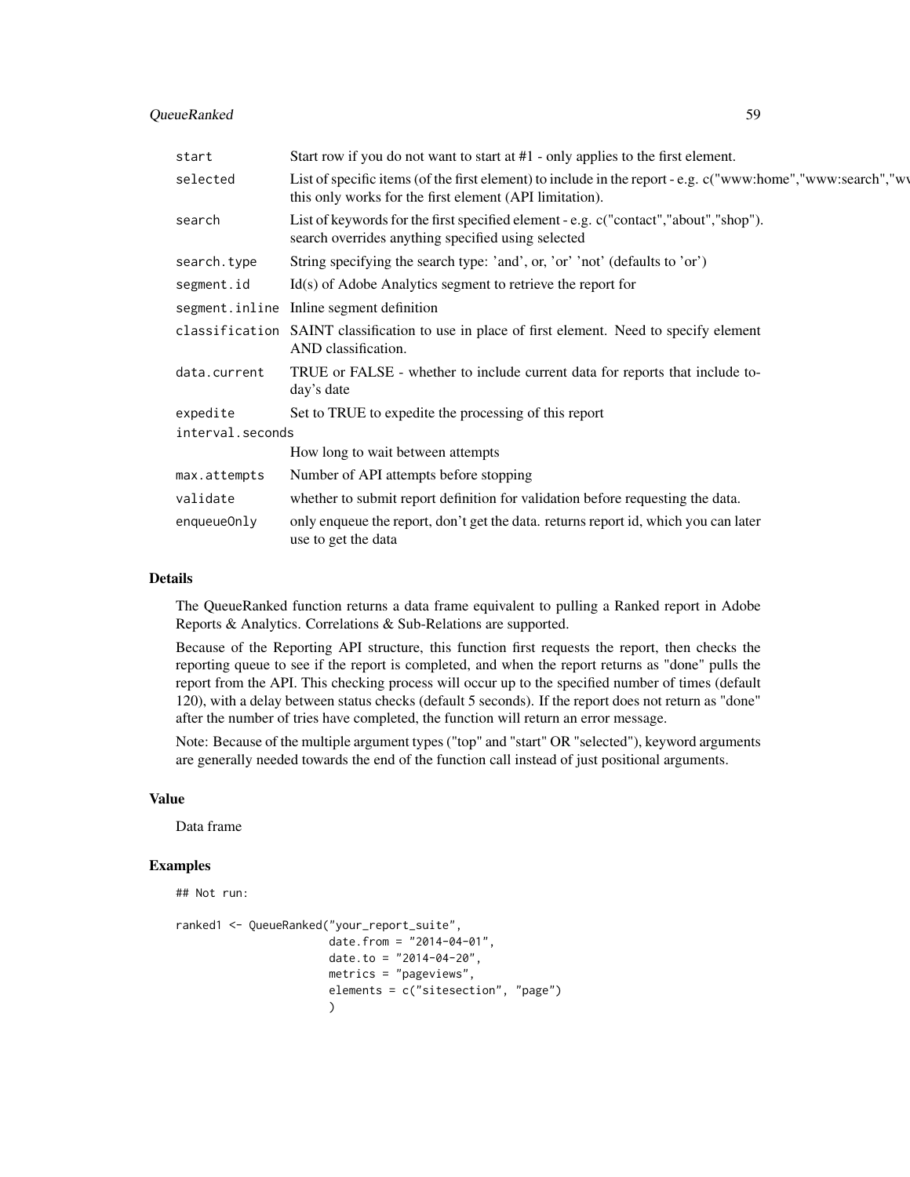| | |
|---|---|
| `start` | Start row if you do not want to start at #1 - only applies to the first element. |
| `selected` | List of specific items (of the first element) to include in the report - e.g. c("www:home","www:search","wv this only works for the first element (API limitation). |
| `search` | List of keywords for the first specified element - e.g. c("contact","about","shop"). search overrides anything specified using selected |
| `search.type` | String specifying the search type: 'and', or, 'or' 'not' (defaults to 'or') |
| `segment.id` | Id(s) of Adobe Analytics segment to retrieve the report for |
| `segment.inline` | Inline segment definition |
| `classification` | SAINT classification to use in place of first element. Need to specify element AND classification. |
| `data.current` | TRUE or FALSE - whether to include current data for reports that include today's date |
| `expedite` | Set to TRUE to expedite the processing of this report |
| `interval.seconds` | How long to wait between attempts |
| `max.attempts` | Number of API attempts before stopping |
| `validate` | whether to submit report definition for validation before requesting the data. |
| `enqueueOnly` | only enqueue the report, don't get the data. returns report id, which you can later use to get the data |

## Details

The QueueRanked function returns a data frame equivalent to pulling a Ranked report in Adobe Reports & Analytics. Correlations & Sub-Relations are supported.

Because of the Reporting API structure, this function first requests the report, then checks the reporting queue to see if the report is completed, and when the report returns as "done" pulls the report from the API. This checking process will occur up to the specified number of times (default 120), with a delay between status checks (default 5 seconds). If the report does not return as "done" after the number of tries have completed, the function will return an error message.

Note: Because of the multiple argument types ("top" and "start" OR "selected"), keyword arguments are generally needed towards the end of the function call instead of just positional arguments.

## Value

Data frame

## Examples

```
## Not run:

ranked1 <- QueueRanked("your_report_suite",
                       date.from = "2014-04-01",
                       date.to = "2014-04-20",
                       metrics = "pageviews",
                       elements = c("sitesection", "page")
                       )
```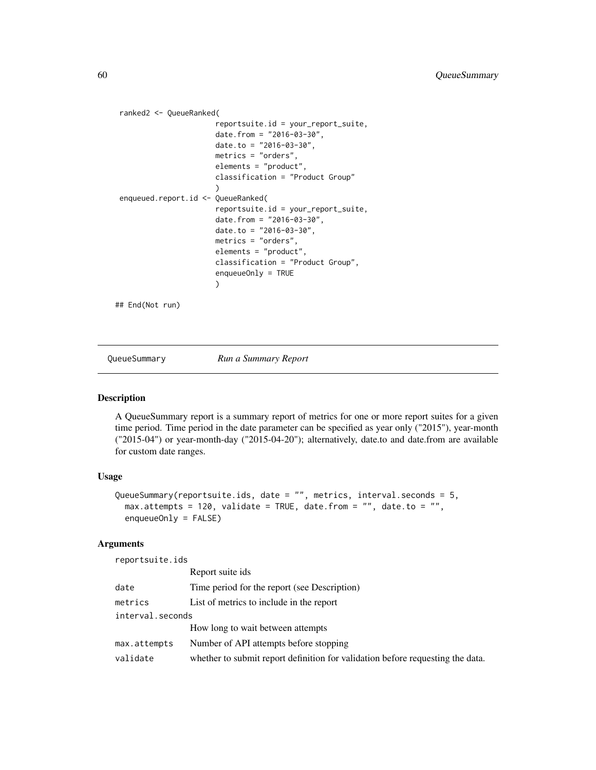```
 ranked2 <- QueueRanked(
                        reportsuite.id = your_report_suite,
                        date.from = "2016-03-30",
                        date.to = "2016-03-30",
                        metrics = "orders",
                        elements = "product",
                        classification = "Product Group"
                        )
 enqueued.report.id <- QueueRanked(
                        reportsuite.id = your_report_suite,
                        date.from = "2016-03-30",
                        date.to = "2016-03-30",
                        metrics = "orders",
                        elements = "product",
                        classification = "Product Group",
                        enqueueOnly = TRUE
                        )

## End(Not run)
```

---

## QueueSummary — *Run a Summary Report*

### Description

A QueueSummary report is a summary report of metrics for one or more report suites for a given time period. Time period in the date parameter can be specified as year only ("2015"), year-month ("2015-04") or year-month-day ("2015-04-20"); alternatively, date.to and date.from are available for custom date ranges.

### Usage

```
QueueSummary(reportsuite.ids, date = "", metrics, interval.seconds = 5,
  max.attempts = 120, validate = TRUE, date.from = "", date.to = "",
  enqueueOnly = FALSE)
```

### Arguments

| | |
|---|---|
| `reportsuite.ids` | Report suite ids |
| `date` | Time period for the report (see Description) |
| `metrics` | List of metrics to include in the report |
| `interval.seconds` | How long to wait between attempts |
| `max.attempts` | Number of API attempts before stopping |
| `validate` | whether to submit report definition for validation before requesting the data. |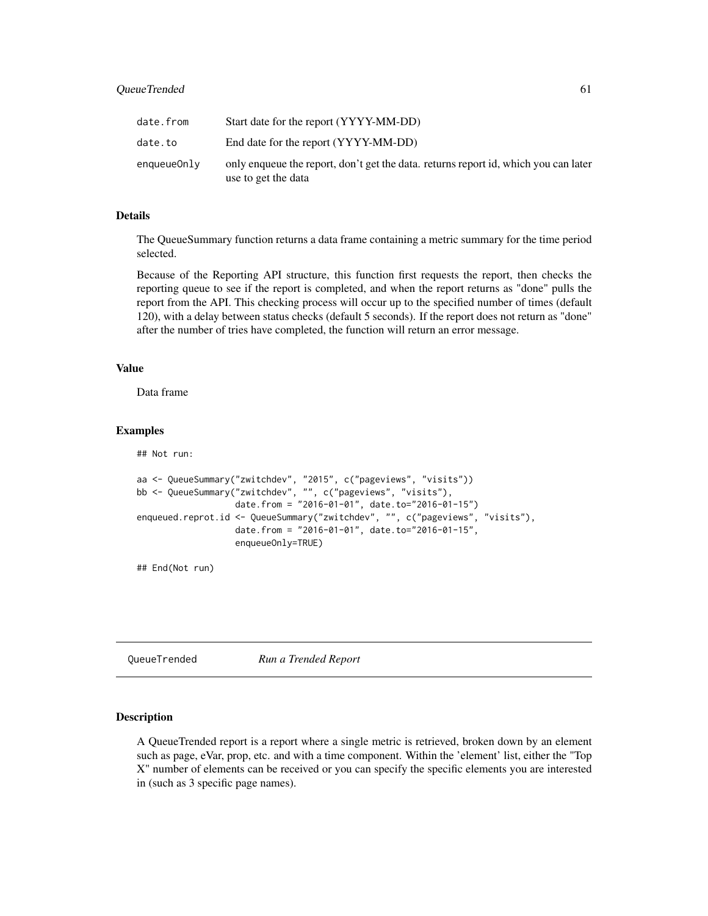| | |
|---|---|
| date.from | Start date for the report (YYYY-MM-DD) |
| date.to | End date for the report (YYYY-MM-DD) |
| enqueueOnly | only enqueue the report, don't get the data. returns report id, which you can later use to get the data |

### Details

The QueueSummary function returns a data frame containing a metric summary for the time period selected.

Because of the Reporting API structure, this function first requests the report, then checks the reporting queue to see if the report is completed, and when the report returns as "done" pulls the report from the API. This checking process will occur up to the specified number of times (default 120), with a delay between status checks (default 5 seconds). If the report does not return as "done" after the number of tries have completed, the function will return an error message.

### Value

Data frame

### Examples

```
## Not run:

aa <- QueueSummary("zwitchdev", "2015", c("pageviews", "visits"))
bb <- QueueSummary("zwitchdev", "", c("pageviews", "visits"),
                   date.from = "2016-01-01", date.to="2016-01-15")
enqueued.reprot.id <- QueueSummary("zwitchdev", "", c("pageviews", "visits"),
                   date.from = "2016-01-01", date.to="2016-01-15",
                   enqueueOnly=TRUE)

## End(Not run)
```

---

## QueueTrended *Run a Trended Report*

### Description

A QueueTrended report is a report where a single metric is retrieved, broken down by an element such as page, eVar, prop, etc. and with a time component. Within the 'element' list, either the "Top X" number of elements can be received or you can specify the specific elements you are interested in (such as 3 specific page names).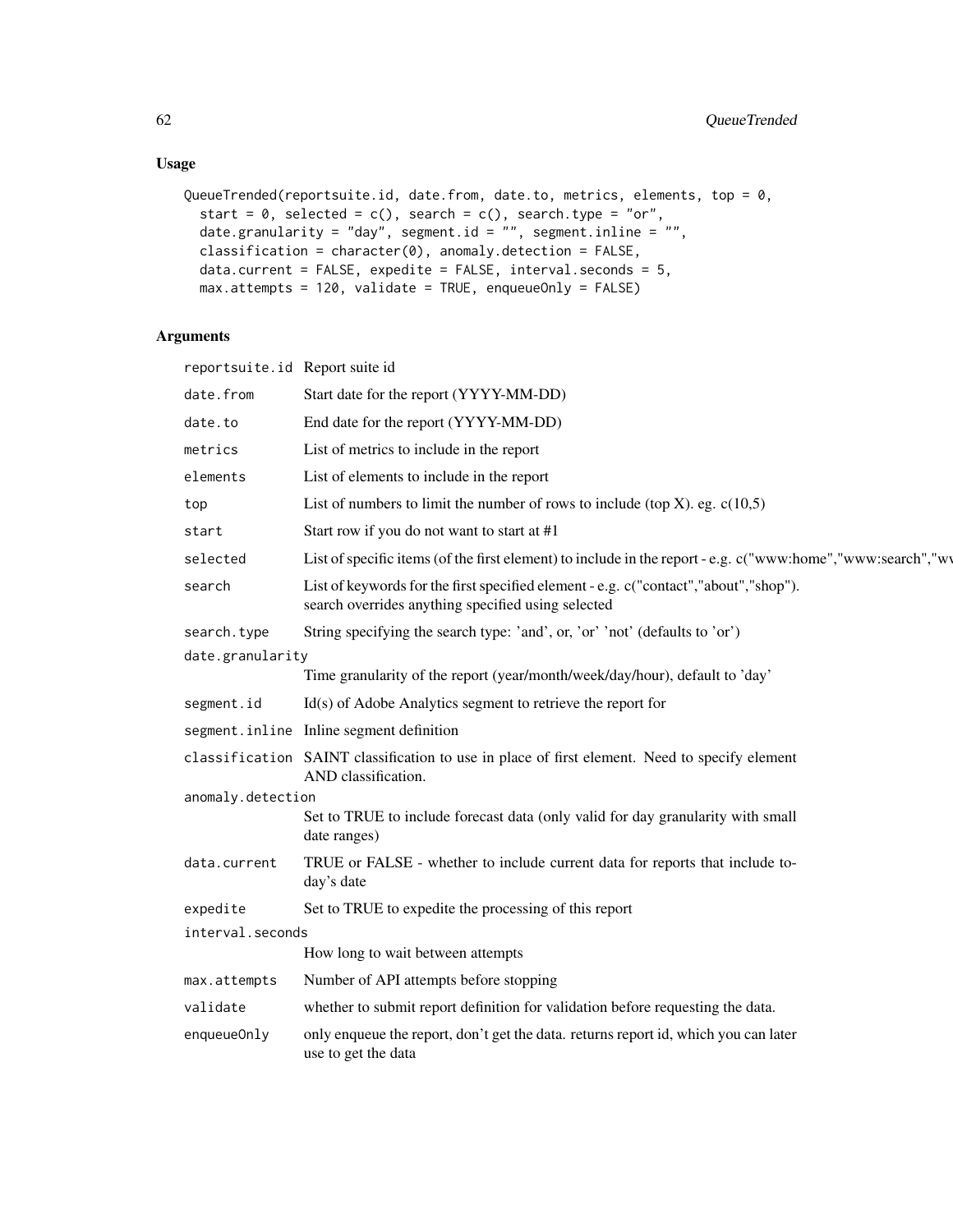## Usage

```
QueueTrended(reportsuite.id, date.from, date.to, metrics, elements, top = 0,
  start = 0, selected = c(), search = c(), search.type = "or",
  date.granularity = "day", segment.id = "", segment.inline = "",
  classification = character(0), anomaly.detection = FALSE,
  data.current = FALSE, expedite = FALSE, interval.seconds = 5,
  max.attempts = 120, validate = TRUE, enqueueOnly = FALSE)
```

## Arguments

| Argument | Description |
|---|---|
| `reportsuite.id` | Report suite id |
| `date.from` | Start date for the report (YYYY-MM-DD) |
| `date.to` | End date for the report (YYYY-MM-DD) |
| `metrics` | List of metrics to include in the report |
| `elements` | List of elements to include in the report |
| `top` | List of numbers to limit the number of rows to include (top X). eg. c(10,5) |
| `start` | Start row if you do not want to start at #1 |
| `selected` | List of specific items (of the first element) to include in the report - e.g. c("www:home","www:search","wv |
| `search` | List of keywords for the first specified element - e.g. c("contact","about","shop"). search overrides anything specified using selected |
| `search.type` | String specifying the search type: 'and', or, 'or' 'not' (defaults to 'or') |
| `date.granularity` | Time granularity of the report (year/month/week/day/hour), default to 'day' |
| `segment.id` | Id(s) of Adobe Analytics segment to retrieve the report for |
| `segment.inline` | Inline segment definition |
| `classification` | SAINT classification to use in place of first element. Need to specify element AND classification. |
| `anomaly.detection` | Set to TRUE to include forecast data (only valid for day granularity with small date ranges) |
| `data.current` | TRUE or FALSE - whether to include current data for reports that include today's date |
| `expedite` | Set to TRUE to expedite the processing of this report |
| `interval.seconds` | How long to wait between attempts |
| `max.attempts` | Number of API attempts before stopping |
| `validate` | whether to submit report definition for validation before requesting the data. |
| `enqueueOnly` | only enqueue the report, don't get the data. returns report id, which you can later use to get the data |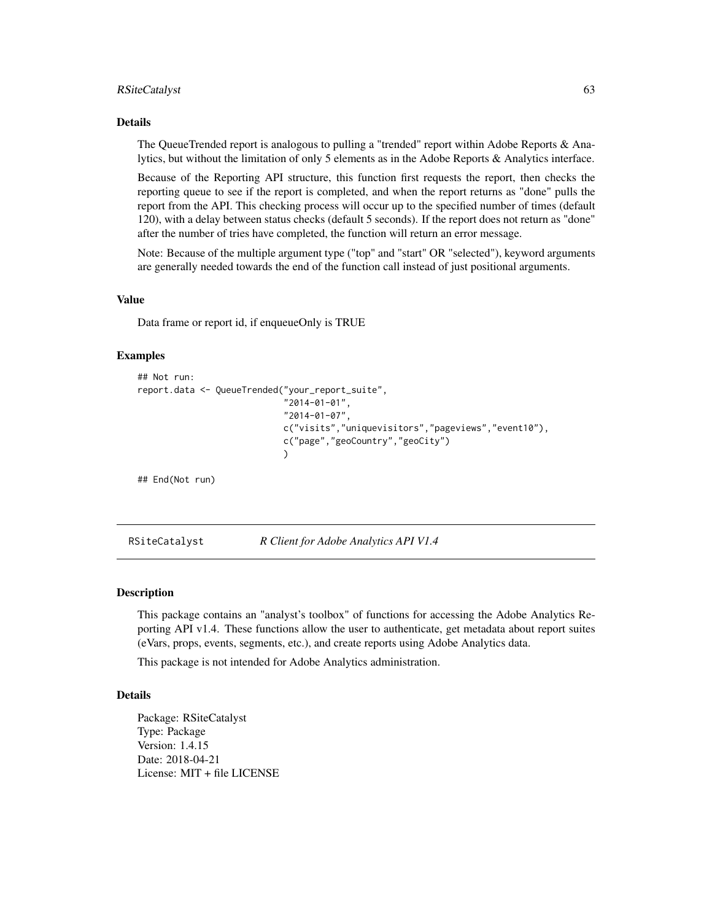### Details

The QueueTrended report is analogous to pulling a "trended" report within Adobe Reports & Analytics, but without the limitation of only 5 elements as in the Adobe Reports & Analytics interface.

Because of the Reporting API structure, this function first requests the report, then checks the reporting queue to see if the report is completed, and when the report returns as "done" pulls the report from the API. This checking process will occur up to the specified number of times (default 120), with a delay between status checks (default 5 seconds). If the report does not return as "done" after the number of tries have completed, the function will return an error message.

Note: Because of the multiple argument type ("top" and "start" OR "selected"), keyword arguments are generally needed towards the end of the function call instead of just positional arguments.

### Value

Data frame or report id, if enqueueOnly is TRUE

### Examples

```
## Not run:
report.data <- QueueTrended("your_report_suite",
                            "2014-01-01",
                            "2014-01-07",
                            c("visits","uniquevisitors","pageviews","event10"),
                            c("page","geoCountry","geoCity")
                            )

## End(Not run)
```

---

## RSiteCatalyst    *R Client for Adobe Analytics API V1.4*

### Description

This package contains an "analyst's toolbox" of functions for accessing the Adobe Analytics Reporting API v1.4. These functions allow the user to authenticate, get metadata about report suites (eVars, props, events, segments, etc.), and create reports using Adobe Analytics data.

This package is not intended for Adobe Analytics administration.

### Details

Package: RSiteCatalyst
Type: Package
Version: 1.4.15
Date: 2018-04-21
License: MIT + file LICENSE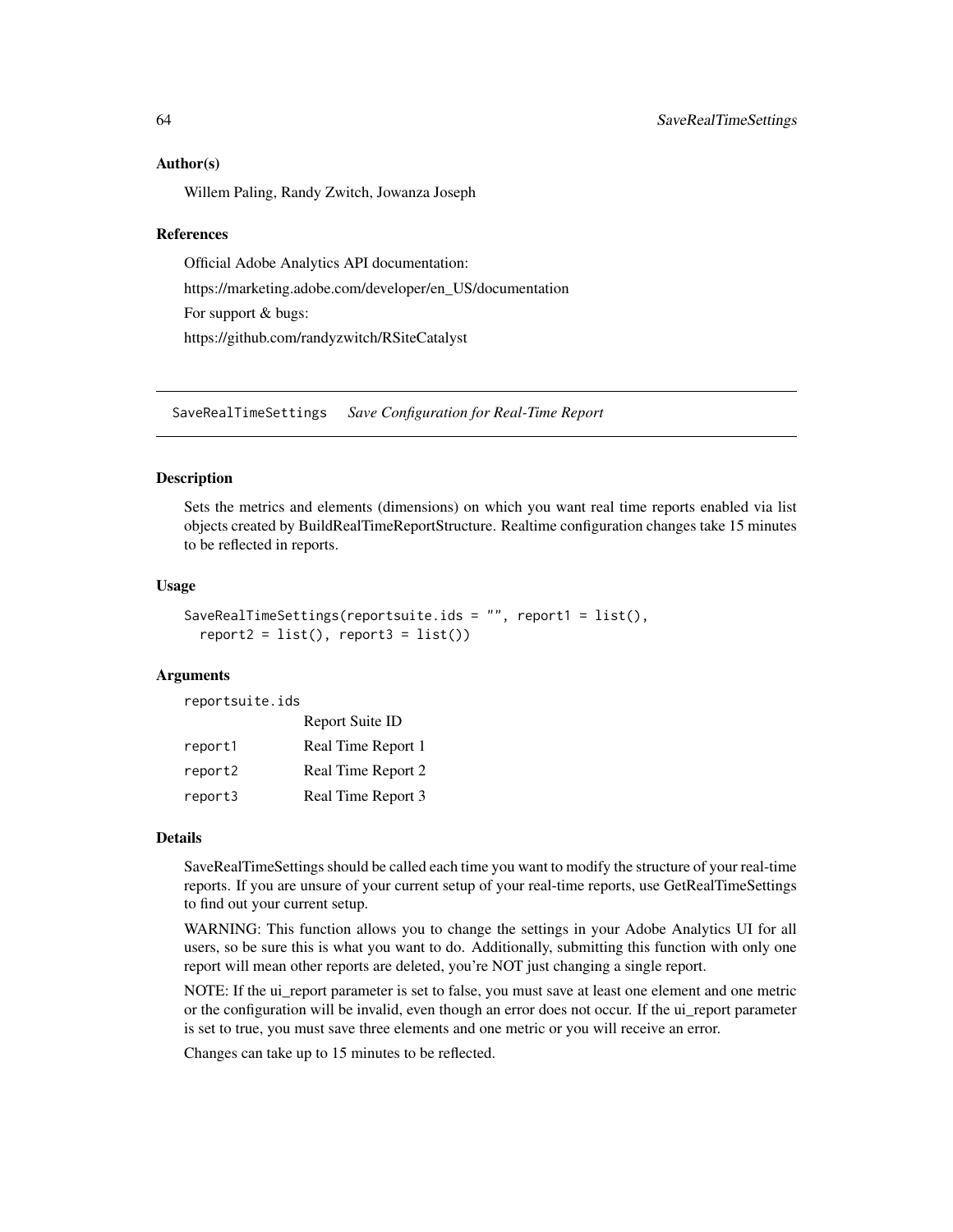### Author(s)

Willem Paling, Randy Zwitch, Jowanza Joseph

### References

Official Adobe Analytics API documentation:

https://marketing.adobe.com/developer/en_US/documentation

For support & bugs:

https://github.com/randyzwitch/RSiteCatalyst

## SaveRealTimeSettings *Save Configuration for Real-Time Report*

### Description

Sets the metrics and elements (dimensions) on which you want real time reports enabled via list objects created by BuildRealTimeReportStructure. Realtime configuration changes take 15 minutes to be reflected in reports.

### Usage

```
SaveRealTimeSettings(reportsuite.ids = "", report1 = list(),
  report2 = list(), report3 = list())
```

### Arguments

| | |
|---|---|
| `reportsuite.ids` | Report Suite ID |
| `report1` | Real Time Report 1 |
| `report2` | Real Time Report 2 |
| `report3` | Real Time Report 3 |

### Details

SaveRealTimeSettings should be called each time you want to modify the structure of your real-time reports. If you are unsure of your current setup of your real-time reports, use GetRealTimeSettings to find out your current setup.

WARNING: This function allows you to change the settings in your Adobe Analytics UI for all users, so be sure this is what you want to do. Additionally, submitting this function with only one report will mean other reports are deleted, you're NOT just changing a single report.

NOTE: If the ui_report parameter is set to false, you must save at least one element and one metric or the configuration will be invalid, even though an error does not occur. If the ui_report parameter is set to true, you must save three elements and one metric or you will receive an error.

Changes can take up to 15 minutes to be reflected.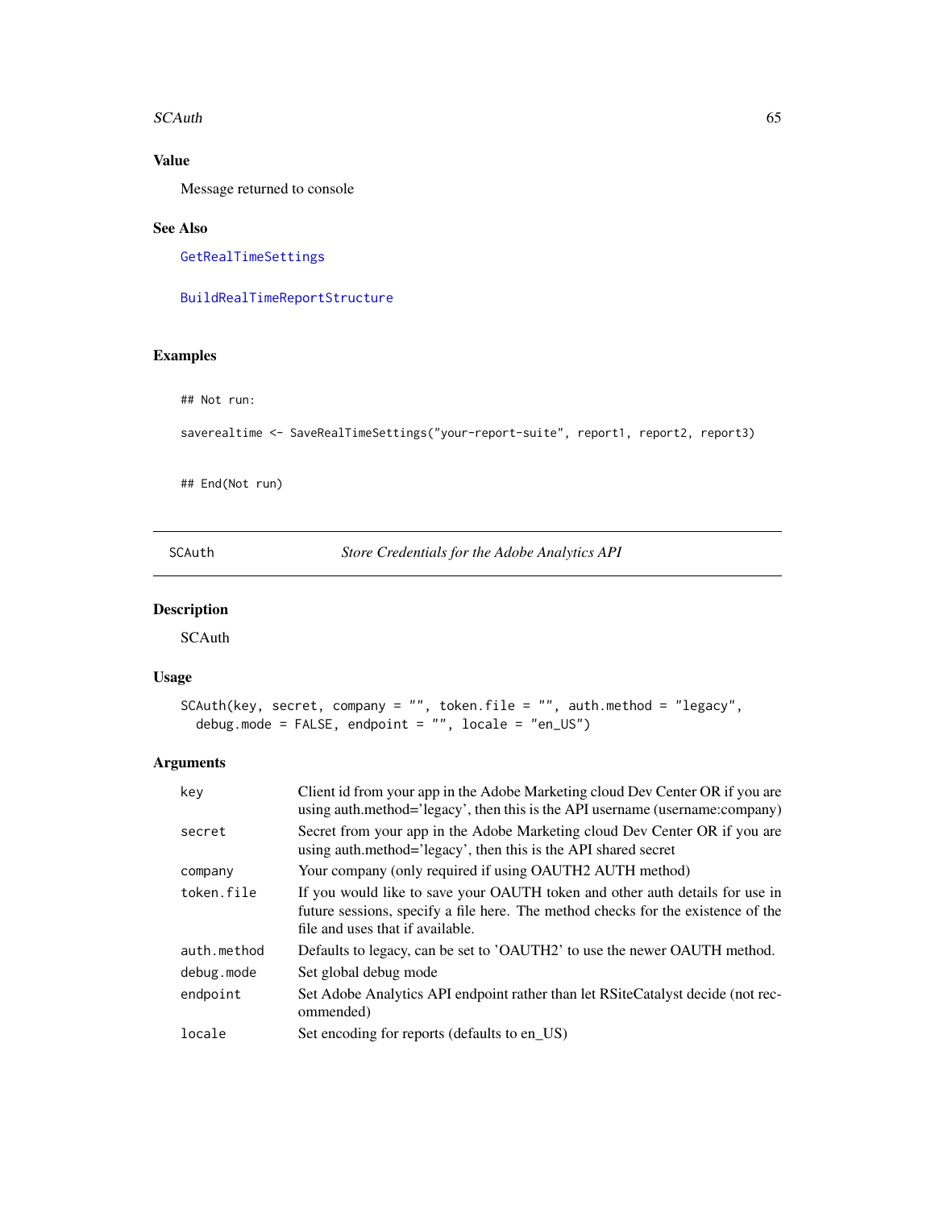## Value

Message returned to console

## See Also

GetRealTimeSettings

BuildRealTimeReportStructure

## Examples

```
## Not run:

saverealtime <- SaveRealTimeSettings("your-report-suite", report1, report2, report3)


## End(Not run)
```

---

SCAuth *Store Credentials for the Adobe Analytics API*

---

## Description

SCAuth

## Usage

```
SCAuth(key, secret, company = "", token.file = "", auth.method = "legacy",
  debug.mode = FALSE, endpoint = "", locale = "en_US")
```

## Arguments

| | |
|---|---|
| key | Client id from your app in the Adobe Marketing cloud Dev Center OR if you are using auth.method='legacy', then this is the API username (username:company) |
| secret | Secret from your app in the Adobe Marketing cloud Dev Center OR if you are using auth.method='legacy', then this is the API shared secret |
| company | Your company (only required if using OAUTH2 AUTH method) |
| token.file | If you would like to save your OAUTH token and other auth details for use in future sessions, specify a file here. The method checks for the existence of the file and uses that if available. |
| auth.method | Defaults to legacy, can be set to 'OAUTH2' to use the newer OAUTH method. |
| debug.mode | Set global debug mode |
| endpoint | Set Adobe Analytics API endpoint rather than let RSiteCatalyst decide (not recommended) |
| locale | Set encoding for reports (defaults to en_US) |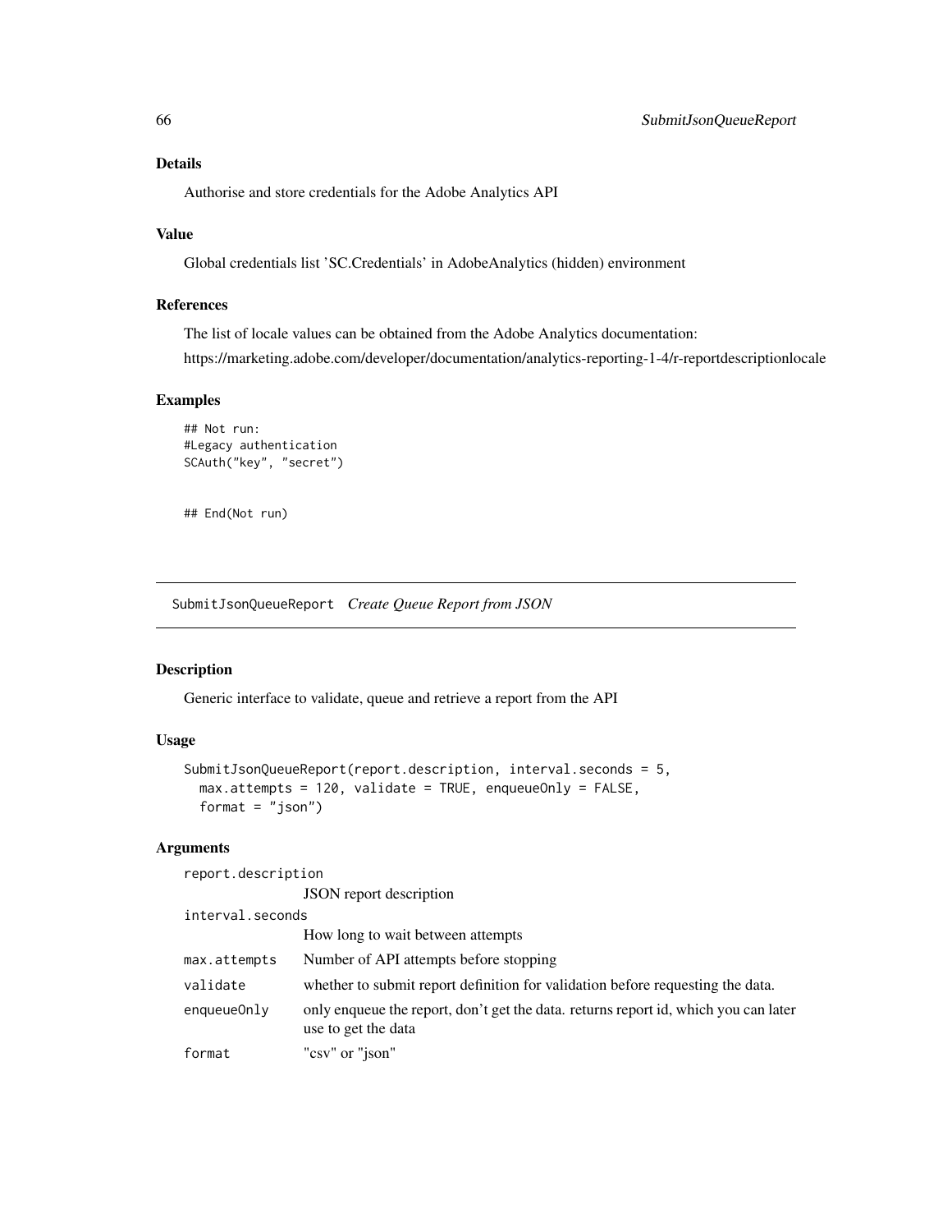### Details

Authorise and store credentials for the Adobe Analytics API

### Value

Global credentials list 'SC.Credentials' in AdobeAnalytics (hidden) environment

### References

The list of locale values can be obtained from the Adobe Analytics documentation:

https://marketing.adobe.com/developer/documentation/analytics-reporting-1-4/r-reportdescriptionlocale

### Examples

```
## Not run:
#Legacy authentication
SCAuth("key", "secret")


## End(Not run)
```

---

## SubmitJsonQueueReport *Create Queue Report from JSON*

---

### Description

Generic interface to validate, queue and retrieve a report from the API

### Usage

```
SubmitJsonQueueReport(report.description, interval.seconds = 5,
  max.attempts = 120, validate = TRUE, enqueueOnly = FALSE,
  format = "json")
```

### Arguments

| Argument | Description |
|---|---|
| `report.description` | JSON report description |
| `interval.seconds` | How long to wait between attempts |
| `max.attempts` | Number of API attempts before stopping |
| `validate` | whether to submit report definition for validation before requesting the data. |
| `enqueueOnly` | only enqueue the report, don't get the data. returns report id, which you can later use to get the data |
| `format` | "csv" or "json" |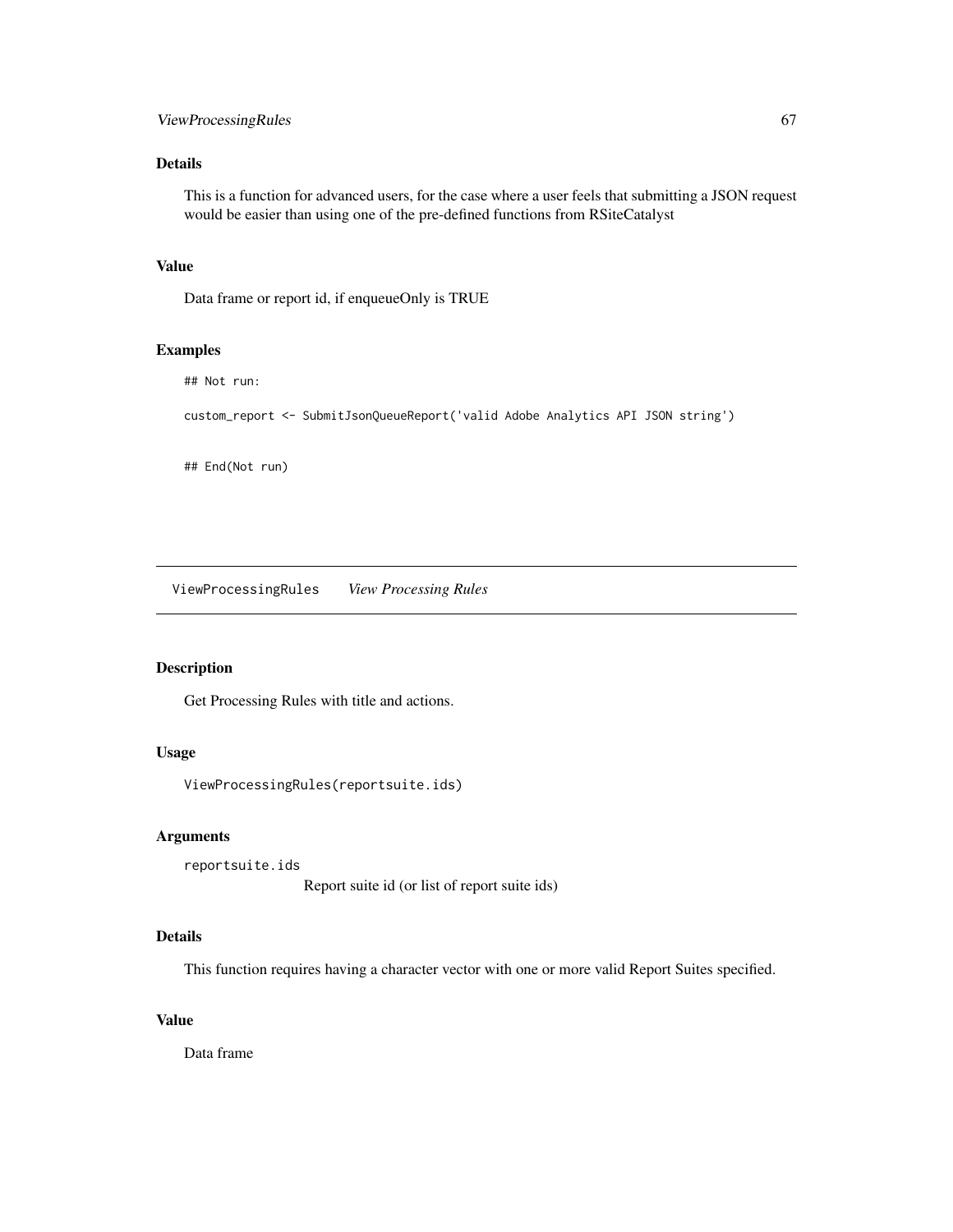### Details

This is a function for advanced users, for the case where a user feels that submitting a JSON request would be easier than using one of the pre-defined functions from RSiteCatalyst

### Value

Data frame or report id, if enqueueOnly is TRUE

### Examples

```
## Not run:

custom_report <- SubmitJsonQueueReport('valid Adobe Analytics API JSON string')


## End(Not run)
```

---

## ViewProcessingRules *View Processing Rules*

---

### Description

Get Processing Rules with title and actions.

### Usage

```
ViewProcessingRules(reportsuite.ids)
```

### Arguments

`reportsuite.ids`
: Report suite id (or list of report suite ids)

### Details

This function requires having a character vector with one or more valid Report Suites specified.

### Value

Data frame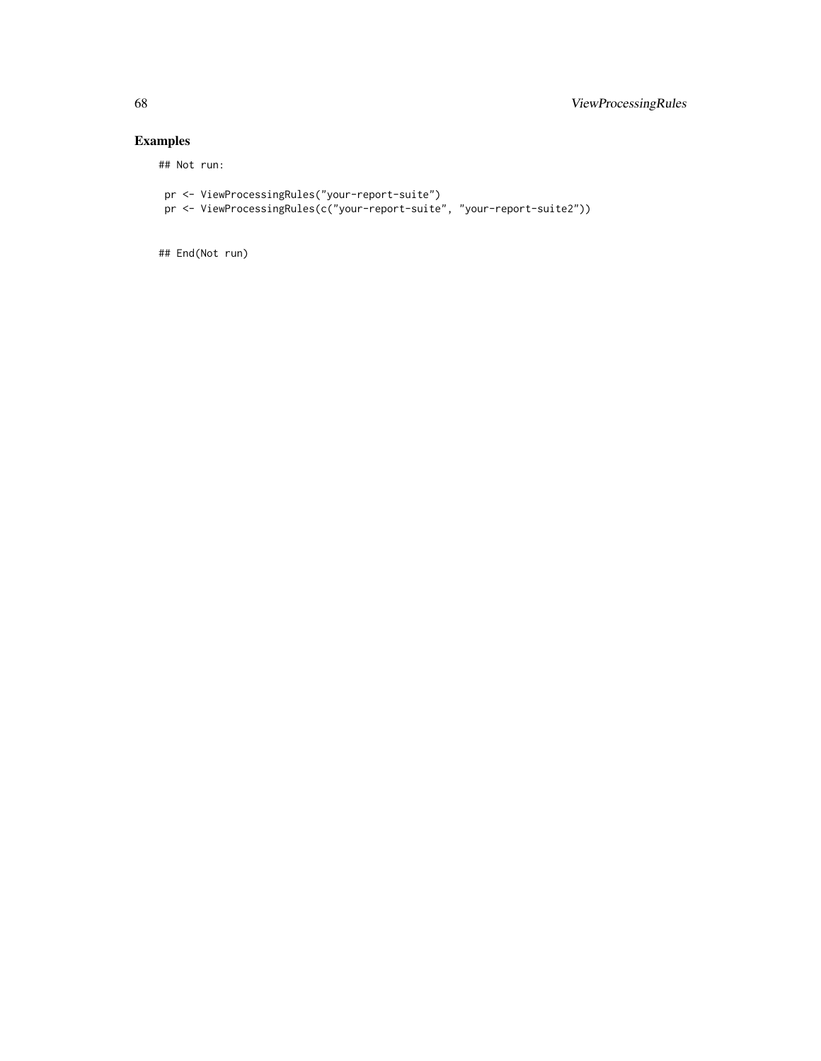## Examples

```
## Not run:

 pr <- ViewProcessingRules("your-report-suite")
 pr <- ViewProcessingRules(c("your-report-suite", "your-report-suite2"))


## End(Not run)
```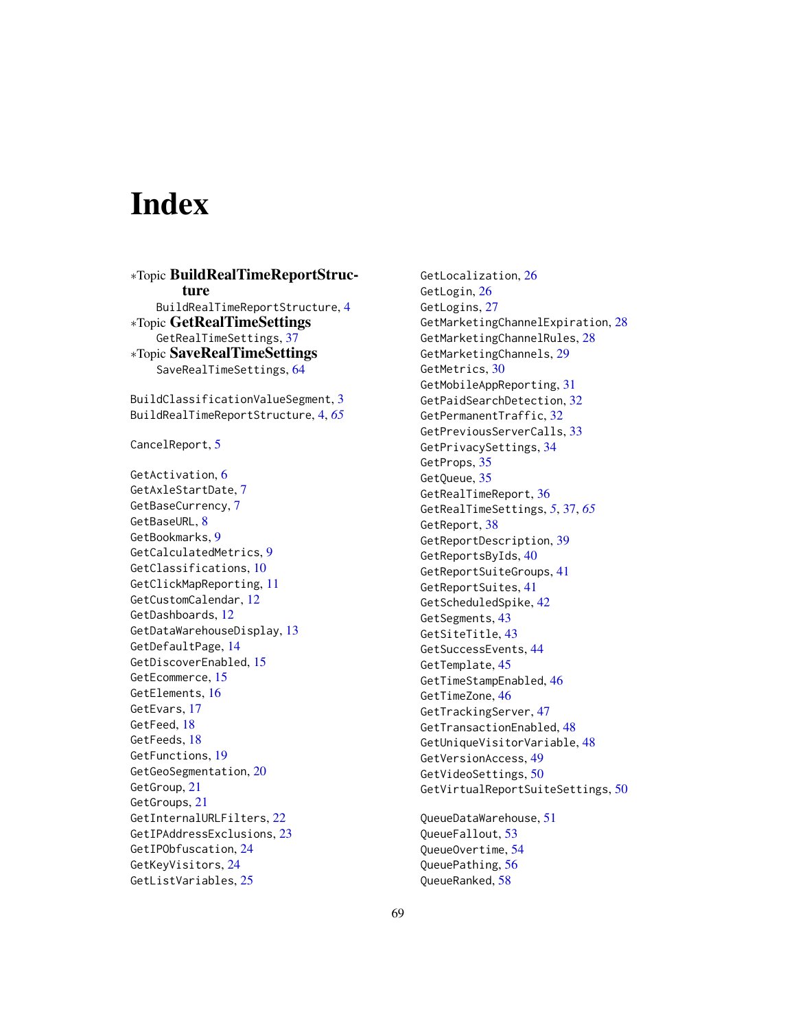# Index

*Topic **BuildRealTimeReportStructure**
BuildRealTimeReportStructure, 4

*Topic **GetRealTimeSettings**
GetRealTimeSettings, 37

*Topic **SaveRealTimeSettings**
SaveRealTimeSettings, 64

BuildClassificationValueSegment, 3
BuildRealTimeReportStructure, 4, *65*

CancelReport, 5

GetActivation, 6
GetAxleStartDate, 7
GetBaseCurrency, 7
GetBaseURL, 8
GetBookmarks, 9
GetCalculatedMetrics, 9
GetClassifications, 10
GetClickMapReporting, 11
GetCustomCalendar, 12
GetDashboards, 12
GetDataWarehouseDisplay, 13
GetDefaultPage, 14
GetDiscoverEnabled, 15
GetEcommerce, 15
GetElements, 16
GetEvars, 17
GetFeed, 18
GetFeeds, 18
GetFunctions, 19
GetGeoSegmentation, 20
GetGroup, 21
GetGroups, 21
GetInternalURLFilters, 22
GetIPAddressExclusions, 23
GetIPObfuscation, 24
GetKeyVisitors, 24
GetListVariables, 25
GetLocalization, 26
GetLogin, 26
GetLogins, 27
GetMarketingChannelExpiration, 28
GetMarketingChannelRules, 28
GetMarketingChannels, 29
GetMetrics, 30
GetMobileAppReporting, 31
GetPaidSearchDetection, 32
GetPermanentTraffic, 32
GetPreviousServerCalls, 33
GetPrivacySettings, 34
GetProps, 35
GetQueue, 35
GetRealTimeReport, 36
GetRealTimeSettings, *5*, 37, *65*
GetReport, 38
GetReportDescription, 39
GetReportsByIds, 40
GetReportSuiteGroups, 41
GetReportSuites, 41
GetScheduledSpike, 42
GetSegments, 43
GetSiteTitle, 43
GetSuccessEvents, 44
GetTemplate, 45
GetTimeStampEnabled, 46
GetTimeZone, 46
GetTrackingServer, 47
GetTransactionEnabled, 48
GetUniqueVisitorVariable, 48
GetVersionAccess, 49
GetVideoSettings, 50
GetVirtualReportSuiteSettings, 50

QueueDataWarehouse, 51
QueueFallout, 53
QueueOvertime, 54
QueuePathing, 56
QueueRanked, 58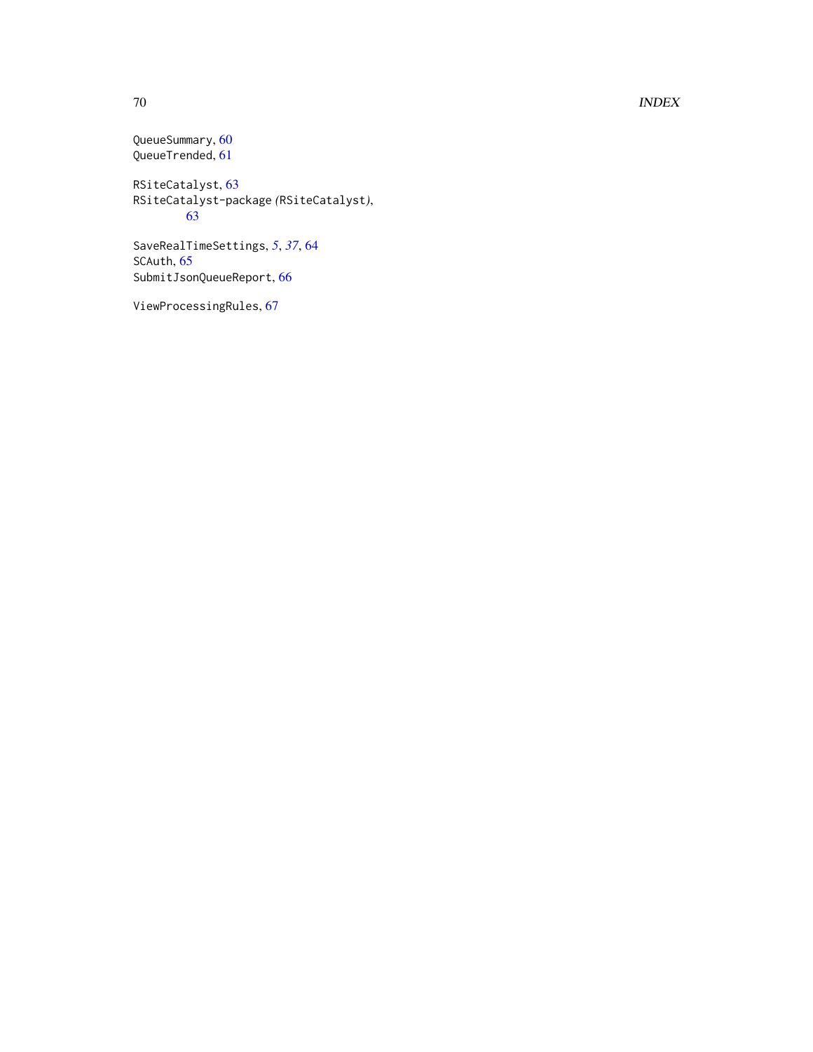QueueSummary, 60
QueueTrended, 61

RSiteCatalyst, 63
RSiteCatalyst-package (RSiteCatalyst),
63

SaveRealTimeSettings, *5*, *37*, 64
SCAuth, 65
SubmitJsonQueueReport, 66

ViewProcessingRules, 67